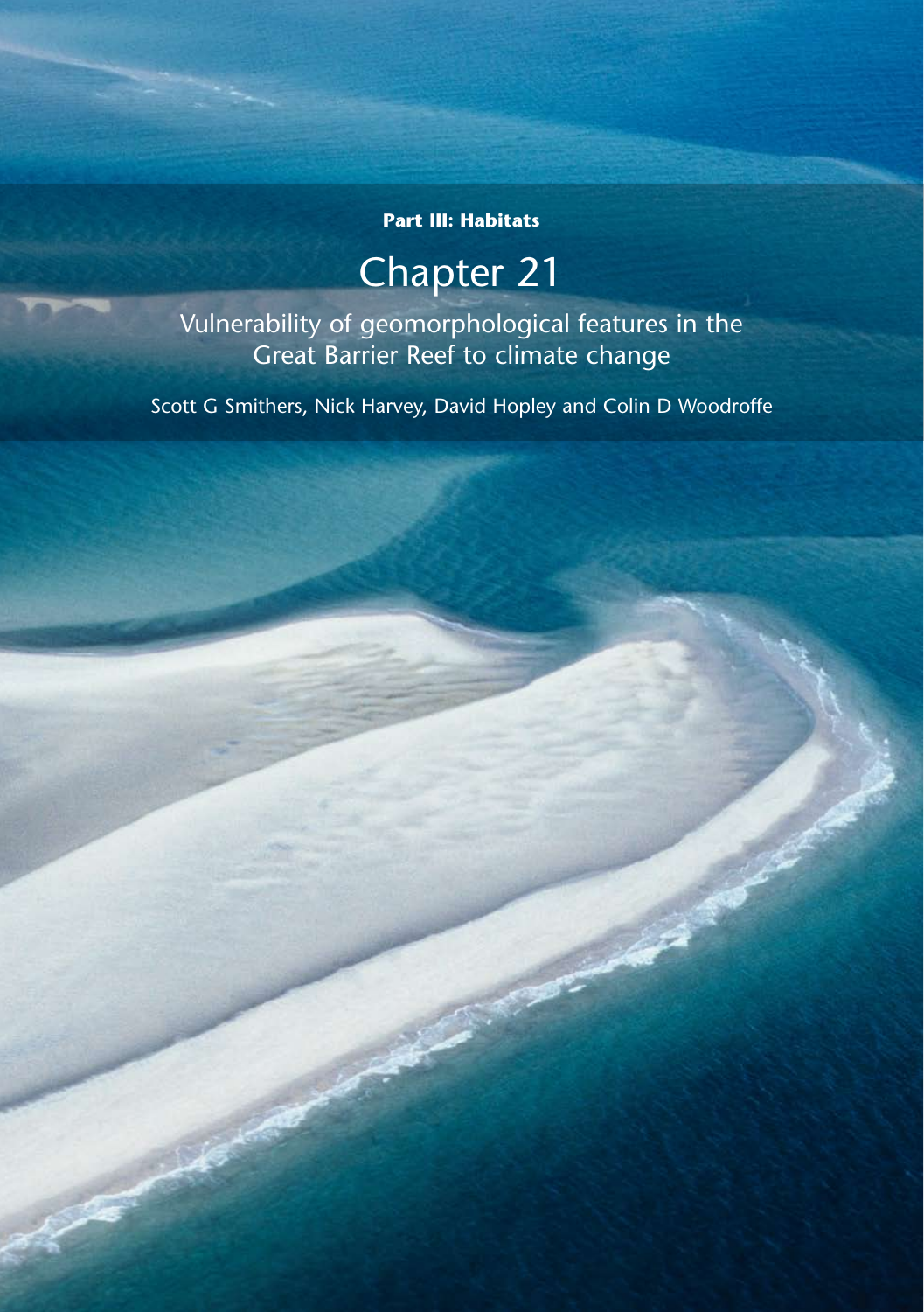**Part III: Habitats**

# Chapter 21

## Vulnerability of geomorphological features in the Great Barrier Reef to climate change

Scott G Smithers, Nick Harvey, David Hopley and Colin D Woodroffe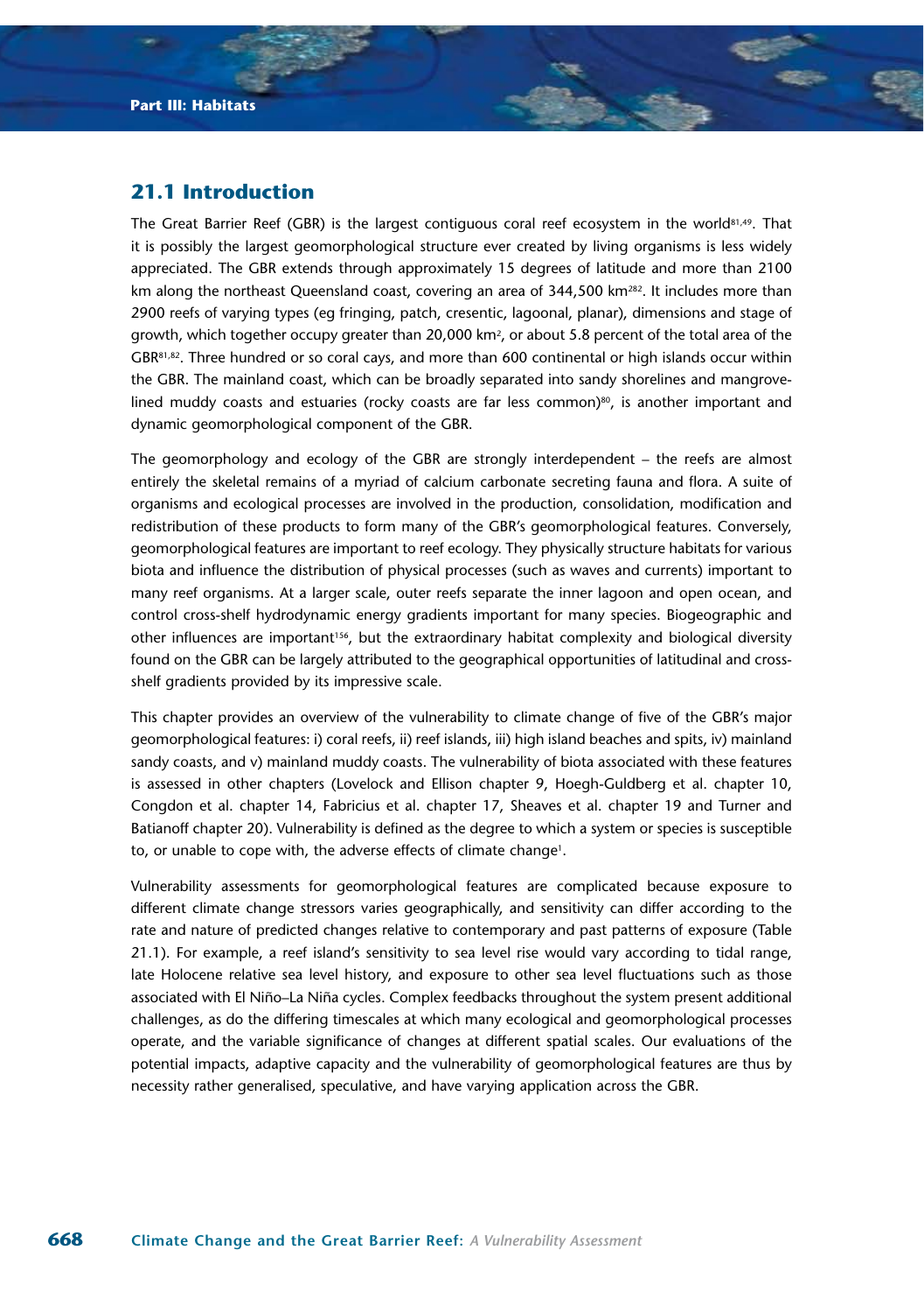## 21.1 Introduction

The Great Barrier Reef (GBR) is the largest contiguous coral reef ecosystem in the world[81,49]. That it is possibly the largest geomorphological structure ever created by living organisms is less widely appreciated. The GBR extends through approximately 15 degrees of latitude and more than 2100 km along the northeast Queensland coast, covering an area of 344,500 km$^2$[282]. It includes more than 2900 reefs of varying types (eg fringing, patch, cresentic, lagoonal, planar), dimensions and stage of growth, which together occupy greater than 20,000 km$^2$, or about 5.8 percent of the total area of the GBR[81,82]. Three hundred or so coral cays, and more than 600 continental or high islands occur within the GBR. The mainland coast, which can be broadly separated into sandy shorelines and mangrove-lined muddy coasts and estuaries (rocky coasts are far less common)[80], is another important and dynamic geomorphological component of the GBR.

The geomorphology and ecology of the GBR are strongly interdependent – the reefs are almost entirely the skeletal remains of a myriad of calcium carbonate secreting fauna and flora. A suite of organisms and ecological processes are involved in the production, consolidation, modification and redistribution of these products to form many of the GBR's geomorphological features. Conversely, geomorphological features are important to reef ecology. They physically structure habitats for various biota and influence the distribution of physical processes (such as waves and currents) important to many reef organisms. At a larger scale, outer reefs separate the inner lagoon and open ocean, and control cross-shelf hydrodynamic energy gradients important for many species. Biogeographic and other influences are important[156], but the extraordinary habitat complexity and biological diversity found on the GBR can be largely attributed to the geographical opportunities of latitudinal and cross-shelf gradients provided by its impressive scale.

This chapter provides an overview of the vulnerability to climate change of five of the GBR's major geomorphological features: i) coral reefs, ii) reef islands, iii) high island beaches and spits, iv) mainland sandy coasts, and v) mainland muddy coasts. The vulnerability of biota associated with these features is assessed in other chapters (Lovelock and Ellison chapter 9, Hoegh-Guldberg et al. chapter 10, Congdon et al. chapter 14, Fabricius et al. chapter 17, Sheaves et al. chapter 19 and Turner and Batianoff chapter 20). Vulnerability is defined as the degree to which a system or species is susceptible to, or unable to cope with, the adverse effects of climate change[1].

Vulnerability assessments for geomorphological features are complicated because exposure to different climate change stressors varies geographically, and sensitivity can differ according to the rate and nature of predicted changes relative to contemporary and past patterns of exposure (Table 21.1). For example, a reef island's sensitivity to sea level rise would vary according to tidal range, late Holocene relative sea level history, and exposure to other sea level fluctuations such as those associated with El Niño–La Niña cycles. Complex feedbacks throughout the system present additional challenges, as do the differing timescales at which many ecological and geomorphological processes operate, and the variable significance of changes at different spatial scales. Our evaluations of the potential impacts, adaptive capacity and the vulnerability of geomorphological features are thus by necessity rather generalised, speculative, and have varying application across the GBR.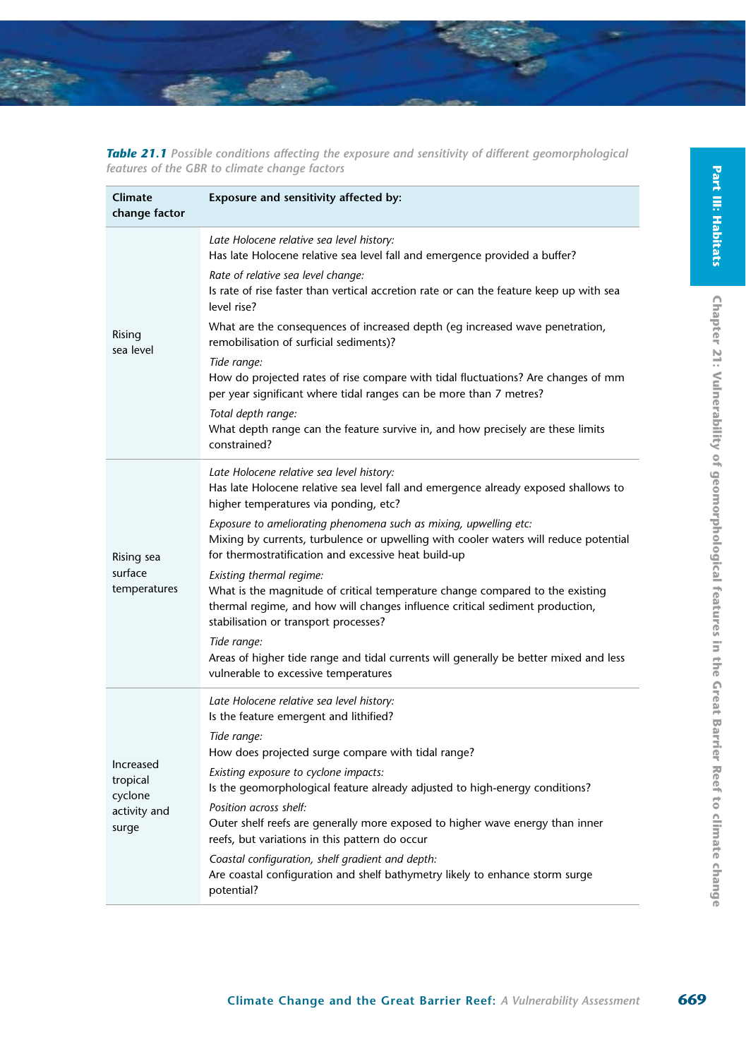**Table 21.1** *Possible conditions affecting the exposure and sensitivity of different geomorphological features of the GBR to climate change factors*

| Climate change factor | Exposure and sensitivity affected by: |
|---|---|
| Rising sea level | *Late Holocene relative sea level history:* Has late Holocene relative sea level fall and emergence provided a buffer?<br>*Rate of relative sea level change:* Is rate of rise faster than vertical accretion rate or can the feature keep up with sea level rise?<br>What are the consequences of increased depth (eg increased wave penetration, remobilisation of surficial sediments)?<br>*Tide range:* How do projected rates of rise compare with tidal fluctuations? Are changes of mm per year significant where tidal ranges can be more than 7 metres?<br>*Total depth range:* What depth range can the feature survive in, and how precisely are these limits constrained? |
| Rising sea surface temperatures | *Late Holocene relative sea level history:* Has late Holocene relative sea level fall and emergence already exposed shallows to higher temperatures via ponding, etc?<br>*Exposure to ameliorating phenomena such as mixing, upwelling etc:* Mixing by currents, turbulence or upwelling with cooler waters will reduce potential for thermostratification and excessive heat build-up<br>*Existing thermal regime:* What is the magnitude of critical temperature change compared to the existing thermal regime, and how will changes influence critical sediment production, stabilisation or transport processes?<br>*Tide range:* Areas of higher tide range and tidal currents will generally be better mixed and less vulnerable to excessive temperatures |
| Increased tropical cyclone activity and surge | *Late Holocene relative sea level history:* Is the feature emergent and lithified?<br>*Tide range:* How does projected surge compare with tidal range?<br>*Existing exposure to cyclone impacts:* Is the geomorphological feature already adjusted to high-energy conditions?<br>*Position across shelf:* Outer shelf reefs are generally more exposed to higher wave energy than inner reefs, but variations in this pattern do occur<br>*Coastal configuration, shelf gradient and depth:* Are coastal configuration and shelf bathymetry likely to enhance storm surge potential? |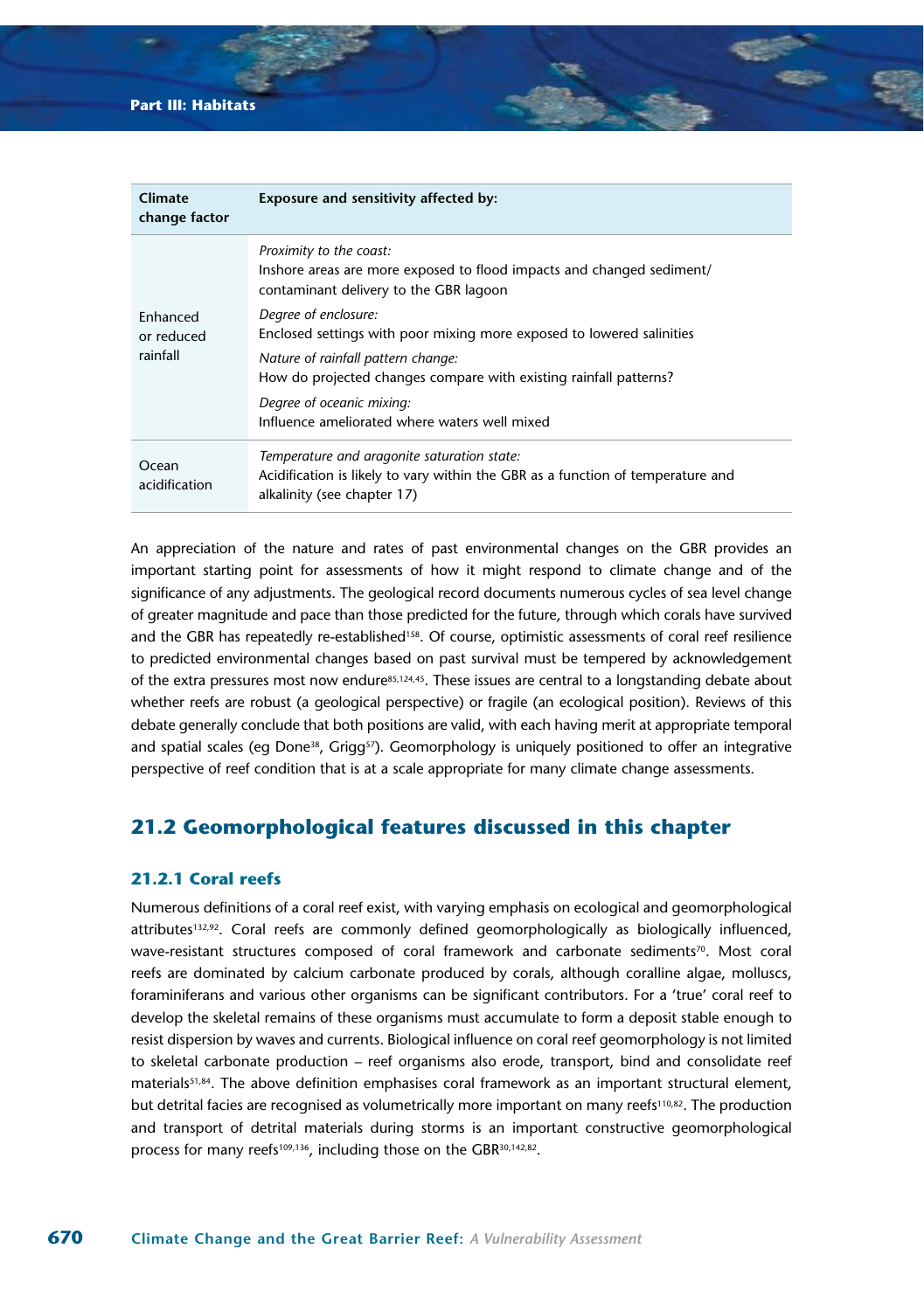| Climate change factor | Exposure and sensitivity affected by: |
|---|---|
| Enhanced or reduced rainfall | *Proximity to the coast:* Inshore areas are more exposed to flood impacts and changed sediment/contaminant delivery to the GBR lagoon<br>*Degree of enclosure:* Enclosed settings with poor mixing more exposed to lowered salinities<br>*Nature of rainfall pattern change:* How do projected changes compare with existing rainfall patterns?<br>*Degree of oceanic mixing:* Influence ameliorated where waters well mixed |
| Ocean acidification | *Temperature and aragonite saturation state:* Acidification is likely to vary within the GBR as a function of temperature and alkalinity (see chapter 17) |

An appreciation of the nature and rates of past environmental changes on the GBR provides an important starting point for assessments of how it might respond to climate change and of the significance of any adjustments. The geological record documents numerous cycles of sea level change of greater magnitude and pace than those predicted for the future, through which corals have survived and the GBR has repeatedly re-established[158]. Of course, optimistic assessments of coral reef resilience to predicted environmental changes based on past survival must be tempered by acknowledgement of the extra pressures most now endure[85,124,45]. These issues are central to a longstanding debate about whether reefs are robust (a geological perspective) or fragile (an ecological position). Reviews of this debate generally conclude that both positions are valid, with each having merit at appropriate temporal and spatial scales (eg Done[38], Grigg[57]). Geomorphology is uniquely positioned to offer an integrative perspective of reef condition that is at a scale appropriate for many climate change assessments.

## 21.2 Geomorphological features discussed in this chapter

### 21.2.1 Coral reefs

Numerous definitions of a coral reef exist, with varying emphasis on ecological and geomorphological attributes[132,92]. Coral reefs are commonly defined geomorphologically as biologically influenced, wave-resistant structures composed of coral framework and carbonate sediments[70]. Most coral reefs are dominated by calcium carbonate produced by corals, although coralline algae, molluscs, foraminiferans and various other organisms can be significant contributors. For a 'true' coral reef to develop the skeletal remains of these organisms must accumulate to form a deposit stable enough to resist dispersion by waves and currents. Biological influence on coral reef geomorphology is not limited to skeletal carbonate production – reef organisms also erode, transport, bind and consolidate reef materials[51,84]. The above definition emphasises coral framework as an important structural element, but detrital facies are recognised as volumetrically more important on many reefs[110,82]. The production and transport of detrital materials during storms is an important constructive geomorphological process for many reefs[109,136], including those on the GBR[30,142,82].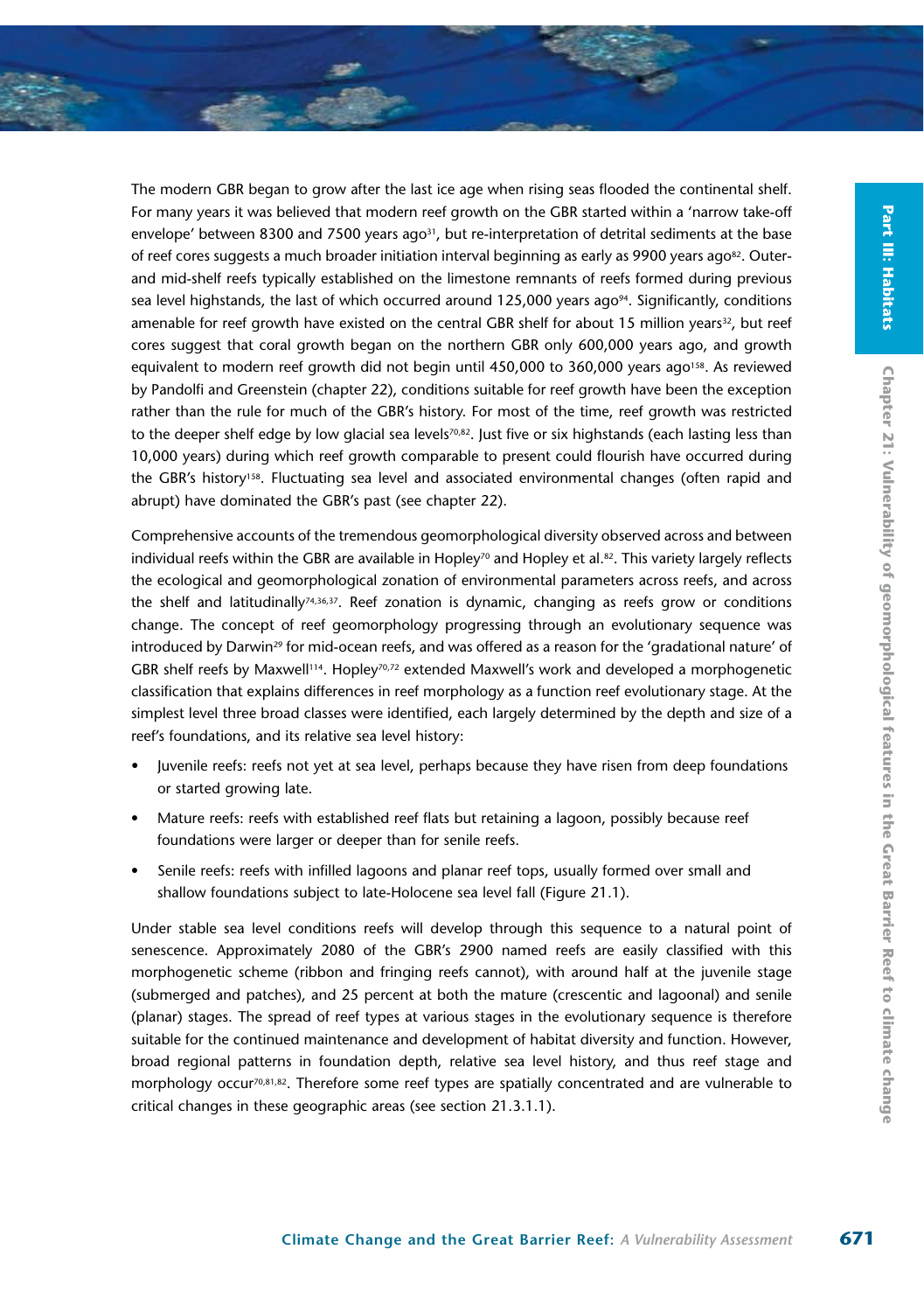The modern GBR began to grow after the last ice age when rising seas flooded the continental shelf. For many years it was believed that modern reef growth on the GBR started within a 'narrow take-off envelope' between 8300 and 7500 years ago[31], but re-interpretation of detrital sediments at the base of reef cores suggests a much broader initiation interval beginning as early as 9900 years ago[82]. Outer- and mid-shelf reefs typically established on the limestone remnants of reefs formed during previous sea level highstands, the last of which occurred around 125,000 years ago[94]. Significantly, conditions amenable for reef growth have existed on the central GBR shelf for about 15 million years[32], but reef cores suggest that coral growth began on the northern GBR only 600,000 years ago, and growth equivalent to modern reef growth did not begin until 450,000 to 360,000 years ago[158]. As reviewed by Pandolfi and Greenstein (chapter 22), conditions suitable for reef growth have been the exception rather than the rule for much of the GBR's history. For most of the time, reef growth was restricted to the deeper shelf edge by low glacial sea levels[70,82]. Just five or six highstands (each lasting less than 10,000 years) during which reef growth comparable to present could flourish have occurred during the GBR's history[158]. Fluctuating sea level and associated environmental changes (often rapid and abrupt) have dominated the GBR's past (see chapter 22).

Comprehensive accounts of the tremendous geomorphological diversity observed across and between individual reefs within the GBR are available in Hopley[70] and Hopley et al.[82]. This variety largely reflects the ecological and geomorphological zonation of environmental parameters across reefs, and across the shelf and latitudinally[74,36,37]. Reef zonation is dynamic, changing as reefs grow or conditions change. The concept of reef geomorphology progressing through an evolutionary sequence was introduced by Darwin[29] for mid-ocean reefs, and was offered as a reason for the 'gradational nature' of GBR shelf reefs by Maxwell[114]. Hopley[70,72] extended Maxwell's work and developed a morphogenetic classification that explains differences in reef morphology as a function reef evolutionary stage. At the simplest level three broad classes were identified, each largely determined by the depth and size of a reef's foundations, and its relative sea level history:

- Juvenile reefs: reefs not yet at sea level, perhaps because they have risen from deep foundations or started growing late.
- Mature reefs: reefs with established reef flats but retaining a lagoon, possibly because reef foundations were larger or deeper than for senile reefs.
- Senile reefs: reefs with infilled lagoons and planar reef tops, usually formed over small and shallow foundations subject to late-Holocene sea level fall (Figure 21.1).

Under stable sea level conditions reefs will develop through this sequence to a natural point of senescence. Approximately 2080 of the GBR's 2900 named reefs are easily classified with this morphogenetic scheme (ribbon and fringing reefs cannot), with around half at the juvenile stage (submerged and patches), and 25 percent at both the mature (crescentic and lagoonal) and senile (planar) stages. The spread of reef types at various stages in the evolutionary sequence is therefore suitable for the continued maintenance and development of habitat diversity and function. However, broad regional patterns in foundation depth, relative sea level history, and thus reef stage and morphology occur[70,81,82]. Therefore some reef types are spatially concentrated and are vulnerable to critical changes in these geographic areas (see section 21.3.1.1).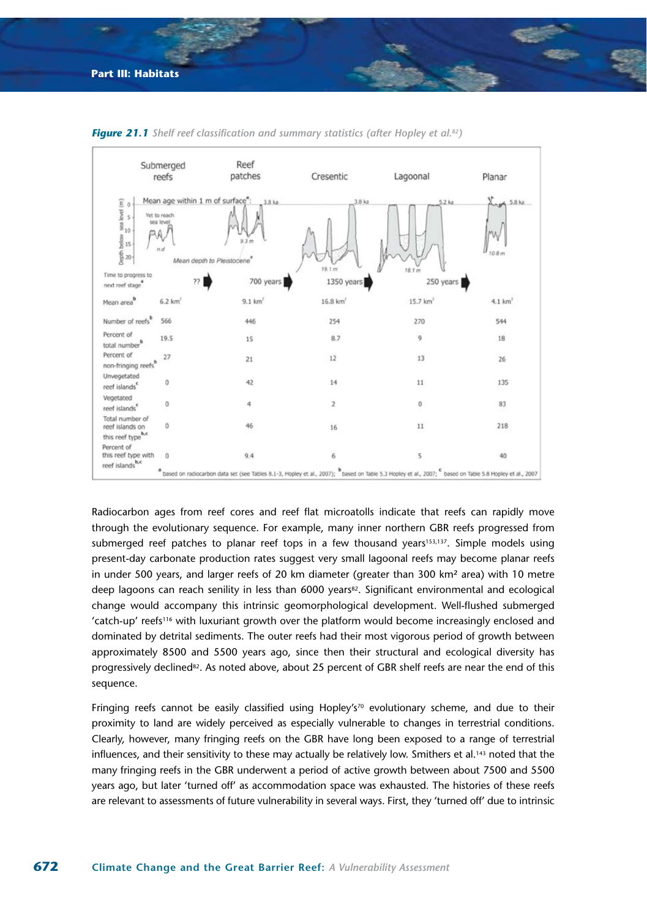**Figure 21.1** *Shelf reef classification and summary statistics (after Hopley et al.[82])*

| | Submerged reefs | | Reef patches | | Cresentic | | Lagoonal | | Planar |
|---|---|---|---|---|---|---|---|---|---|
| Mean age within 1 m of surface[a] | Yet to reach sea level | | 3.8 ka | | 3.8 ka | | 5.2 ka | | 5.8 ka |
| Mean depth to Pleistocene[a] | n.d | | 9.3 m | | 19.1 m | | 18.1 m | | 10.8 m |
| Time to progress to next reef stage[a] | | ?? | | 700 years | | 1350 years | | 250 years | |
| Mean area[b] | 6.2 km² | | 9.1 km² | | 16.8 km² | | 15.7 km² | | 4.1 km² |
| Number of reefs[b] | 566 | | 446 | | 254 | | 270 | | 544 |
| Percent of total number[b] | 19.5 | | 15 | | 8.7 | | 9 | | 18 |
| Percent of non-fringing reefs[b] | 27 | | 21 | | 12 | | 13 | | 26 |
| Unvegetated reef islands[c] | 0 | | 42 | | 14 | | 11 | | 135 |
| Vegetated reef islands[c] | 0 | | 4 | | 2 | | 0 | | 83 |
| Total number of reef islands on this reef type[b,c] | 0 | | 46 | | 16 | | 11 | | 218 |
| Percent of this reef type with reef islands[b,c] | 0 | | 9.4 | | 6 | | 5 | | 40 |

[a] based on radiocarbon data set (see Tables 8.1-3, Hopley et al., 2007); [b] based on Table 5.3 Hopley et al., 2007; [c] based on Table 5.8 Hopley et al., 2007

Radiocarbon ages from reef cores and reef flat microatolls indicate that reefs can rapidly move through the evolutionary sequence. For example, many inner northern GBR reefs progressed from submerged reef patches to planar reef tops in a few thousand years[153,137]. Simple models using present-day carbonate production rates suggest very small lagoonal reefs may become planar reefs in under 500 years, and larger reefs of 20 km diameter (greater than 300 km² area) with 10 metre deep lagoons can reach senility in less than 6000 years[82]. Significant environmental and ecological change would accompany this intrinsic geomorphological development. Well-flushed submerged 'catch-up' reefs[116] with luxuriant growth over the platform would become increasingly enclosed and dominated by detrital sediments. The outer reefs had their most vigorous period of growth between approximately 8500 and 5500 years ago, since then their structural and ecological diversity has progressively declined[82]. As noted above, about 25 percent of GBR shelf reefs are near the end of this sequence.

Fringing reefs cannot be easily classified using Hopley's[70] evolutionary scheme, and due to their proximity to land are widely perceived as especially vulnerable to changes in terrestrial conditions. Clearly, however, many fringing reefs on the GBR have long been exposed to a range of terrestrial influences, and their sensitivity to these may actually be relatively low. Smithers et al.[143] noted that the many fringing reefs in the GBR underwent a period of active growth between about 7500 and 5500 years ago, but later 'turned off' as accommodation space was exhausted. The histories of these reefs are relevant to assessments of future vulnerability in several ways. First, they 'turned off' due to intrinsic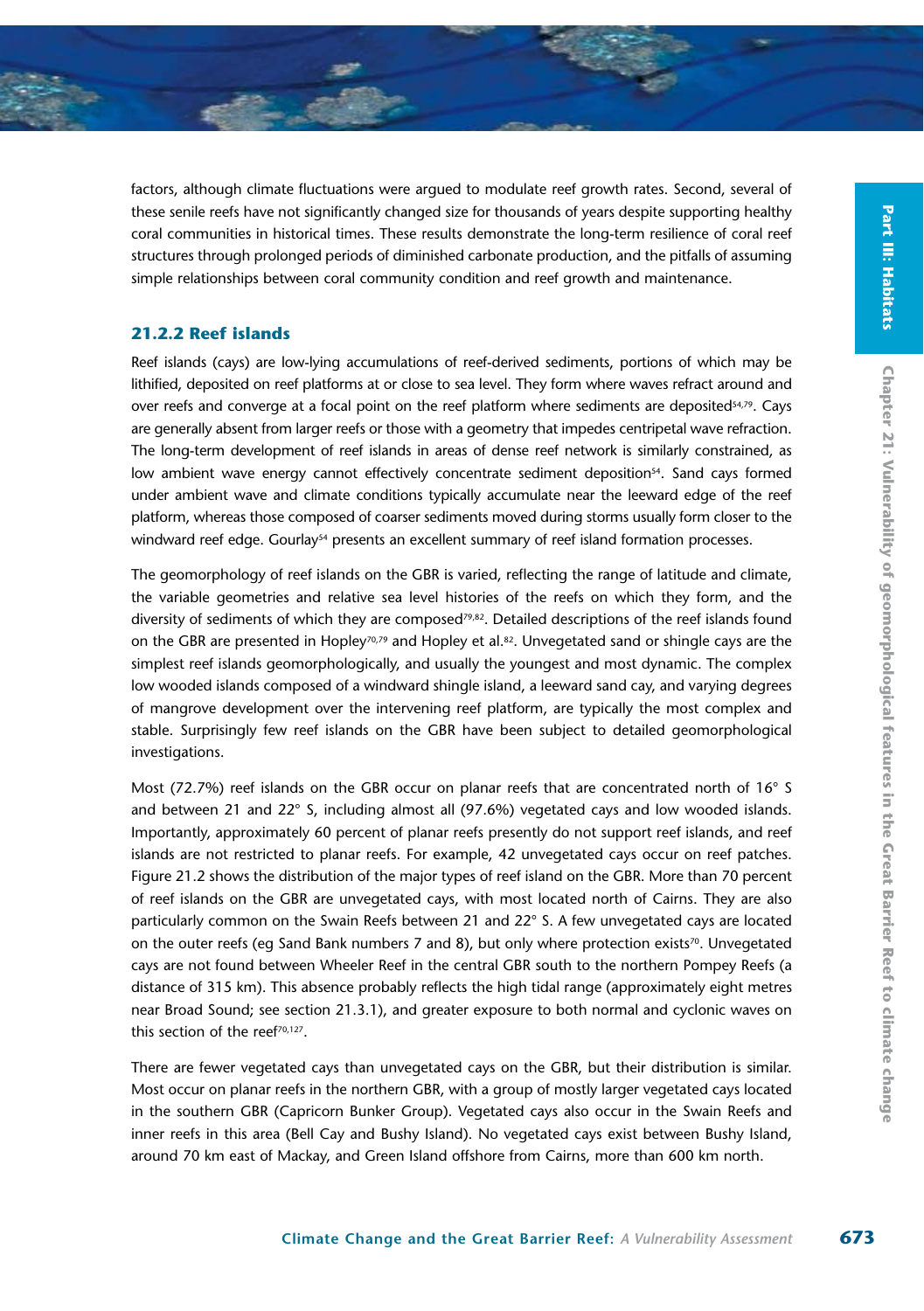factors, although climate fluctuations were argued to modulate reef growth rates. Second, several of these senile reefs have not significantly changed size for thousands of years despite supporting healthy coral communities in historical times. These results demonstrate the long-term resilience of coral reef structures through prolonged periods of diminished carbonate production, and the pitfalls of assuming simple relationships between coral community condition and reef growth and maintenance.

### 21.2.2 Reef islands

Reef islands (cays) are low-lying accumulations of reef-derived sediments, portions of which may be lithified, deposited on reef platforms at or close to sea level. They form where waves refract around and over reefs and converge at a focal point on the reef platform where sediments are deposited[54,79]. Cays are generally absent from larger reefs or those with a geometry that impedes centripetal wave refraction. The long-term development of reef islands in areas of dense reef network is similarly constrained, as low ambient wave energy cannot effectively concentrate sediment deposition[54]. Sand cays formed under ambient wave and climate conditions typically accumulate near the leeward edge of the reef platform, whereas those composed of coarser sediments moved during storms usually form closer to the windward reef edge. Gourlay[54] presents an excellent summary of reef island formation processes.

The geomorphology of reef islands on the GBR is varied, reflecting the range of latitude and climate, the variable geometries and relative sea level histories of the reefs on which they form, and the diversity of sediments of which they are composed[79,82]. Detailed descriptions of the reef islands found on the GBR are presented in Hopley[70,79] and Hopley et al.[82]. Unvegetated sand or shingle cays are the simplest reef islands geomorphologically, and usually the youngest and most dynamic. The complex low wooded islands composed of a windward shingle island, a leeward sand cay, and varying degrees of mangrove development over the intervening reef platform, are typically the most complex and stable. Surprisingly few reef islands on the GBR have been subject to detailed geomorphological investigations.

Most (72.7%) reef islands on the GBR occur on planar reefs that are concentrated north of 16° S and between 21 and 22° S, including almost all (97.6%) vegetated cays and low wooded islands. Importantly, approximately 60 percent of planar reefs presently do not support reef islands, and reef islands are not restricted to planar reefs. For example, 42 unvegetated cays occur on reef patches. Figure 21.2 shows the distribution of the major types of reef island on the GBR. More than 70 percent of reef islands on the GBR are unvegetated cays, with most located north of Cairns. They are also particularly common on the Swain Reefs between 21 and 22° S. A few unvegetated cays are located on the outer reefs (eg Sand Bank numbers 7 and 8), but only where protection exists[70]. Unvegetated cays are not found between Wheeler Reef in the central GBR south to the northern Pompey Reefs (a distance of 315 km). This absence probably reflects the high tidal range (approximately eight metres near Broad Sound; see section 21.3.1), and greater exposure to both normal and cyclonic waves on this section of the reef[70,127].

There are fewer vegetated cays than unvegetated cays on the GBR, but their distribution is similar. Most occur on planar reefs in the northern GBR, with a group of mostly larger vegetated cays located in the southern GBR (Capricorn Bunker Group). Vegetated cays also occur in the Swain Reefs and inner reefs in this area (Bell Cay and Bushy Island). No vegetated cays exist between Bushy Island, around 70 km east of Mackay, and Green Island offshore from Cairns, more than 600 km north.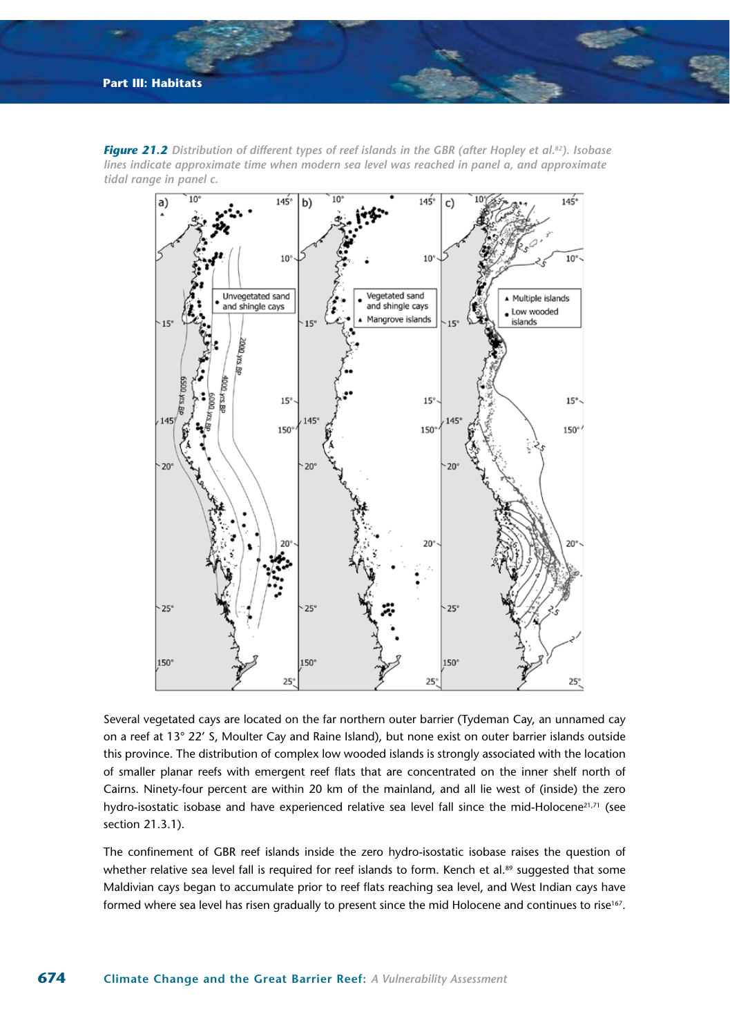*Figure 21.2 Distribution of different types of reef islands in the GBR (after Hopley et al.[82]). Isobase lines indicate approximate time when modern sea level was reached in panel a, and approximate tidal range in panel c.*

Several vegetated cays are located on the far northern outer barrier (Tydeman Cay, an unnamed cay on a reef at 13° 22′ S, Moulter Cay and Raine Island), but none exist on outer barrier islands outside this province. The distribution of complex low wooded islands is strongly associated with the location of smaller planar reefs with emergent reef flats that are concentrated on the inner shelf north of Cairns. Ninety-four percent are within 20 km of the mainland, and all lie west of (inside) the zero hydro-isostatic isobase and have experienced relative sea level fall since the mid-Holocene[21,71] (see section 21.3.1).

The confinement of GBR reef islands inside the zero hydro-isostatic isobase raises the question of whether relative sea level fall is required for reef islands to form. Kench et al.[89] suggested that some Maldivian cays began to accumulate prior to reef flats reaching sea level, and West Indian cays have formed where sea level has risen gradually to present since the mid Holocene and continues to rise[167].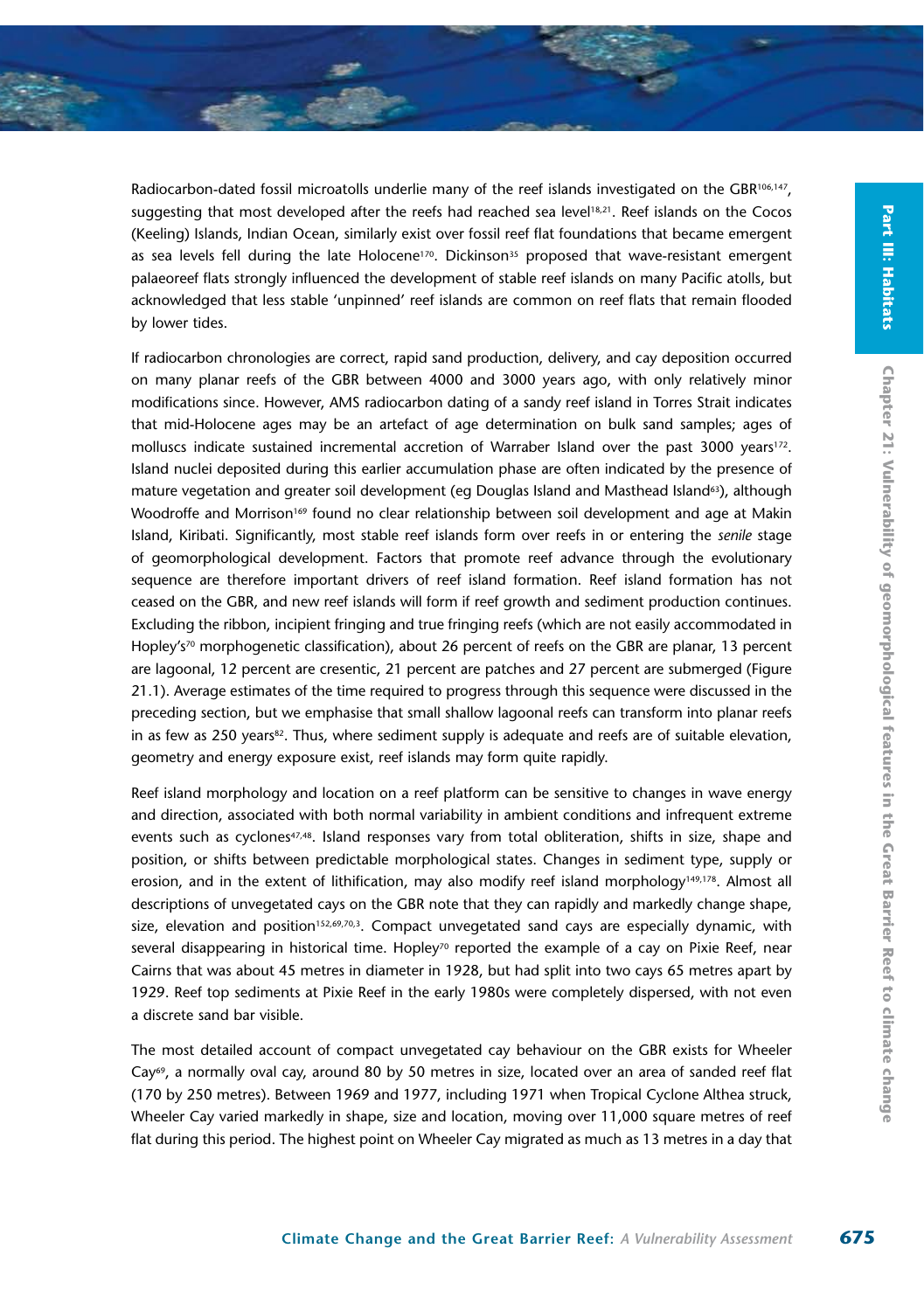Radiocarbon-dated fossil microatolls underlie many of the reef islands investigated on the GBR[106,147], suggesting that most developed after the reefs had reached sea level[18,21]. Reef islands on the Cocos (Keeling) Islands, Indian Ocean, similarly exist over fossil reef flat foundations that became emergent as sea levels fell during the late Holocene[170]. Dickinson[35] proposed that wave-resistant emergent palaeoreef flats strongly influenced the development of stable reef islands on many Pacific atolls, but acknowledged that less stable 'unpinned' reef islands are common on reef flats that remain flooded by lower tides.

If radiocarbon chronologies are correct, rapid sand production, delivery, and cay deposition occurred on many planar reefs of the GBR between 4000 and 3000 years ago, with only relatively minor modifications since. However, AMS radiocarbon dating of a sandy reef island in Torres Strait indicates that mid-Holocene ages may be an artefact of age determination on bulk sand samples; ages of molluscs indicate sustained incremental accretion of Warraber Island over the past 3000 years[172]. Island nuclei deposited during this earlier accumulation phase are often indicated by the presence of mature vegetation and greater soil development (eg Douglas Island and Masthead Island[63]), although Woodroffe and Morrison[169] found no clear relationship between soil development and age at Makin Island, Kiribati. Significantly, most stable reef islands form over reefs in or entering the *senile* stage of geomorphological development. Factors that promote reef advance through the evolutionary sequence are therefore important drivers of reef island formation. Reef island formation has not ceased on the GBR, and new reef islands will form if reef growth and sediment production continues. Excluding the ribbon, incipient fringing and true fringing reefs (which are not easily accommodated in Hopley's[70] morphogenetic classification), about 26 percent of reefs on the GBR are planar, 13 percent are lagoonal, 12 percent are cresentic, 21 percent are patches and 27 percent are submerged (Figure 21.1). Average estimates of the time required to progress through this sequence were discussed in the preceding section, but we emphasise that small shallow lagoonal reefs can transform into planar reefs in as few as 250 years[82]. Thus, where sediment supply is adequate and reefs are of suitable elevation, geometry and energy exposure exist, reef islands may form quite rapidly.

Reef island morphology and location on a reef platform can be sensitive to changes in wave energy and direction, associated with both normal variability in ambient conditions and infrequent extreme events such as cyclones[47,48]. Island responses vary from total obliteration, shifts in size, shape and position, or shifts between predictable morphological states. Changes in sediment type, supply or erosion, and in the extent of lithification, may also modify reef island morphology[149,178]. Almost all descriptions of unvegetated cays on the GBR note that they can rapidly and markedly change shape, size, elevation and position[152,69,70,3]. Compact unvegetated sand cays are especially dynamic, with several disappearing in historical time. Hopley[70] reported the example of a cay on Pixie Reef, near Cairns that was about 45 metres in diameter in 1928, but had split into two cays 65 metres apart by 1929. Reef top sediments at Pixie Reef in the early 1980s were completely dispersed, with not even a discrete sand bar visible.

The most detailed account of compact unvegetated cay behaviour on the GBR exists for Wheeler Cay[69], a normally oval cay, around 80 by 50 metres in size, located over an area of sanded reef flat (170 by 250 metres). Between 1969 and 1977, including 1971 when Tropical Cyclone Althea struck, Wheeler Cay varied markedly in shape, size and location, moving over 11,000 square metres of reef flat during this period. The highest point on Wheeler Cay migrated as much as 13 metres in a day that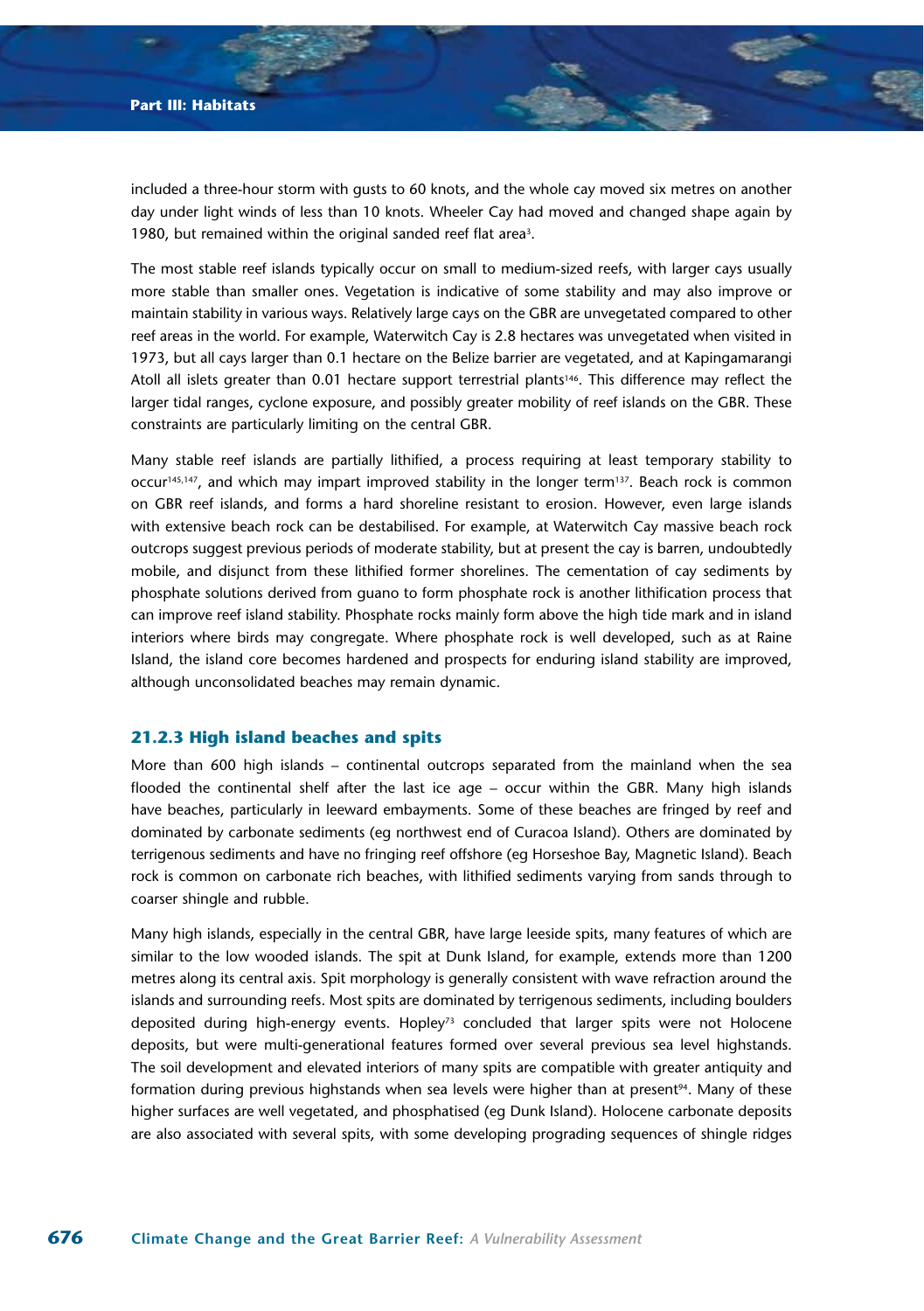included a three-hour storm with gusts to 60 knots, and the whole cay moved six metres on another day under light winds of less than 10 knots. Wheeler Cay had moved and changed shape again by 1980, but remained within the original sanded reef flat area[3].

The most stable reef islands typically occur on small to medium-sized reefs, with larger cays usually more stable than smaller ones. Vegetation is indicative of some stability and may also improve or maintain stability in various ways. Relatively large cays on the GBR are unvegetated compared to other reef areas in the world. For example, Waterwitch Cay is 2.8 hectares was unvegetated when visited in 1973, but all cays larger than 0.1 hectare on the Belize barrier are vegetated, and at Kapingamarangi Atoll all islets greater than 0.01 hectare support terrestrial plants[146]. This difference may reflect the larger tidal ranges, cyclone exposure, and possibly greater mobility of reef islands on the GBR. These constraints are particularly limiting on the central GBR.

Many stable reef islands are partially lithified, a process requiring at least temporary stability to occur[145,147], and which may impart improved stability in the longer term[137]. Beach rock is common on GBR reef islands, and forms a hard shoreline resistant to erosion. However, even large islands with extensive beach rock can be destabilised. For example, at Waterwitch Cay massive beach rock outcrops suggest previous periods of moderate stability, but at present the cay is barren, undoubtedly mobile, and disjunct from these lithified former shorelines. The cementation of cay sediments by phosphate solutions derived from guano to form phosphate rock is another lithification process that can improve reef island stability. Phosphate rocks mainly form above the high tide mark and in island interiors where birds may congregate. Where phosphate rock is well developed, such as at Raine Island, the island core becomes hardened and prospects for enduring island stability are improved, although unconsolidated beaches may remain dynamic.

### 21.2.3 High island beaches and spits

More than 600 high islands – continental outcrops separated from the mainland when the sea flooded the continental shelf after the last ice age – occur within the GBR. Many high islands have beaches, particularly in leeward embayments. Some of these beaches are fringed by reef and dominated by carbonate sediments (eg northwest end of Curacoa Island). Others are dominated by terrigenous sediments and have no fringing reef offshore (eg Horseshoe Bay, Magnetic Island). Beach rock is common on carbonate rich beaches, with lithified sediments varying from sands through to coarser shingle and rubble.

Many high islands, especially in the central GBR, have large leeside spits, many features of which are similar to the low wooded islands. The spit at Dunk Island, for example, extends more than 1200 metres along its central axis. Spit morphology is generally consistent with wave refraction around the islands and surrounding reefs. Most spits are dominated by terrigenous sediments, including boulders deposited during high-energy events. Hopley[73] concluded that larger spits were not Holocene deposits, but were multi-generational features formed over several previous sea level highstands. The soil development and elevated interiors of many spits are compatible with greater antiquity and formation during previous highstands when sea levels were higher than at present[94]. Many of these higher surfaces are well vegetated, and phosphatised (eg Dunk Island). Holocene carbonate deposits are also associated with several spits, with some developing prograding sequences of shingle ridges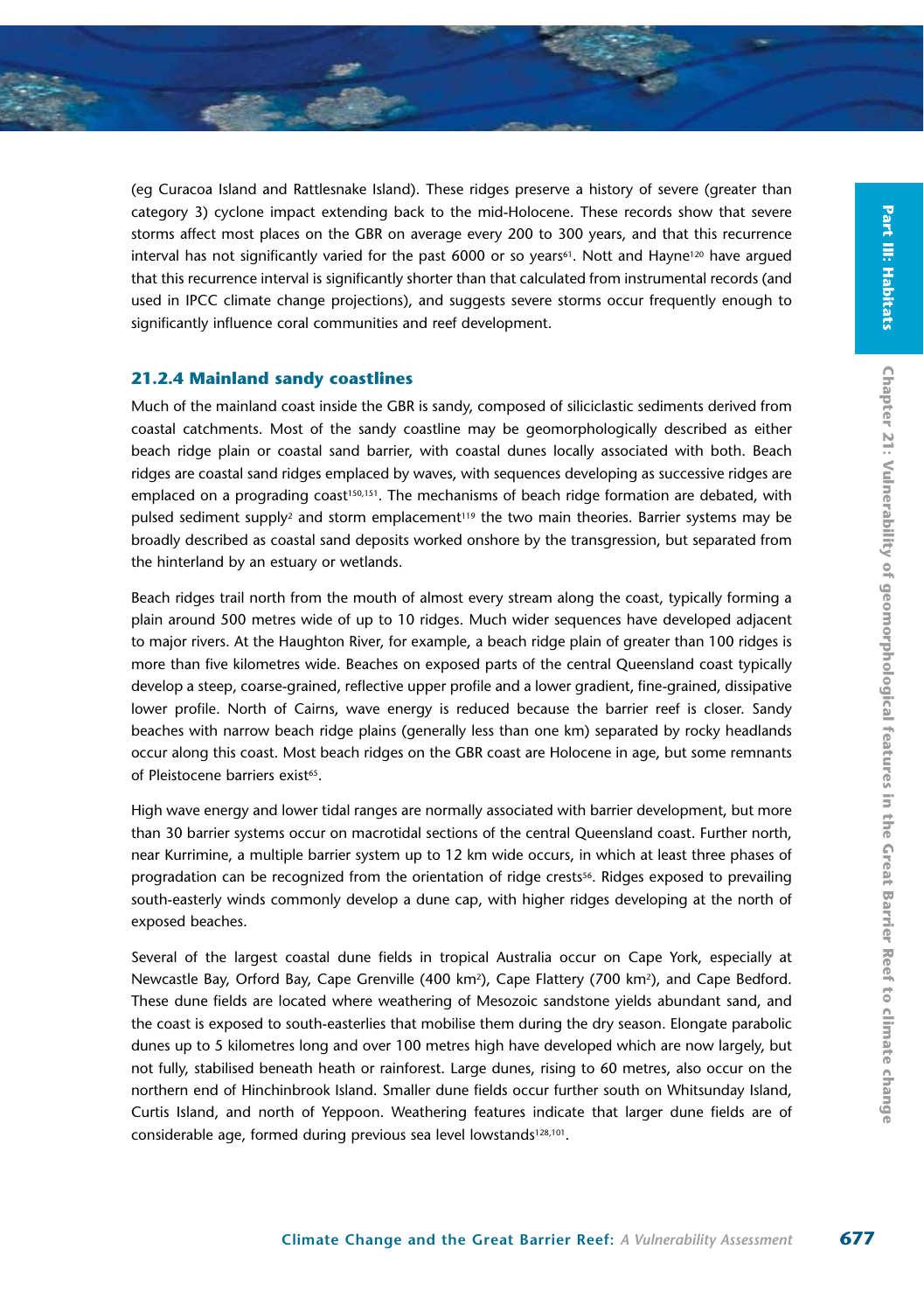(eg Curacoa Island and Rattlesnake Island). These ridges preserve a history of severe (greater than category 3) cyclone impact extending back to the mid-Holocene. These records show that severe storms affect most places on the GBR on average every 200 to 300 years, and that this recurrence interval has not significantly varied for the past 6000 or so years[61]. Nott and Hayne[120] have argued that this recurrence interval is significantly shorter than that calculated from instrumental records (and used in IPCC climate change projections), and suggests severe storms occur frequently enough to significantly influence coral communities and reef development.

### 21.2.4 Mainland sandy coastlines

Much of the mainland coast inside the GBR is sandy, composed of siliciclastic sediments derived from coastal catchments. Most of the sandy coastline may be geomorphologically described as either beach ridge plain or coastal sand barrier, with coastal dunes locally associated with both. Beach ridges are coastal sand ridges emplaced by waves, with sequences developing as successive ridges are emplaced on a prograding coast[150,151]. The mechanisms of beach ridge formation are debated, with pulsed sediment supply[2] and storm emplacement[119] the two main theories. Barrier systems may be broadly described as coastal sand deposits worked onshore by the transgression, but separated from the hinterland by an estuary or wetlands.

Beach ridges trail north from the mouth of almost every stream along the coast, typically forming a plain around 500 metres wide of up to 10 ridges. Much wider sequences have developed adjacent to major rivers. At the Haughton River, for example, a beach ridge plain of greater than 100 ridges is more than five kilometres wide. Beaches on exposed parts of the central Queensland coast typically develop a steep, coarse-grained, reflective upper profile and a lower gradient, fine-grained, dissipative lower profile. North of Cairns, wave energy is reduced because the barrier reef is closer. Sandy beaches with narrow beach ridge plains (generally less than one km) separated by rocky headlands occur along this coast. Most beach ridges on the GBR coast are Holocene in age, but some remnants of Pleistocene barriers exist[65].

High wave energy and lower tidal ranges are normally associated with barrier development, but more than 30 barrier systems occur on macrotidal sections of the central Queensland coast. Further north, near Kurrimine, a multiple barrier system up to 12 km wide occurs, in which at least three phases of progradation can be recognized from the orientation of ridge crests[56]. Ridges exposed to prevailing south-easterly winds commonly develop a dune cap, with higher ridges developing at the north of exposed beaches.

Several of the largest coastal dune fields in tropical Australia occur on Cape York, especially at Newcastle Bay, Orford Bay, Cape Grenville (400 km$^2$), Cape Flattery (700 km$^2$), and Cape Bedford. These dune fields are located where weathering of Mesozoic sandstone yields abundant sand, and the coast is exposed to south-easterlies that mobilise them during the dry season. Elongate parabolic dunes up to 5 kilometres long and over 100 metres high have developed which are now largely, but not fully, stabilised beneath heath or rainforest. Large dunes, rising to 60 metres, also occur on the northern end of Hinchinbrook Island. Smaller dune fields occur further south on Whitsunday Island, Curtis Island, and north of Yeppoon. Weathering features indicate that larger dune fields are of considerable age, formed during previous sea level lowstands[128,101].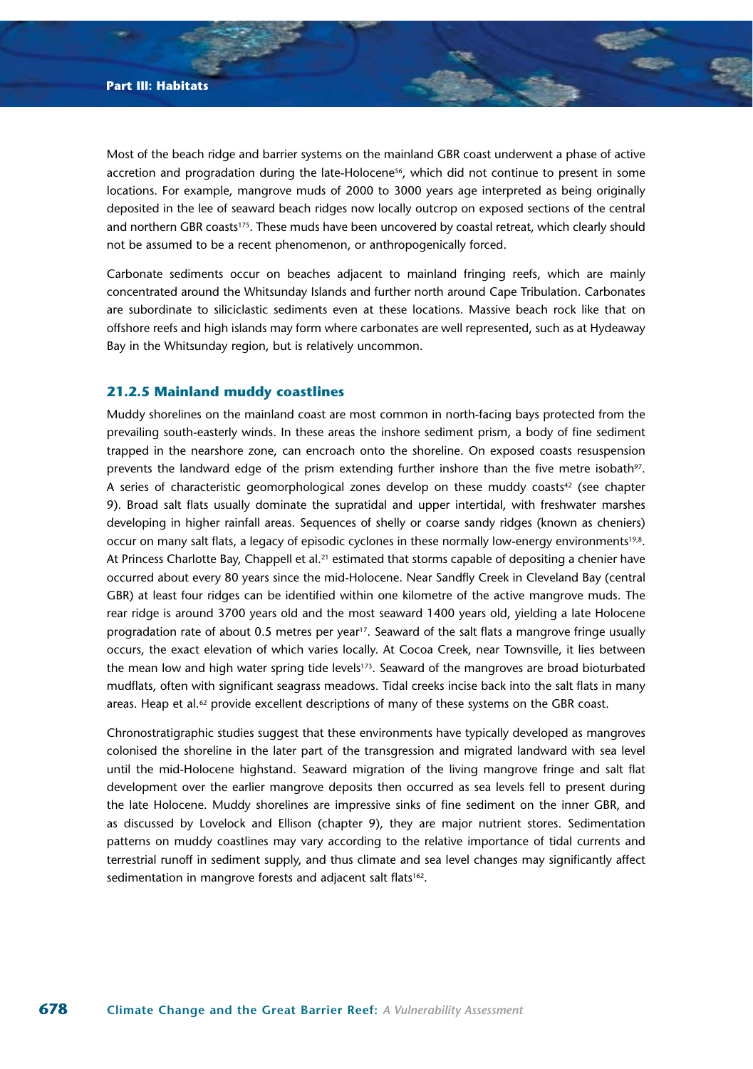Most of the beach ridge and barrier systems on the mainland GBR coast underwent a phase of active accretion and progradation during the late-Holocene[56], which did not continue to present in some locations. For example, mangrove muds of 2000 to 3000 years age interpreted as being originally deposited in the lee of seaward beach ridges now locally outcrop on exposed sections of the central and northern GBR coasts[175]. These muds have been uncovered by coastal retreat, which clearly should not be assumed to be a recent phenomenon, or anthropogenically forced.

Carbonate sediments occur on beaches adjacent to mainland fringing reefs, which are mainly concentrated around the Whitsunday Islands and further north around Cape Tribulation. Carbonates are subordinate to siliciclastic sediments even at these locations. Massive beach rock like that on offshore reefs and high islands may form where carbonates are well represented, such as at Hydeaway Bay in the Whitsunday region, but is relatively uncommon.

### 21.2.5 Mainland muddy coastlines

Muddy shorelines on the mainland coast are most common in north-facing bays protected from the prevailing south-easterly winds. In these areas the inshore sediment prism, a body of fine sediment trapped in the nearshore zone, can encroach onto the shoreline. On exposed coasts resuspension prevents the landward edge of the prism extending further inshore than the five metre isobath[97]. A series of characteristic geomorphological zones develop on these muddy coasts[42] (see chapter 9). Broad salt flats usually dominate the supratidal and upper intertidal, with freshwater marshes developing in higher rainfall areas. Sequences of shelly or coarse sandy ridges (known as cheniers) occur on many salt flats, a legacy of episodic cyclones in these normally low-energy environments[19,8]. At Princess Charlotte Bay, Chappell et al.[21] estimated that storms capable of depositing a chenier have occurred about every 80 years since the mid-Holocene. Near Sandfly Creek in Cleveland Bay (central GBR) at least four ridges can be identified within one kilometre of the active mangrove muds. The rear ridge is around 3700 years old and the most seaward 1400 years old, yielding a late Holocene progradation rate of about 0.5 metres per year[17]. Seaward of the salt flats a mangrove fringe usually occurs, the exact elevation of which varies locally. At Cocoa Creek, near Townsville, it lies between the mean low and high water spring tide levels[173]. Seaward of the mangroves are broad bioturbated mudflats, often with significant seagrass meadows. Tidal creeks incise back into the salt flats in many areas. Heap et al.[62] provide excellent descriptions of many of these systems on the GBR coast.

Chronostratigraphic studies suggest that these environments have typically developed as mangroves colonised the shoreline in the later part of the transgression and migrated landward with sea level until the mid-Holocene highstand. Seaward migration of the living mangrove fringe and salt flat development over the earlier mangrove deposits then occurred as sea levels fell to present during the late Holocene. Muddy shorelines are impressive sinks of fine sediment on the inner GBR, and as discussed by Lovelock and Ellison (chapter 9), they are major nutrient stores. Sedimentation patterns on muddy coastlines may vary according to the relative importance of tidal currents and terrestrial runoff in sediment supply, and thus climate and sea level changes may significantly affect sedimentation in mangrove forests and adjacent salt flats[162].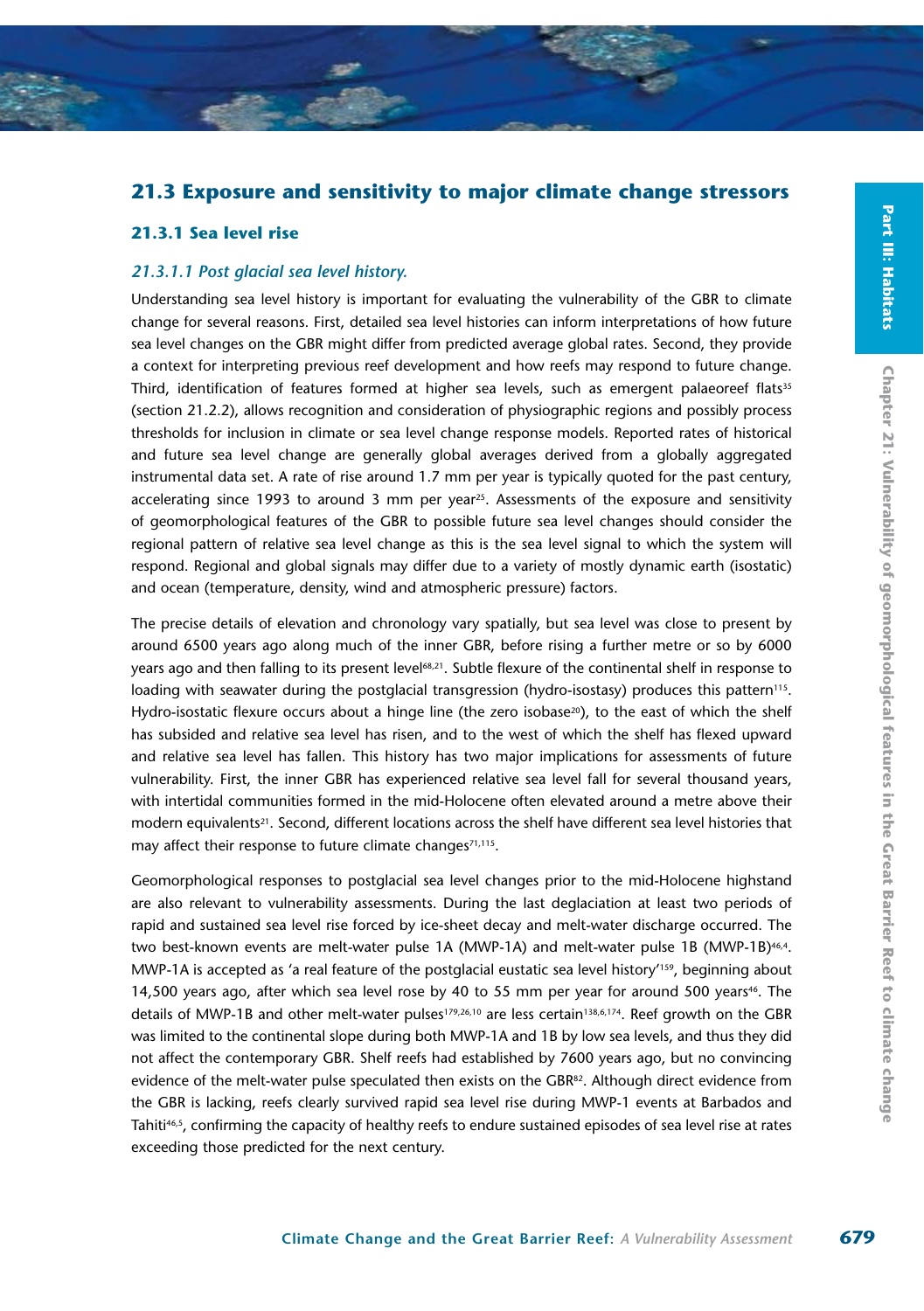## 21.3 Exposure and sensitivity to major climate change stressors

### 21.3.1 Sea level rise

#### *21.3.1.1 Post glacial sea level history.*

Understanding sea level history is important for evaluating the vulnerability of the GBR to climate change for several reasons. First, detailed sea level histories can inform interpretations of how future sea level changes on the GBR might differ from predicted average global rates. Second, they provide a context for interpreting previous reef development and how reefs may respond to future change. Third, identification of features formed at higher sea levels, such as emergent palaeoreef flats[35] (section 21.2.2), allows recognition and consideration of physiographic regions and possibly process thresholds for inclusion in climate or sea level change response models. Reported rates of historical and future sea level change are generally global averages derived from a globally aggregated instrumental data set. A rate of rise around 1.7 mm per year is typically quoted for the past century, accelerating since 1993 to around 3 mm per year[25]. Assessments of the exposure and sensitivity of geomorphological features of the GBR to possible future sea level changes should consider the regional pattern of relative sea level change as this is the sea level signal to which the system will respond. Regional and global signals may differ due to a variety of mostly dynamic earth (isostatic) and ocean (temperature, density, wind and atmospheric pressure) factors.

The precise details of elevation and chronology vary spatially, but sea level was close to present by around 6500 years ago along much of the inner GBR, before rising a further metre or so by 6000 years ago and then falling to its present level[68,21]. Subtle flexure of the continental shelf in response to loading with seawater during the postglacial transgression (hydro-isostasy) produces this pattern[115]. Hydro-isostatic flexure occurs about a hinge line (the zero isobase[20]), to the east of which the shelf has subsided and relative sea level has risen, and to the west of which the shelf has flexed upward and relative sea level has fallen. This history has two major implications for assessments of future vulnerability. First, the inner GBR has experienced relative sea level fall for several thousand years, with intertidal communities formed in the mid-Holocene often elevated around a metre above their modern equivalents[21]. Second, different locations across the shelf have different sea level histories that may affect their response to future climate changes[71,115].

Geomorphological responses to postglacial sea level changes prior to the mid-Holocene highstand are also relevant to vulnerability assessments. During the last deglaciation at least two periods of rapid and sustained sea level rise forced by ice-sheet decay and melt-water discharge occurred. The two best-known events are melt-water pulse 1A (MWP-1A) and melt-water pulse 1B (MWP-1B)[46,4]. MWP-1A is accepted as 'a real feature of the postglacial eustatic sea level history'[159], beginning about 14,500 years ago, after which sea level rose by 40 to 55 mm per year for around 500 years[46]. The details of MWP-1B and other melt-water pulses[179,26,10] are less certain[138,6,174]. Reef growth on the GBR was limited to the continental slope during both MWP-1A and 1B by low sea levels, and thus they did not affect the contemporary GBR. Shelf reefs had established by 7600 years ago, but no convincing evidence of the melt-water pulse speculated then exists on the GBR[82]. Although direct evidence from the GBR is lacking, reefs clearly survived rapid sea level rise during MWP-1 events at Barbados and Tahiti[46,5], confirming the capacity of healthy reefs to endure sustained episodes of sea level rise at rates exceeding those predicted for the next century.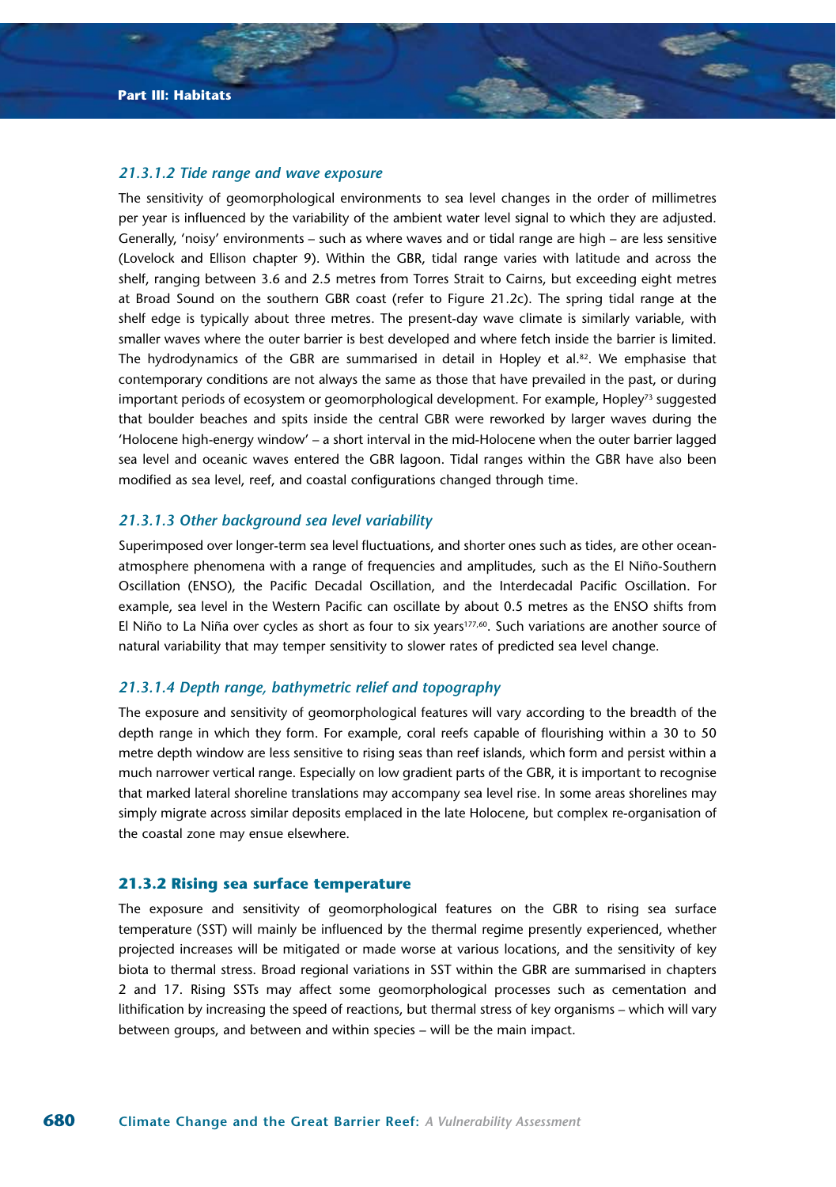### 21.3.1.2 Tide range and wave exposure

The sensitivity of geomorphological environments to sea level changes in the order of millimetres per year is influenced by the variability of the ambient water level signal to which they are adjusted. Generally, 'noisy' environments – such as where waves and or tidal range are high – are less sensitive (Lovelock and Ellison chapter 9). Within the GBR, tidal range varies with latitude and across the shelf, ranging between 3.6 and 2.5 metres from Torres Strait to Cairns, but exceeding eight metres at Broad Sound on the southern GBR coast (refer to Figure 21.2c). The spring tidal range at the shelf edge is typically about three metres. The present-day wave climate is similarly variable, with smaller waves where the outer barrier is best developed and where fetch inside the barrier is limited. The hydrodynamics of the GBR are summarised in detail in Hopley et al.[82]. We emphasise that contemporary conditions are not always the same as those that have prevailed in the past, or during important periods of ecosystem or geomorphological development. For example, Hopley[73] suggested that boulder beaches and spits inside the central GBR were reworked by larger waves during the 'Holocene high-energy window' – a short interval in the mid-Holocene when the outer barrier lagged sea level and oceanic waves entered the GBR lagoon. Tidal ranges within the GBR have also been modified as sea level, reef, and coastal configurations changed through time.

### 21.3.1.3 Other background sea level variability

Superimposed over longer-term sea level fluctuations, and shorter ones such as tides, are other ocean-atmosphere phenomena with a range of frequencies and amplitudes, such as the El Niño-Southern Oscillation (ENSO), the Pacific Decadal Oscillation, and the Interdecadal Pacific Oscillation. For example, sea level in the Western Pacific can oscillate by about 0.5 metres as the ENSO shifts from El Niño to La Niña over cycles as short as four to six years[177,60]. Such variations are another source of natural variability that may temper sensitivity to slower rates of predicted sea level change.

### 21.3.1.4 Depth range, bathymetric relief and topography

The exposure and sensitivity of geomorphological features will vary according to the breadth of the depth range in which they form. For example, coral reefs capable of flourishing within a 30 to 50 metre depth window are less sensitive to rising seas than reef islands, which form and persist within a much narrower vertical range. Especially on low gradient parts of the GBR, it is important to recognise that marked lateral shoreline translations may accompany sea level rise. In some areas shorelines may simply migrate across similar deposits emplaced in the late Holocene, but complex re-organisation of the coastal zone may ensue elsewhere.

## 21.3.2 Rising sea surface temperature

The exposure and sensitivity of geomorphological features on the GBR to rising sea surface temperature (SST) will mainly be influenced by the thermal regime presently experienced, whether projected increases will be mitigated or made worse at various locations, and the sensitivity of key biota to thermal stress. Broad regional variations in SST within the GBR are summarised in chapters 2 and 17. Rising SSTs may affect some geomorphological processes such as cementation and lithification by increasing the speed of reactions, but thermal stress of key organisms – which will vary between groups, and between and within species – will be the main impact.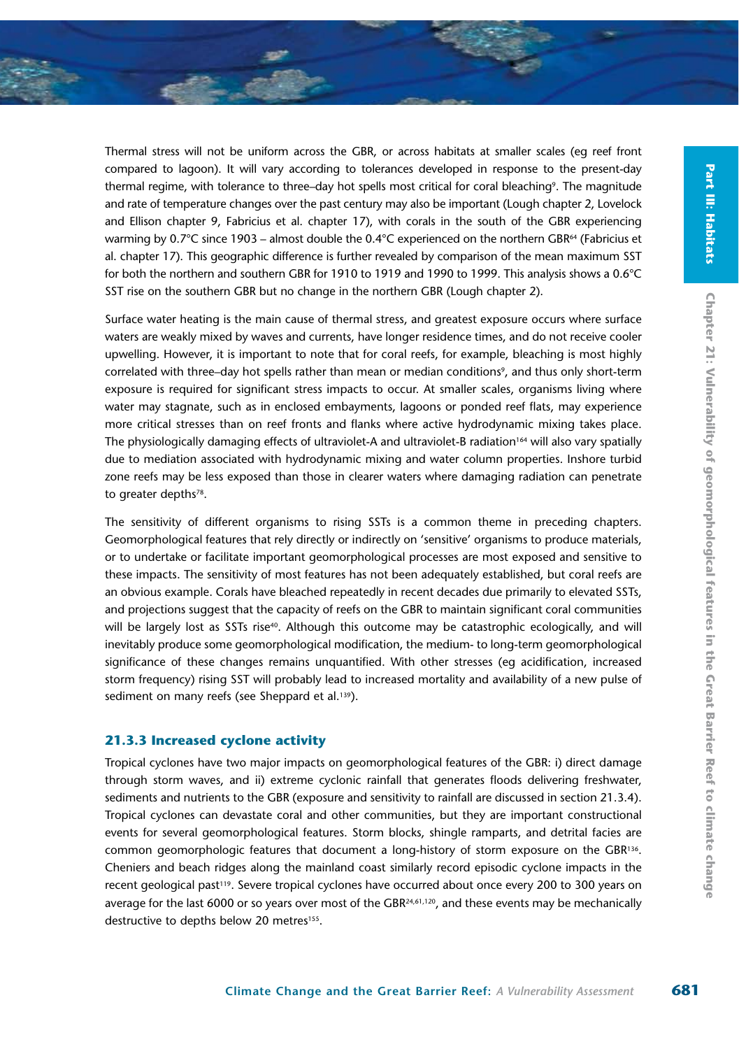Thermal stress will not be uniform across the GBR, or across habitats at smaller scales (eg reef front compared to lagoon). It will vary according to tolerances developed in response to the present-day thermal regime, with tolerance to three–day hot spells most critical for coral bleaching[9]. The magnitude and rate of temperature changes over the past century may also be important (Lough chapter 2, Lovelock and Ellison chapter 9, Fabricius et al. chapter 17), with corals in the south of the GBR experiencing warming by 0.7°C since 1903 – almost double the 0.4°C experienced on the northern GBR[64] (Fabricius et al. chapter 17). This geographic difference is further revealed by comparison of the mean maximum SST for both the northern and southern GBR for 1910 to 1919 and 1990 to 1999. This analysis shows a 0.6°C SST rise on the southern GBR but no change in the northern GBR (Lough chapter 2).

Surface water heating is the main cause of thermal stress, and greatest exposure occurs where surface waters are weakly mixed by waves and currents, have longer residence times, and do not receive cooler upwelling. However, it is important to note that for coral reefs, for example, bleaching is most highly correlated with three–day hot spells rather than mean or median conditions[9], and thus only short-term exposure is required for significant stress impacts to occur. At smaller scales, organisms living where water may stagnate, such as in enclosed embayments, lagoons or ponded reef flats, may experience more critical stresses than on reef fronts and flanks where active hydrodynamic mixing takes place. The physiologically damaging effects of ultraviolet-A and ultraviolet-B radiation[164] will also vary spatially due to mediation associated with hydrodynamic mixing and water column properties. Inshore turbid zone reefs may be less exposed than those in clearer waters where damaging radiation can penetrate to greater depths[78].

The sensitivity of different organisms to rising SSTs is a common theme in preceding chapters. Geomorphological features that rely directly or indirectly on 'sensitive' organisms to produce materials, or to undertake or facilitate important geomorphological processes are most exposed and sensitive to these impacts. The sensitivity of most features has not been adequately established, but coral reefs are an obvious example. Corals have bleached repeatedly in recent decades due primarily to elevated SSTs, and projections suggest that the capacity of reefs on the GBR to maintain significant coral communities will be largely lost as SSTs rise[40]. Although this outcome may be catastrophic ecologically, and will inevitably produce some geomorphological modification, the medium- to long-term geomorphological significance of these changes remains unquantified. With other stresses (eg acidification, increased storm frequency) rising SST will probably lead to increased mortality and availability of a new pulse of sediment on many reefs (see Sheppard et al.[139]).

### 21.3.3 Increased cyclone activity

Tropical cyclones have two major impacts on geomorphological features of the GBR: i) direct damage through storm waves, and ii) extreme cyclonic rainfall that generates floods delivering freshwater, sediments and nutrients to the GBR (exposure and sensitivity to rainfall are discussed in section 21.3.4). Tropical cyclones can devastate coral and other communities, but they are important constructional events for several geomorphological features. Storm blocks, shingle ramparts, and detrital facies are common geomorphologic features that document a long-history of storm exposure on the GBR[136]. Cheniers and beach ridges along the mainland coast similarly record episodic cyclone impacts in the recent geological past[119]. Severe tropical cyclones have occurred about once every 200 to 300 years on average for the last 6000 or so years over most of the GBR[24,61,120], and these events may be mechanically destructive to depths below 20 metres[155].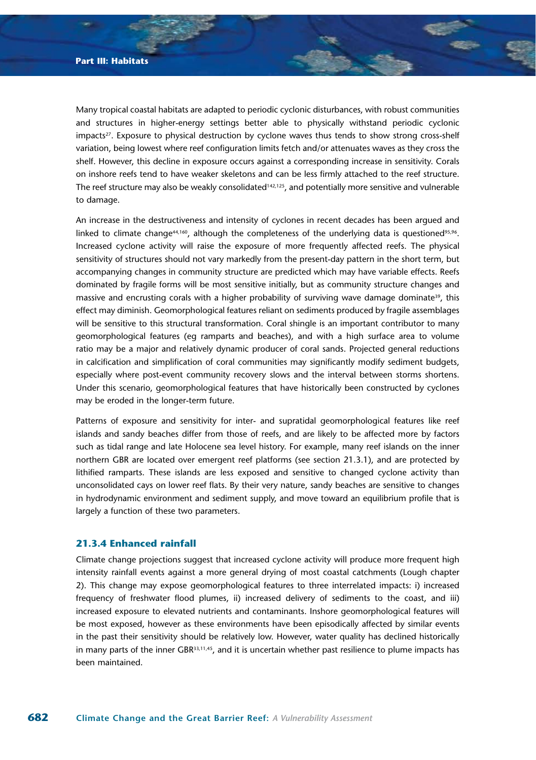Many tropical coastal habitats are adapted to periodic cyclonic disturbances, with robust communities and structures in higher-energy settings better able to physically withstand periodic cyclonic impacts[27]. Exposure to physical destruction by cyclone waves thus tends to show strong cross-shelf variation, being lowest where reef configuration limits fetch and/or attenuates waves as they cross the shelf. However, this decline in exposure occurs against a corresponding increase in sensitivity. Corals on inshore reefs tend to have weaker skeletons and can be less firmly attached to the reef structure. The reef structure may also be weakly consolidated[142,125], and potentially more sensitive and vulnerable to damage.

An increase in the destructiveness and intensity of cyclones in recent decades has been argued and linked to climate change[44,160], although the completeness of the underlying data is questioned[95,96]. Increased cyclone activity will raise the exposure of more frequently affected reefs. The physical sensitivity of structures should not vary markedly from the present-day pattern in the short term, but accompanying changes in community structure are predicted which may have variable effects. Reefs dominated by fragile forms will be most sensitive initially, but as community structure changes and massive and encrusting corals with a higher probability of surviving wave damage dominate[39], this effect may diminish. Geomorphological features reliant on sediments produced by fragile assemblages will be sensitive to this structural transformation. Coral shingle is an important contributor to many geomorphological features (eg ramparts and beaches), and with a high surface area to volume ratio may be a major and relatively dynamic producer of coral sands. Projected general reductions in calcification and simplification of coral communities may significantly modify sediment budgets, especially where post-event community recovery slows and the interval between storms shortens. Under this scenario, geomorphological features that have historically been constructed by cyclones may be eroded in the longer-term future.

Patterns of exposure and sensitivity for inter- and supratidal geomorphological features like reef islands and sandy beaches differ from those of reefs, and are likely to be affected more by factors such as tidal range and late Holocene sea level history. For example, many reef islands on the inner northern GBR are located over emergent reef platforms (see section 21.3.1), and are protected by lithified ramparts. These islands are less exposed and sensitive to changed cyclone activity than unconsolidated cays on lower reef flats. By their very nature, sandy beaches are sensitive to changes in hydrodynamic environment and sediment supply, and move toward an equilibrium profile that is largely a function of these two parameters.

### 21.3.4 Enhanced rainfall

Climate change projections suggest that increased cyclone activity will produce more frequent high intensity rainfall events against a more general drying of most coastal catchments (Lough chapter 2). This change may expose geomorphological features to three interrelated impacts: i) increased frequency of freshwater flood plumes, ii) increased delivery of sediments to the coast, and iii) increased exposure to elevated nutrients and contaminants. Inshore geomorphological features will be most exposed, however as these environments have been episodically affected by similar events in the past their sensitivity should be relatively low. However, water quality has declined historically in many parts of the inner GBR[33,11,45], and it is uncertain whether past resilience to plume impacts has been maintained.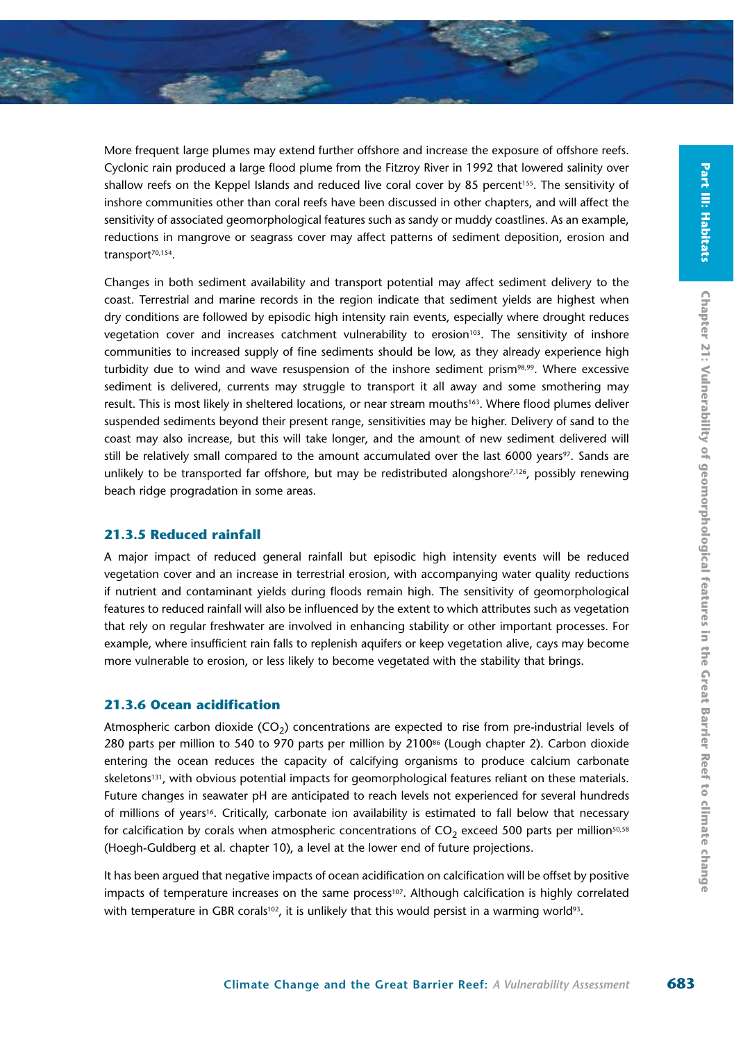More frequent large plumes may extend further offshore and increase the exposure of offshore reefs. Cyclonic rain produced a large flood plume from the Fitzroy River in 1992 that lowered salinity over shallow reefs on the Keppel Islands and reduced live coral cover by 85 percent[155]. The sensitivity of inshore communities other than coral reefs have been discussed in other chapters, and will affect the sensitivity of associated geomorphological features such as sandy or muddy coastlines. As an example, reductions in mangrove or seagrass cover may affect patterns of sediment deposition, erosion and transport[70,154].

Changes in both sediment availability and transport potential may affect sediment delivery to the coast. Terrestrial and marine records in the region indicate that sediment yields are highest when dry conditions are followed by episodic high intensity rain events, especially where drought reduces vegetation cover and increases catchment vulnerability to erosion[103]. The sensitivity of inshore communities to increased supply of fine sediments should be low, as they already experience high turbidity due to wind and wave resuspension of the inshore sediment prism[98,99]. Where excessive sediment is delivered, currents may struggle to transport it all away and some smothering may result. This is most likely in sheltered locations, or near stream mouths[163]. Where flood plumes deliver suspended sediments beyond their present range, sensitivities may be higher. Delivery of sand to the coast may also increase, but this will take longer, and the amount of new sediment delivered will still be relatively small compared to the amount accumulated over the last 6000 years[97]. Sands are unlikely to be transported far offshore, but may be redistributed alongshore[7,126], possibly renewing beach ridge progradation in some areas.

### 21.3.5 Reduced rainfall

A major impact of reduced general rainfall but episodic high intensity events will be reduced vegetation cover and an increase in terrestrial erosion, with accompanying water quality reductions if nutrient and contaminant yields during floods remain high. The sensitivity of geomorphological features to reduced rainfall will also be influenced by the extent to which attributes such as vegetation that rely on regular freshwater are involved in enhancing stability or other important processes. For example, where insufficient rain falls to replenish aquifers or keep vegetation alive, cays may become more vulnerable to erosion, or less likely to become vegetated with the stability that brings.

### 21.3.6 Ocean acidification

Atmospheric carbon dioxide ($CO_2$) concentrations are expected to rise from pre-industrial levels of 280 parts per million to 540 to 970 parts per million by 2100[86] (Lough chapter 2). Carbon dioxide entering the ocean reduces the capacity of calcifying organisms to produce calcium carbonate skeletons[131], with obvious potential impacts for geomorphological features reliant on these materials. Future changes in seawater pH are anticipated to reach levels not experienced for several hundreds of millions of years[16]. Critically, carbonate ion availability is estimated to fall below that necessary for calcification by corals when atmospheric concentrations of $CO_2$ exceed 500 parts per million[50,58] (Hoegh-Guldberg et al. chapter 10), a level at the lower end of future projections.

It has been argued that negative impacts of ocean acidification on calcification will be offset by positive impacts of temperature increases on the same process[107]. Although calcification is highly correlated with temperature in GBR corals[102], it is unlikely that this would persist in a warming world[93].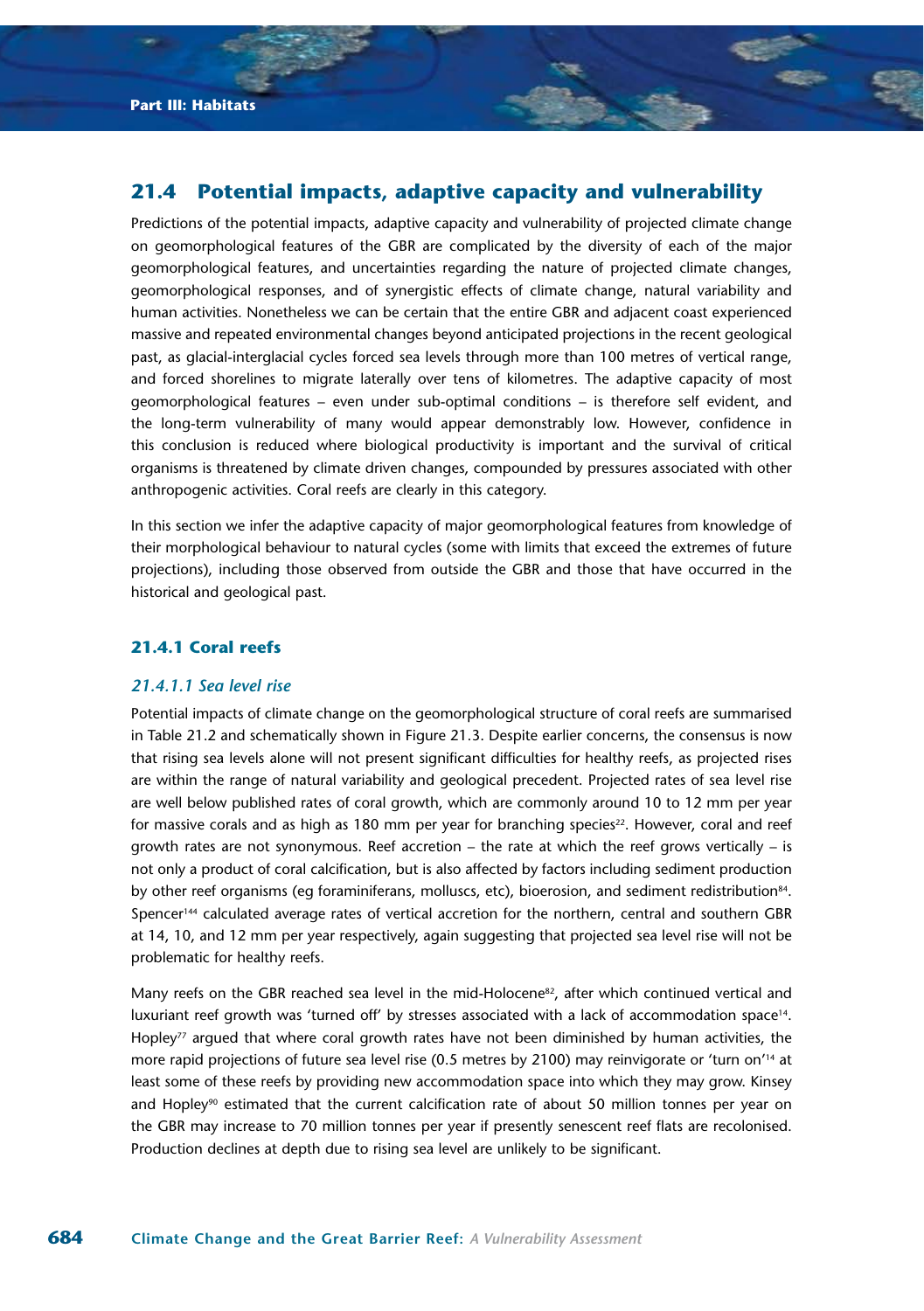## 21.4 Potential impacts, adaptive capacity and vulnerability

Predictions of the potential impacts, adaptive capacity and vulnerability of projected climate change on geomorphological features of the GBR are complicated by the diversity of each of the major geomorphological features, and uncertainties regarding the nature of projected climate changes, geomorphological responses, and of synergistic effects of climate change, natural variability and human activities. Nonetheless we can be certain that the entire GBR and adjacent coast experienced massive and repeated environmental changes beyond anticipated projections in the recent geological past, as glacial-interglacial cycles forced sea levels through more than 100 metres of vertical range, and forced shorelines to migrate laterally over tens of kilometres. The adaptive capacity of most geomorphological features – even under sub-optimal conditions – is therefore self evident, and the long-term vulnerability of many would appear demonstrably low. However, confidence in this conclusion is reduced where biological productivity is important and the survival of critical organisms is threatened by climate driven changes, compounded by pressures associated with other anthropogenic activities. Coral reefs are clearly in this category.

In this section we infer the adaptive capacity of major geomorphological features from knowledge of their morphological behaviour to natural cycles (some with limits that exceed the extremes of future projections), including those observed from outside the GBR and those that have occurred in the historical and geological past.

### 21.4.1 Coral reefs

#### *21.4.1.1 Sea level rise*

Potential impacts of climate change on the geomorphological structure of coral reefs are summarised in Table 21.2 and schematically shown in Figure 21.3. Despite earlier concerns, the consensus is now that rising sea levels alone will not present significant difficulties for healthy reefs, as projected rises are within the range of natural variability and geological precedent. Projected rates of sea level rise are well below published rates of coral growth, which are commonly around 10 to 12 mm per year for massive corals and as high as 180 mm per year for branching species[22]. However, coral and reef growth rates are not synonymous. Reef accretion – the rate at which the reef grows vertically – is not only a product of coral calcification, but is also affected by factors including sediment production by other reef organisms (eg foraminiferans, molluscs, etc), bioerosion, and sediment redistribution[84]. Spencer[144] calculated average rates of vertical accretion for the northern, central and southern GBR at 14, 10, and 12 mm per year respectively, again suggesting that projected sea level rise will not be problematic for healthy reefs.

Many reefs on the GBR reached sea level in the mid-Holocene[82], after which continued vertical and luxuriant reef growth was 'turned off' by stresses associated with a lack of accommodation space[14]. Hopley[77] argued that where coral growth rates have not been diminished by human activities, the more rapid projections of future sea level rise (0.5 metres by 2100) may reinvigorate or 'turn on'[14] at least some of these reefs by providing new accommodation space into which they may grow. Kinsey and Hopley[90] estimated that the current calcification rate of about 50 million tonnes per year on the GBR may increase to 70 million tonnes per year if presently senescent reef flats are recolonised. Production declines at depth due to rising sea level are unlikely to be significant.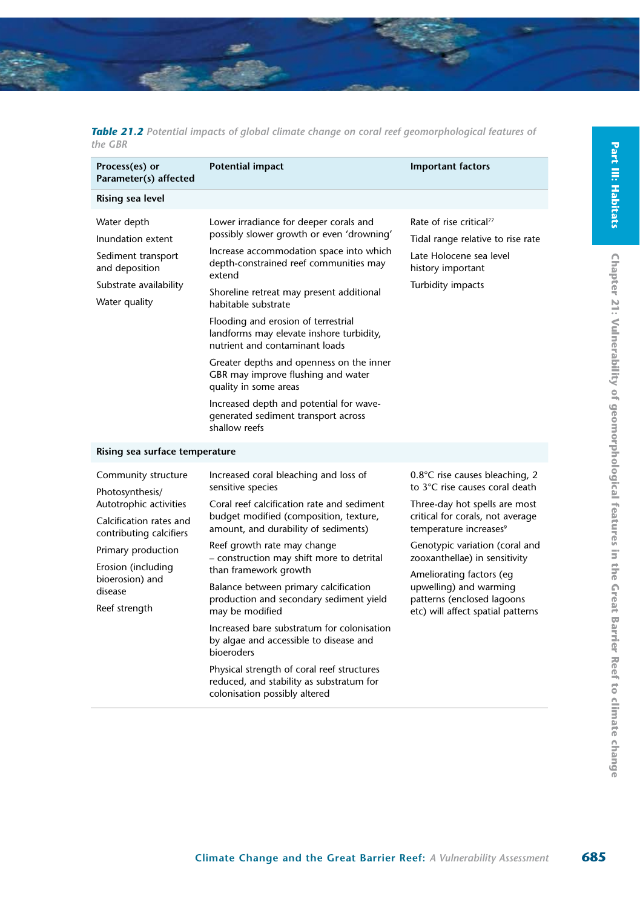*Table 21.2* Potential impacts of global climate change on coral reef geomorphological features of the GBR

| Process(es) or Parameter(s) affected | Potential impact | Important factors |
|---|---|---|
| **Rising sea level** | | |
| Water depth<br>Inundation extent<br>Sediment transport and deposition<br>Substrate availability<br>Water quality | Lower irradiance for deeper corals and possibly slower growth or even 'drowning'<br>Increase accommodation space into which depth-constrained reef communities may extend<br>Shoreline retreat may present additional habitable substrate<br>Flooding and erosion of terrestrial landforms may elevate inshore turbidity, nutrient and contaminant loads<br>Greater depths and openness on the inner GBR may improve flushing and water quality in some areas<br>Increased depth and potential for wave-generated sediment transport across shallow reefs | Rate of rise critical[77]<br>Tidal range relative to rise rate<br>Late Holocene sea level history important<br>Turbidity impacts |
| **Rising sea surface temperature** | | |
| Community structure<br>Photosynthesis/ Autotrophic activities<br>Calcification rates and contributing calcifiers<br>Primary production<br>Erosion (including bioerosion) and disease<br>Reef strength | Increased coral bleaching and loss of sensitive species<br>Coral reef calcification rate and sediment budget modified (composition, texture, amount, and durability of sediments)<br>Reef growth rate may change – construction may shift more to detrital than framework growth<br>Balance between primary calcification production and secondary sediment yield may be modified<br>Increased bare substratum for colonisation by algae and accessible to disease and bioeroders<br>Physical strength of coral reef structures reduced, and stability as substratum for colonisation possibly altered | 0.8°C rise causes bleaching, 2 to 3°C rise causes coral death<br>Three-day hot spells are most critical for corals, not average temperature increases[9]<br>Genotypic variation (coral and zooxanthellae) in sensitivity<br>Ameliorating factors (eg upwelling) and warming patterns (enclosed lagoons etc) will affect spatial patterns |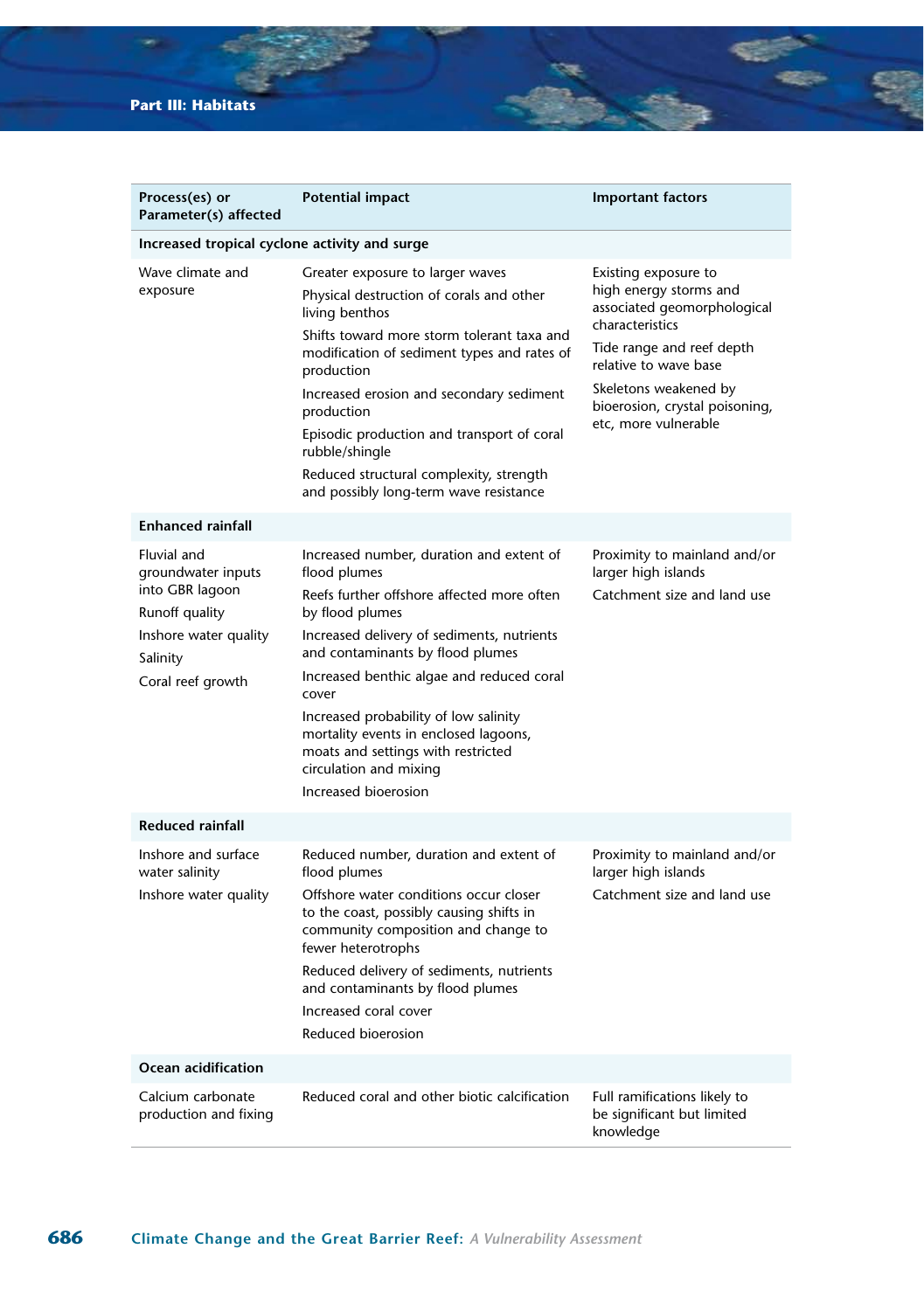| Process(es) or Parameter(s) affected | Potential impact | Important factors |
|---|---|---|
| **Increased tropical cyclone activity and surge** | | |
| Wave climate and exposure | Greater exposure to larger waves<br>Physical destruction of corals and other living benthos<br>Shifts toward more storm tolerant taxa and modification of sediment types and rates of production<br>Increased erosion and secondary sediment production<br>Episodic production and transport of coral rubble/shingle<br>Reduced structural complexity, strength and possibly long-term wave resistance | Existing exposure to high energy storms and associated geomorphological characteristics<br>Tide range and reef depth relative to wave base<br>Skeletons weakened by bioerosion, crystal poisoning, etc, more vulnerable |
| **Enhanced rainfall** | | |
| Fluvial and groundwater inputs into GBR lagoon<br>Runoff quality<br>Inshore water quality<br>Salinity<br>Coral reef growth | Increased number, duration and extent of flood plumes<br>Reefs further offshore affected more often by flood plumes<br>Increased delivery of sediments, nutrients and contaminants by flood plumes<br>Increased benthic algae and reduced coral cover<br>Increased probability of low salinity mortality events in enclosed lagoons, moats and settings with restricted circulation and mixing<br>Increased bioerosion | Proximity to mainland and/or larger high islands<br>Catchment size and land use |
| **Reduced rainfall** | | |
| Inshore and surface water salinity<br>Inshore water quality | Reduced number, duration and extent of flood plumes<br>Offshore water conditions occur closer to the coast, possibly causing shifts in community composition and change to fewer heterotrophs<br>Reduced delivery of sediments, nutrients and contaminants by flood plumes<br>Increased coral cover<br>Reduced bioerosion | Proximity to mainland and/or larger high islands<br>Catchment size and land use |
| **Ocean acidification** | | |
| Calcium carbonate production and fixing | Reduced coral and other biotic calcification | Full ramifications likely to be significant but limited knowledge |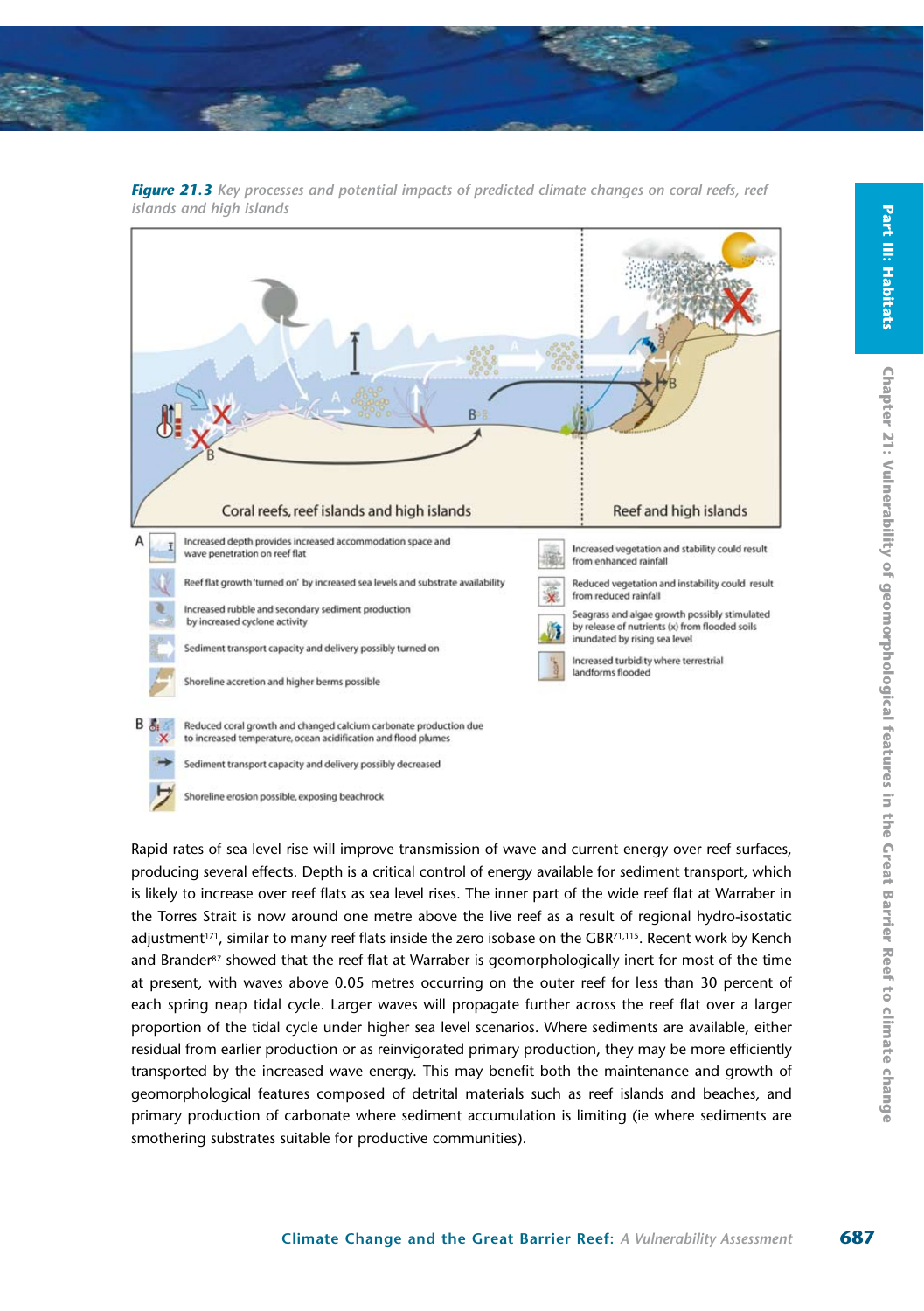***Figure 21.3*** *Key processes and potential impacts of predicted climate changes on coral reefs, reef islands and high islands*

Coral reefs, reef islands and high islands

Reef and high islands

A
- Increased depth provides increased accommodation space and wave penetration on reef flat
- Reef flat growth 'turned on' by increased sea levels and substrate availability
- Increased rubble and secondary sediment production by increased cyclone activity
- Sediment transport capacity and delivery possibly turned on
- Shoreline accretion and higher berms possible
- Increased vegetation and stability could result from enhanced rainfall
- Reduced vegetation and instability could result from reduced rainfall
- Seagrass and algae growth possibly stimulated by release of nutrients (x) from flooded soils inundated by rising sea level
- Increased turbidity where terrestrial landforms flooded

B
- Reduced coral growth and changed calcium carbonate production due to increased temperature, ocean acidification and flood plumes
- Sediment transport capacity and delivery possibly decreased
- Shoreline erosion possible, exposing beachrock

Rapid rates of sea level rise will improve transmission of wave and current energy over reef surfaces, producing several effects. Depth is a critical control of energy available for sediment transport, which is likely to increase over reef flats as sea level rises. The inner part of the wide reef flat at Warraber in the Torres Strait is now around one metre above the live reef as a result of regional hydro-isostatic adjustment[171], similar to many reef flats inside the zero isobase on the GBR[71,115]. Recent work by Kench and Brander[87] showed that the reef flat at Warraber is geomorphologically inert for most of the time at present, with waves above 0.05 metres occurring on the outer reef for less than 30 percent of each spring neap tidal cycle. Larger waves will propagate further across the reef flat over a larger proportion of the tidal cycle under higher sea level scenarios. Where sediments are available, either residual from earlier production or as reinvigorated primary production, they may be more efficiently transported by the increased wave energy. This may benefit both the maintenance and growth of geomorphological features composed of detrital materials such as reef islands and beaches, and primary production of carbonate where sediment accumulation is limiting (ie where sediments are smothering substrates suitable for productive communities).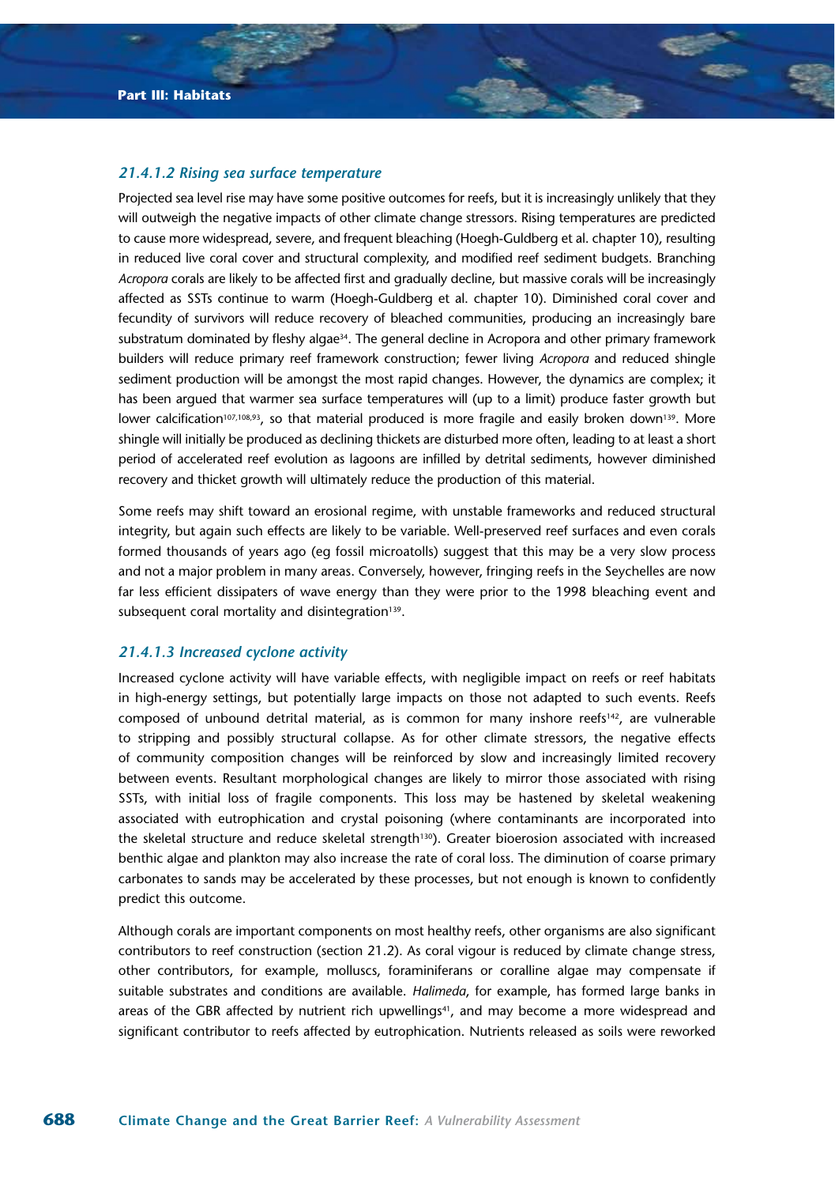### *21.4.1.2 Rising sea surface temperature*

Projected sea level rise may have some positive outcomes for reefs, but it is increasingly unlikely that they will outweigh the negative impacts of other climate change stressors. Rising temperatures are predicted to cause more widespread, severe, and frequent bleaching (Hoegh-Guldberg et al. chapter 10), resulting in reduced live coral cover and structural complexity, and modified reef sediment budgets. Branching *Acropora* corals are likely to be affected first and gradually decline, but massive corals will be increasingly affected as SSTs continue to warm (Hoegh-Guldberg et al. chapter 10). Diminished coral cover and fecundity of survivors will reduce recovery of bleached communities, producing an increasingly bare substratum dominated by fleshy algae[34]. The general decline in Acropora and other primary framework builders will reduce primary reef framework construction; fewer living *Acropora* and reduced shingle sediment production will be amongst the most rapid changes. However, the dynamics are complex; it has been argued that warmer sea surface temperatures will (up to a limit) produce faster growth but lower calcification[107,108,93], so that material produced is more fragile and easily broken down[139]. More shingle will initially be produced as declining thickets are disturbed more often, leading to at least a short period of accelerated reef evolution as lagoons are infilled by detrital sediments, however diminished recovery and thicket growth will ultimately reduce the production of this material.

Some reefs may shift toward an erosional regime, with unstable frameworks and reduced structural integrity, but again such effects are likely to be variable. Well-preserved reef surfaces and even corals formed thousands of years ago (eg fossil microatolls) suggest that this may be a very slow process and not a major problem in many areas. Conversely, however, fringing reefs in the Seychelles are now far less efficient dissipaters of wave energy than they were prior to the 1998 bleaching event and subsequent coral mortality and disintegration[139].

### *21.4.1.3 Increased cyclone activity*

Increased cyclone activity will have variable effects, with negligible impact on reefs or reef habitats in high-energy settings, but potentially large impacts on those not adapted to such events. Reefs composed of unbound detrital material, as is common for many inshore reefs[142], are vulnerable to stripping and possibly structural collapse. As for other climate stressors, the negative effects of community composition changes will be reinforced by slow and increasingly limited recovery between events. Resultant morphological changes are likely to mirror those associated with rising SSTs, with initial loss of fragile components. This loss may be hastened by skeletal weakening associated with eutrophication and crystal poisoning (where contaminants are incorporated into the skeletal structure and reduce skeletal strength[130]). Greater bioerosion associated with increased benthic algae and plankton may also increase the rate of coral loss. The diminution of coarse primary carbonates to sands may be accelerated by these processes, but not enough is known to confidently predict this outcome.

Although corals are important components on most healthy reefs, other organisms are also significant contributors to reef construction (section 21.2). As coral vigour is reduced by climate change stress, other contributors, for example, molluscs, foraminiferans or coralline algae may compensate if suitable substrates and conditions are available. *Halimeda*, for example, has formed large banks in areas of the GBR affected by nutrient rich upwellings[41], and may become a more widespread and significant contributor to reefs affected by eutrophication. Nutrients released as soils were reworked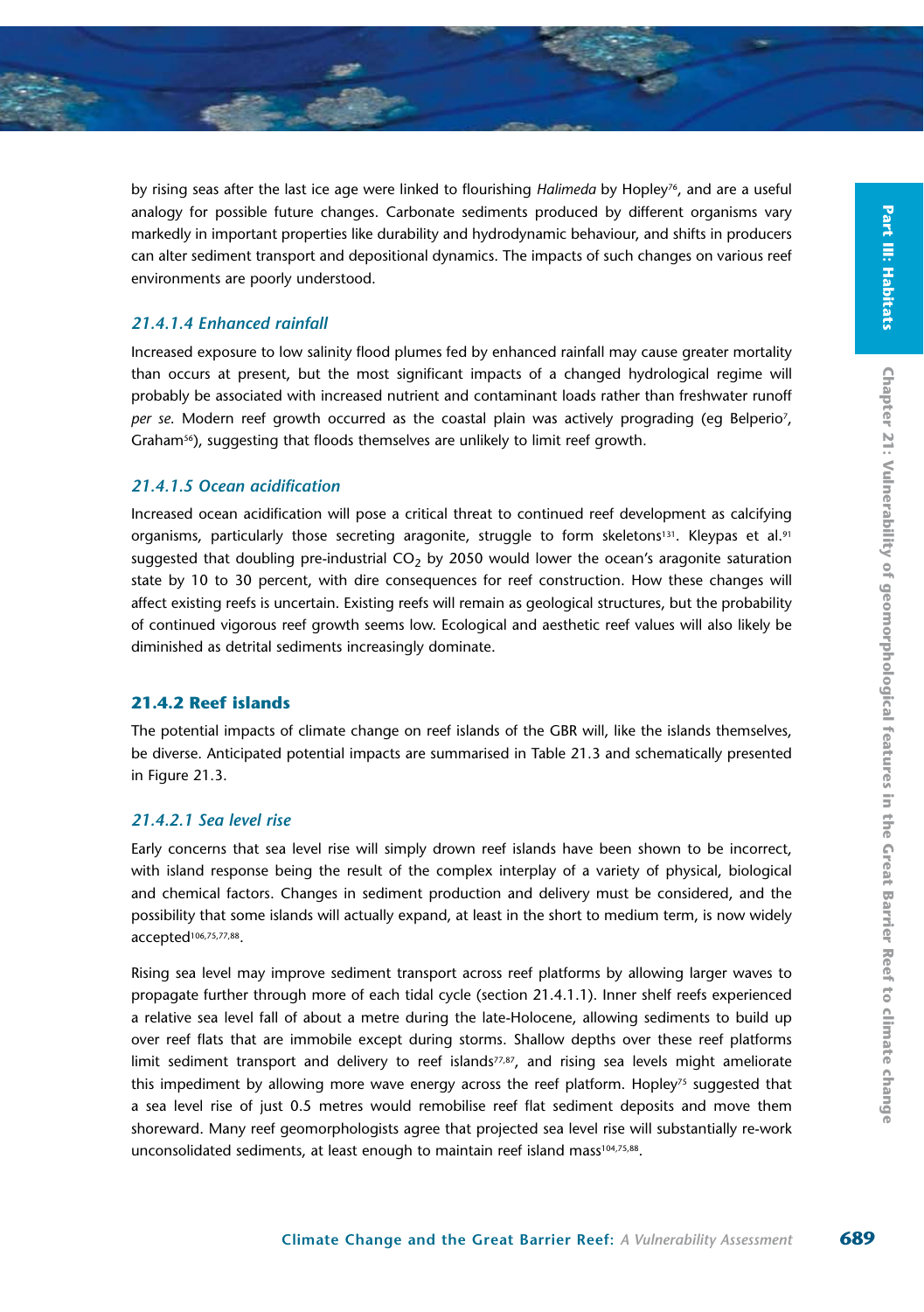by rising seas after the last ice age were linked to flourishing *Halimeda* by Hopley[76], and are a useful analogy for possible future changes. Carbonate sediments produced by different organisms vary markedly in important properties like durability and hydrodynamic behaviour, and shifts in producers can alter sediment transport and depositional dynamics. The impacts of such changes on various reef environments are poorly understood.

#### *21.4.1.4 Enhanced rainfall*

Increased exposure to low salinity flood plumes fed by enhanced rainfall may cause greater mortality than occurs at present, but the most significant impacts of a changed hydrological regime will probably be associated with increased nutrient and contaminant loads rather than freshwater runoff *per se*. Modern reef growth occurred as the coastal plain was actively prograding (eg Belperio[7], Graham[56]), suggesting that floods themselves are unlikely to limit reef growth.

#### *21.4.1.5 Ocean acidification*

Increased ocean acidification will pose a critical threat to continued reef development as calcifying organisms, particularly those secreting aragonite, struggle to form skeletons[131]. Kleypas et al.[91] suggested that doubling pre-industrial $CO_2$ by 2050 would lower the ocean's aragonite saturation state by 10 to 30 percent, with dire consequences for reef construction. How these changes will affect existing reefs is uncertain. Existing reefs will remain as geological structures, but the probability of continued vigorous reef growth seems low. Ecological and aesthetic reef values will also likely be diminished as detrital sediments increasingly dominate.

### 21.4.2 Reef islands

The potential impacts of climate change on reef islands of the GBR will, like the islands themselves, be diverse. Anticipated potential impacts are summarised in Table 21.3 and schematically presented in Figure 21.3.

#### *21.4.2.1 Sea level rise*

Early concerns that sea level rise will simply drown reef islands have been shown to be incorrect, with island response being the result of the complex interplay of a variety of physical, biological and chemical factors. Changes in sediment production and delivery must be considered, and the possibility that some islands will actually expand, at least in the short to medium term, is now widely accepted[106,75,77,88].

Rising sea level may improve sediment transport across reef platforms by allowing larger waves to propagate further through more of each tidal cycle (section 21.4.1.1). Inner shelf reefs experienced a relative sea level fall of about a metre during the late-Holocene, allowing sediments to build up over reef flats that are immobile except during storms. Shallow depths over these reef platforms limit sediment transport and delivery to reef islands[77,87], and rising sea levels might ameliorate this impediment by allowing more wave energy across the reef platform. Hopley[75] suggested that a sea level rise of just 0.5 metres would remobilise reef flat sediment deposits and move them shoreward. Many reef geomorphologists agree that projected sea level rise will substantially re-work unconsolidated sediments, at least enough to maintain reef island mass[104,75,88].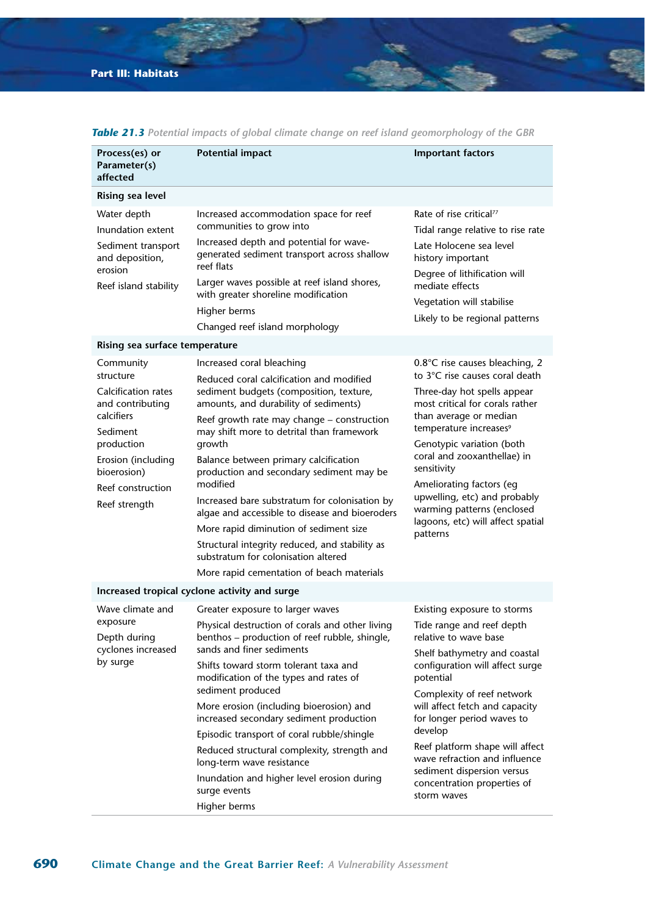**Table 21.3** *Potential impacts of global climate change on reef island geomorphology of the GBR*

| Process(es) or Parameter(s) affected | Potential impact | Important factors |
|---|---|---|
| **Rising sea level** | | |
| Water depth<br>Inundation extent<br>Sediment transport and deposition, erosion<br>Reef island stability | Increased accommodation space for reef communities to grow into<br>Increased depth and potential for wave-generated sediment transport across shallow reef flats<br>Larger waves possible at reef island shores, with greater shoreline modification<br>Higher berms<br>Changed reef island morphology | Rate of rise critical[77]<br>Tidal range relative to rise rate<br>Late Holocene sea level history important<br>Degree of lithification will mediate effects<br>Vegetation will stabilise<br>Likely to be regional patterns |
| **Rising sea surface temperature** | | |
| Community structure<br>Calcification rates and contributing calcifiers<br>Sediment production<br>Erosion (including bioerosion)<br>Reef construction<br>Reef strength | Increased coral bleaching<br>Reduced coral calcification and modified sediment budgets (composition, texture, amounts, and durability of sediments)<br>Reef growth rate may change – construction may shift more to detrital than framework growth<br>Balance between primary calcification production and secondary sediment may be modified<br>Increased bare substratum for colonisation by algae and accessible to disease and bioeroders<br>More rapid diminution of sediment size<br>Structural integrity reduced, and stability as substratum for colonisation altered<br>More rapid cementation of beach materials | 0.8°C rise causes bleaching, 2 to 3°C rise causes coral death<br>Three-day hot spells appear most critical for corals rather than average or median temperature increases[9]<br>Genotypic variation (both coral and zooxanthellae) in sensitivity<br>Ameliorating factors (eg upwelling, etc) and probably warming patterns (enclosed lagoons, etc) will affect spatial patterns |
| **Increased tropical cyclone activity and surge** | | |
| Wave climate and exposure<br>Depth during cyclones increased by surge | Greater exposure to larger waves<br>Physical destruction of corals and other living benthos – production of reef rubble, shingle, sands and finer sediments<br>Shifts toward storm tolerant taxa and modification of the types and rates of sediment produced<br>More erosion (including bioerosion) and increased secondary sediment production<br>Episodic transport of coral rubble/shingle<br>Reduced structural complexity, strength and long-term wave resistance<br>Inundation and higher level erosion during surge events<br>Higher berms | Existing exposure to storms<br>Tide range and reef depth relative to wave base<br>Shelf bathymetry and coastal configuration will affect surge potential<br>Complexity of reef network will affect fetch and capacity for longer period waves to develop<br>Reef platform shape will affect wave refraction and influence sediment dispersion versus concentration properties of storm waves |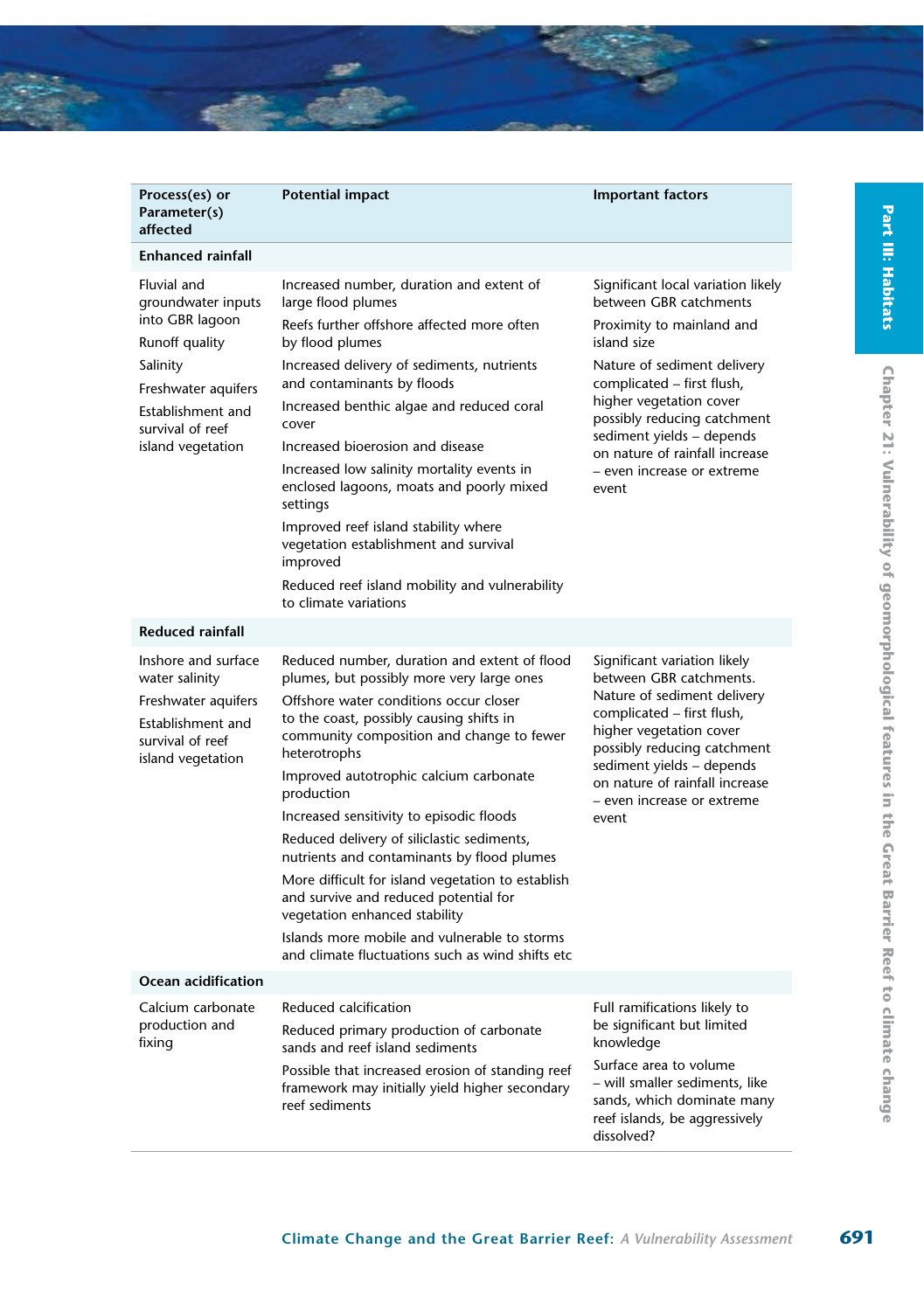| Process(es) or Parameter(s) affected | Potential impact | Important factors |
|---|---|---|
| **Enhanced rainfall** | | |
| Fluvial and groundwater inputs into GBR lagoon<br>Runoff quality<br>Salinity<br>Freshwater aquifers<br>Establishment and survival of reef island vegetation | Increased number, duration and extent of large flood plumes<br>Reefs further offshore affected more often by flood plumes<br>Increased delivery of sediments, nutrients and contaminants by floods<br>Increased benthic algae and reduced coral cover<br>Increased bioerosion and disease<br>Increased low salinity mortality events in enclosed lagoons, moats and poorly mixed settings<br>Improved reef island stability where vegetation establishment and survival improved<br>Reduced reef island mobility and vulnerability to climate variations | Significant local variation likely between GBR catchments<br>Proximity to mainland and island size<br>Nature of sediment delivery complicated – first flush, higher vegetation cover possibly reducing catchment sediment yields – depends on nature of rainfall increase – even increase or extreme event |
| **Reduced rainfall** | | |
| Inshore and surface water salinity<br>Freshwater aquifers<br>Establishment and survival of reef island vegetation | Reduced number, duration and extent of flood plumes, but possibly more very large ones<br>Offshore water conditions occur closer to the coast, possibly causing shifts in community composition and change to fewer heterotrophs<br>Improved autotrophic calcium carbonate production<br>Increased sensitivity to episodic floods<br>Reduced delivery of siliclastic sediments, nutrients and contaminants by flood plumes<br>More difficult for island vegetation to establish and survive and reduced potential for vegetation enhanced stability<br>Islands more mobile and vulnerable to storms and climate fluctuations such as wind shifts etc | Significant variation likely between GBR catchments. Nature of sediment delivery complicated – first flush, higher vegetation cover possibly reducing catchment sediment yields – depends on nature of rainfall increase – even increase or extreme event |
| **Ocean acidification** | | |
| Calcium carbonate production and fixing | Reduced calcification<br>Reduced primary production of carbonate sands and reef island sediments<br>Possible that increased erosion of standing reef framework may initially yield higher secondary reef sediments | Full ramifications likely to be significant but limited knowledge<br>Surface area to volume – will smaller sediments, like sands, which dominate many reef islands, be aggressively dissolved? |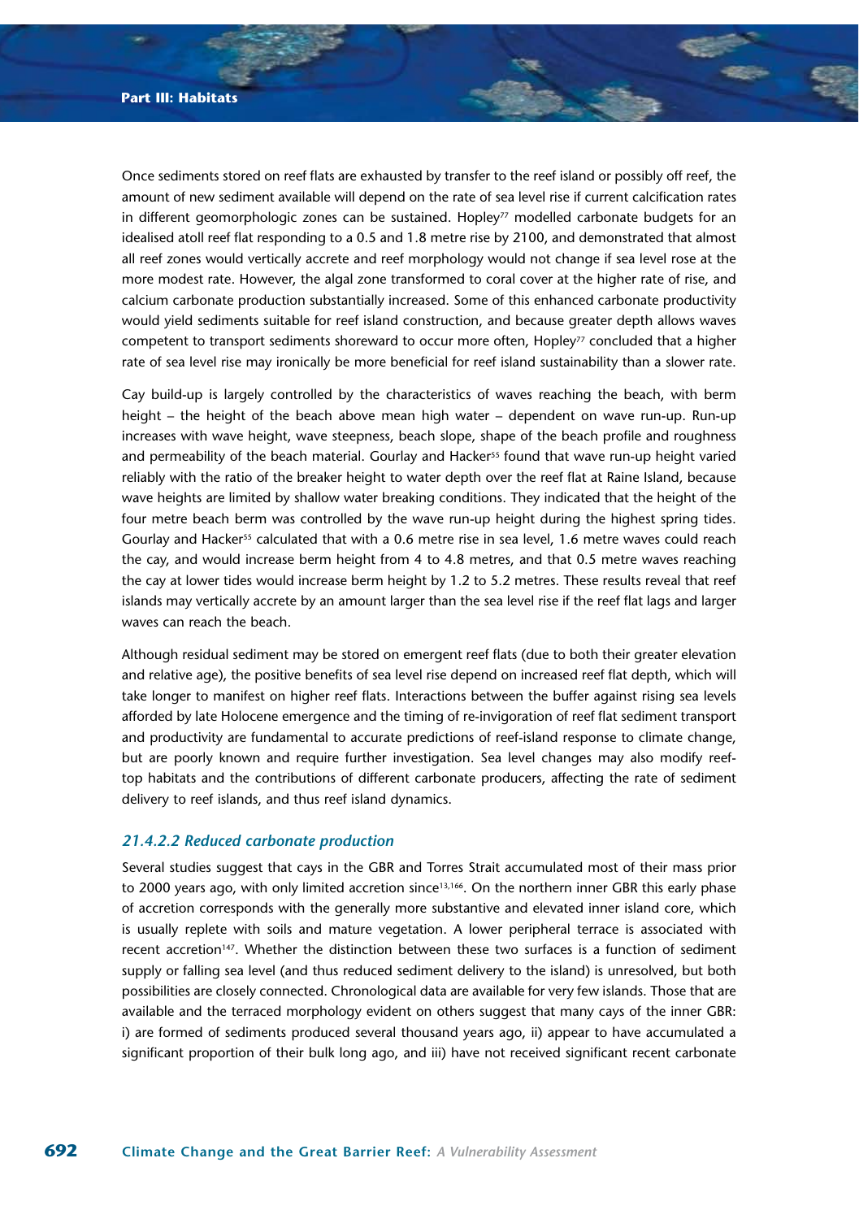Once sediments stored on reef flats are exhausted by transfer to the reef island or possibly off reef, the amount of new sediment available will depend on the rate of sea level rise if current calcification rates in different geomorphologic zones can be sustained. Hopley[77] modelled carbonate budgets for an idealised atoll reef flat responding to a 0.5 and 1.8 metre rise by 2100, and demonstrated that almost all reef zones would vertically accrete and reef morphology would not change if sea level rose at the more modest rate. However, the algal zone transformed to coral cover at the higher rate of rise, and calcium carbonate production substantially increased. Some of this enhanced carbonate productivity would yield sediments suitable for reef island construction, and because greater depth allows waves competent to transport sediments shoreward to occur more often, Hopley[77] concluded that a higher rate of sea level rise may ironically be more beneficial for reef island sustainability than a slower rate.

Cay build-up is largely controlled by the characteristics of waves reaching the beach, with berm height – the height of the beach above mean high water – dependent on wave run-up. Run-up increases with wave height, wave steepness, beach slope, shape of the beach profile and roughness and permeability of the beach material. Gourlay and Hacker[55] found that wave run-up height varied reliably with the ratio of the breaker height to water depth over the reef flat at Raine Island, because wave heights are limited by shallow water breaking conditions. They indicated that the height of the four metre beach berm was controlled by the wave run-up height during the highest spring tides. Gourlay and Hacker[55] calculated that with a 0.6 metre rise in sea level, 1.6 metre waves could reach the cay, and would increase berm height from 4 to 4.8 metres, and that 0.5 metre waves reaching the cay at lower tides would increase berm height by 1.2 to 5.2 metres. These results reveal that reef islands may vertically accrete by an amount larger than the sea level rise if the reef flat lags and larger waves can reach the beach.

Although residual sediment may be stored on emergent reef flats (due to both their greater elevation and relative age), the positive benefits of sea level rise depend on increased reef flat depth, which will take longer to manifest on higher reef flats. Interactions between the buffer against rising sea levels afforded by late Holocene emergence and the timing of re-invigoration of reef flat sediment transport and productivity are fundamental to accurate predictions of reef-island response to climate change, but are poorly known and require further investigation. Sea level changes may also modify reef-top habitats and the contributions of different carbonate producers, affecting the rate of sediment delivery to reef islands, and thus reef island dynamics.

### *21.4.2.2 Reduced carbonate production*

Several studies suggest that cays in the GBR and Torres Strait accumulated most of their mass prior to 2000 years ago, with only limited accretion since[13,166]. On the northern inner GBR this early phase of accretion corresponds with the generally more substantive and elevated inner island core, which is usually replete with soils and mature vegetation. A lower peripheral terrace is associated with recent accretion[147]. Whether the distinction between these two surfaces is a function of sediment supply or falling sea level (and thus reduced sediment delivery to the island) is unresolved, but both possibilities are closely connected. Chronological data are available for very few islands. Those that are available and the terraced morphology evident on others suggest that many cays of the inner GBR: i) are formed of sediments produced several thousand years ago, ii) appear to have accumulated a significant proportion of their bulk long ago, and iii) have not received significant recent carbonate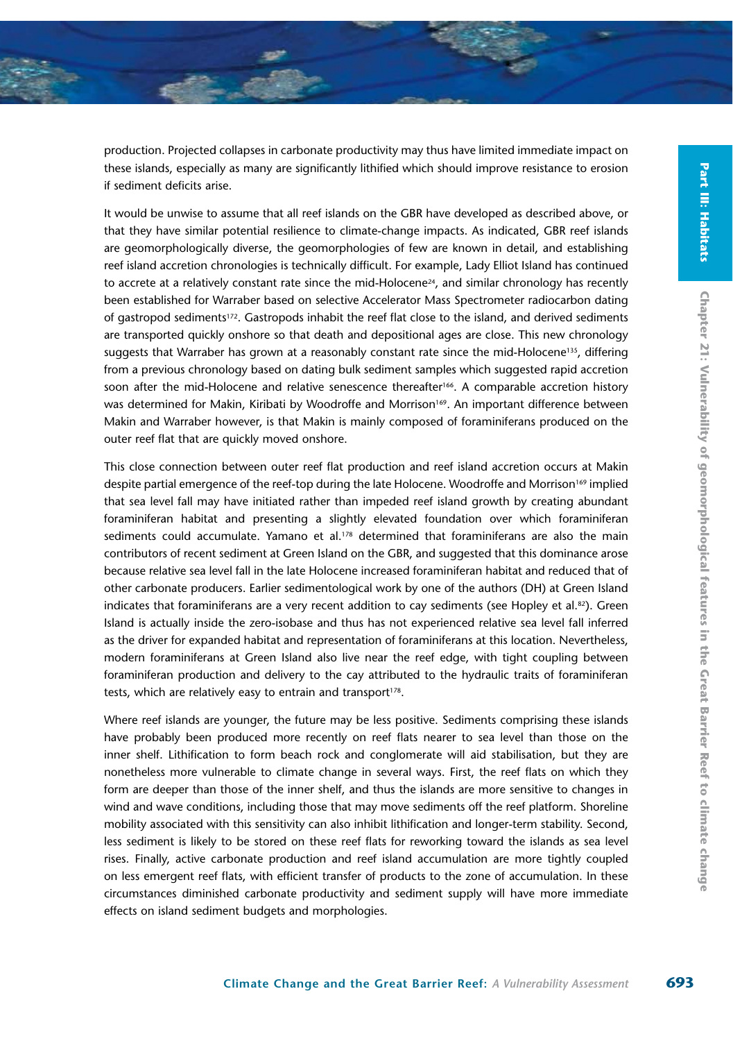production. Projected collapses in carbonate productivity may thus have limited immediate impact on these islands, especially as many are significantly lithified which should improve resistance to erosion if sediment deficits arise.

It would be unwise to assume that all reef islands on the GBR have developed as described above, or that they have similar potential resilience to climate-change impacts. As indicated, GBR reef islands are geomorphologically diverse, the geomorphologies of few are known in detail, and establishing reef island accretion chronologies is technically difficult. For example, Lady Elliot Island has continued to accrete at a relatively constant rate since the mid-Holocene[24], and similar chronology has recently been established for Warraber based on selective Accelerator Mass Spectrometer radiocarbon dating of gastropod sediments[172]. Gastropods inhabit the reef flat close to the island, and derived sediments are transported quickly onshore so that death and depositional ages are close. This new chronology suggests that Warraber has grown at a reasonably constant rate since the mid-Holocene[135], differing from a previous chronology based on dating bulk sediment samples which suggested rapid accretion soon after the mid-Holocene and relative senescence thereafter[166]. A comparable accretion history was determined for Makin, Kiribati by Woodroffe and Morrison[169]. An important difference between Makin and Warraber however, is that Makin is mainly composed of foraminiferans produced on the outer reef flat that are quickly moved onshore.

This close connection between outer reef flat production and reef island accretion occurs at Makin despite partial emergence of the reef-top during the late Holocene. Woodroffe and Morrison[169] implied that sea level fall may have initiated rather than impeded reef island growth by creating abundant foraminiferan habitat and presenting a slightly elevated foundation over which foraminiferan sediments could accumulate. Yamano et al.[178] determined that foraminiferans are also the main contributors of recent sediment at Green Island on the GBR, and suggested that this dominance arose because relative sea level fall in the late Holocene increased foraminiferan habitat and reduced that of other carbonate producers. Earlier sedimentological work by one of the authors (DH) at Green Island indicates that foraminiferans are a very recent addition to cay sediments (see Hopley et al.[82]). Green Island is actually inside the zero-isobase and thus has not experienced relative sea level fall inferred as the driver for expanded habitat and representation of foraminiferans at this location. Nevertheless, modern foraminiferans at Green Island also live near the reef edge, with tight coupling between foraminiferan production and delivery to the cay attributed to the hydraulic traits of foraminiferan tests, which are relatively easy to entrain and transport[178].

Where reef islands are younger, the future may be less positive. Sediments comprising these islands have probably been produced more recently on reef flats nearer to sea level than those on the inner shelf. Lithification to form beach rock and conglomerate will aid stabilisation, but they are nonetheless more vulnerable to climate change in several ways. First, the reef flats on which they form are deeper than those of the inner shelf, and thus the islands are more sensitive to changes in wind and wave conditions, including those that may move sediments off the reef platform. Shoreline mobility associated with this sensitivity can also inhibit lithification and longer-term stability. Second, less sediment is likely to be stored on these reef flats for reworking toward the islands as sea level rises. Finally, active carbonate production and reef island accumulation are more tightly coupled on less emergent reef flats, with efficient transfer of products to the zone of accumulation. In these circumstances diminished carbonate productivity and sediment supply will have more immediate effects on island sediment budgets and morphologies.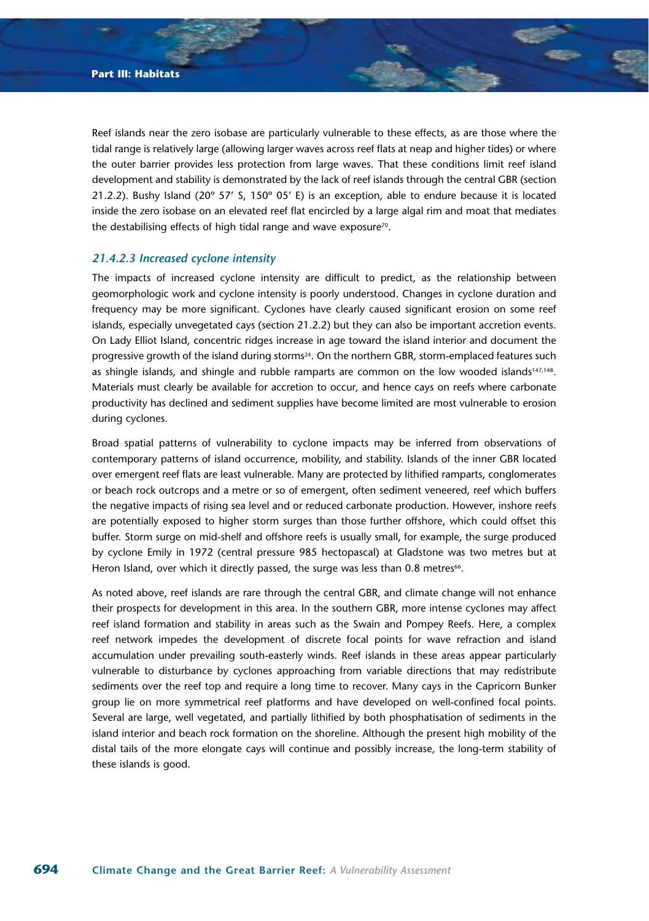Reef islands near the zero isobase are particularly vulnerable to these effects, as are those where the tidal range is relatively large (allowing larger waves across reef flats at neap and higher tides) or where the outer barrier provides less protection from large waves. That these conditions limit reef island development and stability is demonstrated by the lack of reef islands through the central GBR (section 21.2.2). Bushy Island (20° 57′ S, 150° 05′ E) is an exception, able to endure because it is located inside the zero isobase on an elevated reef flat encircled by a large algal rim and moat that mediates the destabilising effects of high tidal range and wave exposure[70].

### 21.4.2.3 Increased cyclone intensity

The impacts of increased cyclone intensity are difficult to predict, as the relationship between geomorphologic work and cyclone intensity is poorly understood. Changes in cyclone duration and frequency may be more significant. Cyclones have clearly caused significant erosion on some reef islands, especially unvegetated cays (section 21.2.2) but they can also be important accretion events. On Lady Elliot Island, concentric ridges increase in age toward the island interior and document the progressive growth of the island during storms[24]. On the northern GBR, storm-emplaced features such as shingle islands, and shingle and rubble ramparts are common on the low wooded islands[147,148]. Materials must clearly be available for accretion to occur, and hence cays on reefs where carbonate productivity has declined and sediment supplies have become limited are most vulnerable to erosion during cyclones.

Broad spatial patterns of vulnerability to cyclone impacts may be inferred from observations of contemporary patterns of island occurrence, mobility, and stability. Islands of the inner GBR located over emergent reef flats are least vulnerable. Many are protected by lithified ramparts, conglomerates or beach rock outcrops and a metre or so of emergent, often sediment veneered, reef which buffers the negative impacts of rising sea level and or reduced carbonate production. However, inshore reefs are potentially exposed to higher storm surges than those further offshore, which could offset this buffer. Storm surge on mid-shelf and offshore reefs is usually small, for example, the surge produced by cyclone Emily in 1972 (central pressure 985 hectopascal) at Gladstone was two metres but at Heron Island, over which it directly passed, the surge was less than 0.8 metres[66].

As noted above, reef islands are rare through the central GBR, and climate change will not enhance their prospects for development in this area. In the southern GBR, more intense cyclones may affect reef island formation and stability in areas such as the Swain and Pompey Reefs. Here, a complex reef network impedes the development of discrete focal points for wave refraction and island accumulation under prevailing south-easterly winds. Reef islands in these areas appear particularly vulnerable to disturbance by cyclones approaching from variable directions that may redistribute sediments over the reef top and require a long time to recover. Many cays in the Capricorn Bunker group lie on more symmetrical reef platforms and have developed on well-confined focal points. Several are large, well vegetated, and partially lithified by both phosphatisation of sediments in the island interior and beach rock formation on the shoreline. Although the present high mobility of the distal tails of the more elongate cays will continue and possibly increase, the long-term stability of these islands is good.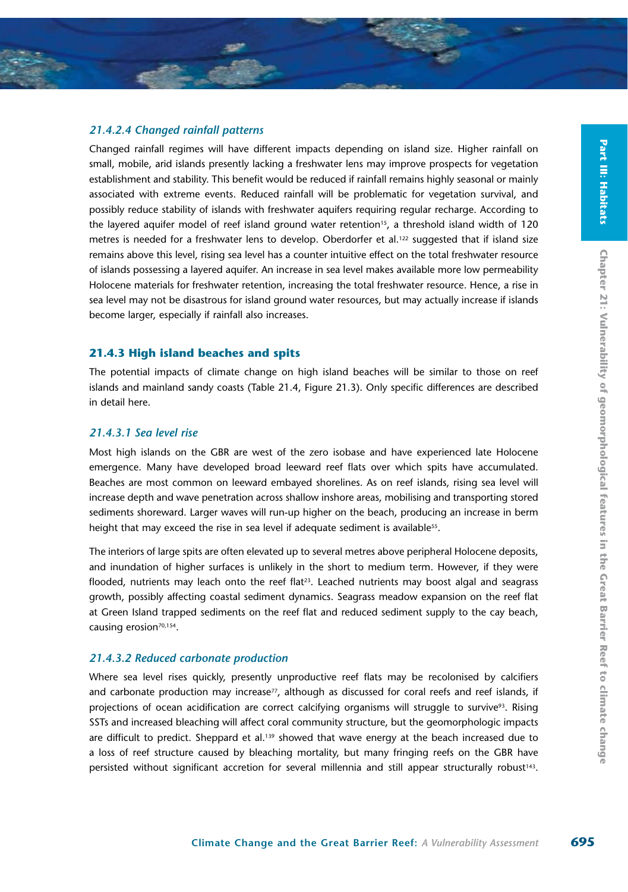#### 21.4.2.4 Changed rainfall patterns

Changed rainfall regimes will have different impacts depending on island size. Higher rainfall on small, mobile, arid islands presently lacking a freshwater lens may improve prospects for vegetation establishment and stability. This benefit would be reduced if rainfall remains highly seasonal or mainly associated with extreme events. Reduced rainfall will be problematic for vegetation survival, and possibly reduce stability of islands with freshwater aquifers requiring regular recharge. According to the layered aquifer model of reef island ground water retention[15], a threshold island width of 120 metres is needed for a freshwater lens to develop. Oberdorfer et al.[122] suggested that if island size remains above this level, rising sea level has a counter intuitive effect on the total freshwater resource of islands possessing a layered aquifer. An increase in sea level makes available more low permeability Holocene materials for freshwater retention, increasing the total freshwater resource. Hence, a rise in sea level may not be disastrous for island ground water resources, but may actually increase if islands become larger, especially if rainfall also increases.

### 21.4.3 High island beaches and spits

The potential impacts of climate change on high island beaches will be similar to those on reef islands and mainland sandy coasts (Table 21.4, Figure 21.3). Only specific differences are described in detail here.

#### 21.4.3.1 Sea level rise

Most high islands on the GBR are west of the zero isobase and have experienced late Holocene emergence. Many have developed broad leeward reef flats over which spits have accumulated. Beaches are most common on leeward embayed shorelines. As on reef islands, rising sea level will increase depth and wave penetration across shallow inshore areas, mobilising and transporting stored sediments shoreward. Larger waves will run-up higher on the beach, producing an increase in berm height that may exceed the rise in sea level if adequate sediment is available[55].

The interiors of large spits are often elevated up to several metres above peripheral Holocene deposits, and inundation of higher surfaces is unlikely in the short to medium term. However, if they were flooded, nutrients may leach onto the reef flat[23]. Leached nutrients may boost algal and seagrass growth, possibly affecting coastal sediment dynamics. Seagrass meadow expansion on the reef flat at Green Island trapped sediments on the reef flat and reduced sediment supply to the cay beach, causing erosion[70,154].

#### 21.4.3.2 Reduced carbonate production

Where sea level rises quickly, presently unproductive reef flats may be recolonised by calcifiers and carbonate production may increase[77], although as discussed for coral reefs and reef islands, if projections of ocean acidification are correct calcifying organisms will struggle to survive[93]. Rising SSTs and increased bleaching will affect coral community structure, but the geomorphologic impacts are difficult to predict. Sheppard et al.[139] showed that wave energy at the beach increased due to a loss of reef structure caused by bleaching mortality, but many fringing reefs on the GBR have persisted without significant accretion for several millennia and still appear structurally robust[143].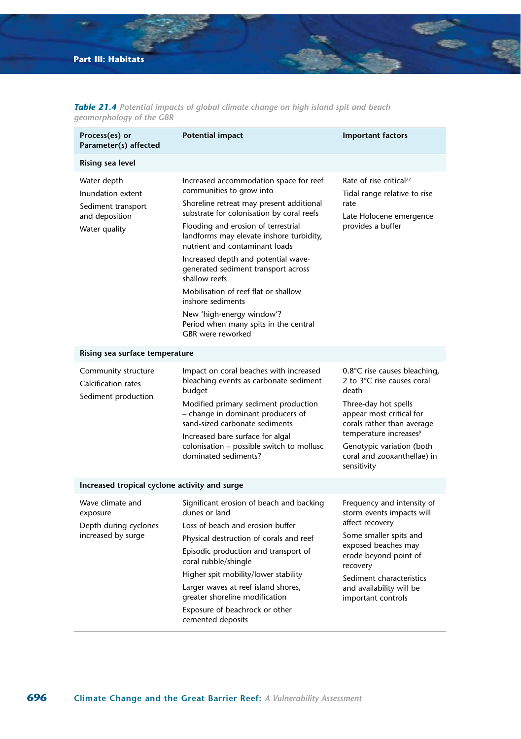***Table 21.4*** *Potential impacts of global climate change on high island spit and beach geomorphology of the GBR*

| Process(es) or Parameter(s) affected | Potential impact | Important factors |
| --- | --- | --- |
| **Rising sea level** | | |
| Water depth<br>Inundation extent<br>Sediment transport and deposition<br>Water quality | Increased accommodation space for reef communities to grow into<br>Shoreline retreat may present additional substrate for colonisation by coral reefs<br>Flooding and erosion of terrestrial landforms may elevate inshore turbidity, nutrient and contaminant loads<br>Increased depth and potential wave-generated sediment transport across shallow reefs<br>Mobilisation of reef flat or shallow inshore sediments<br>New 'high-energy window'? Period when many spits in the central GBR were reworked | Rate of rise critical[77]<br>Tidal range relative to rise rate<br>Late Holocene emergence provides a buffer |
| **Rising sea surface temperature** | | |
| Community structure<br>Calcification rates<br>Sediment production | Impact on coral beaches with increased bleaching events as carbonate sediment budget<br>Modified primary sediment production – change in dominant producers of sand-sized carbonate sediments<br>Increased bare surface for algal colonisation – possible switch to mollusc dominated sediments? | 0.8°C rise causes bleaching, 2 to 3°C rise causes coral death<br>Three-day hot spells appear most critical for corals rather than average temperature increases[9]<br>Genotypic variation (both coral and zooxanthellae) in sensitivity |
| **Increased tropical cyclone activity and surge** | | |
| Wave climate and exposure<br>Depth during cyclones increased by surge | Significant erosion of beach and backing dunes or land<br>Loss of beach and erosion buffer<br>Physical destruction of corals and reef<br>Episodic production and transport of coral rubble/shingle<br>Higher spit mobility/lower stability<br>Larger waves at reef island shores, greater shoreline modification<br>Exposure of beachrock or other cemented deposits | Frequency and intensity of storm events impacts will affect recovery<br>Some smaller spits and exposed beaches may erode beyond point of recovery<br>Sediment characteristics and availability will be important controls |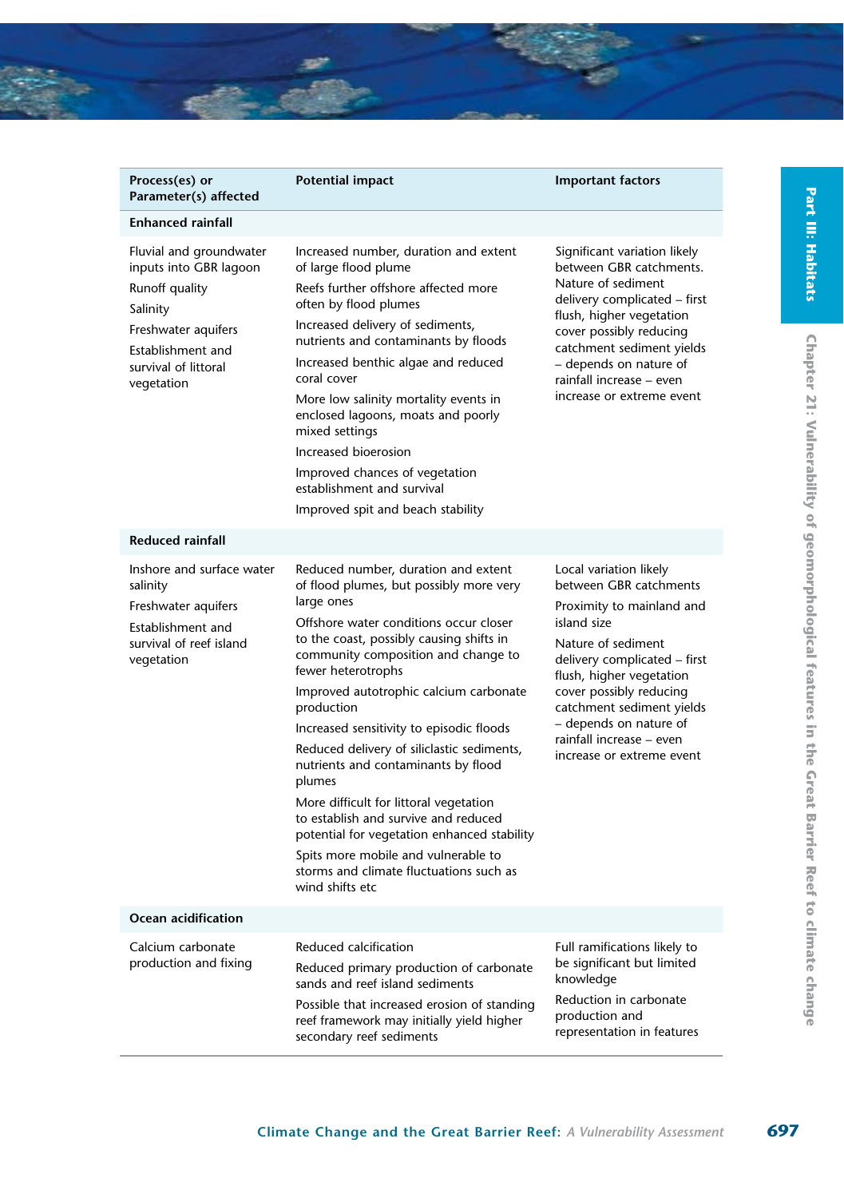| Process(es) or Parameter(s) affected | Potential impact | Important factors |
|---|---|---|
| **Enhanced rainfall** | | |
| Fluvial and groundwater inputs into GBR lagoon<br>Runoff quality<br>Salinity<br>Freshwater aquifers<br>Establishment and survival of littoral vegetation | Increased number, duration and extent of large flood plume<br>Reefs further offshore affected more often by flood plumes<br>Increased delivery of sediments, nutrients and contaminants by floods<br>Increased benthic algae and reduced coral cover<br>More low salinity mortality events in enclosed lagoons, moats and poorly mixed settings<br>Increased bioerosion<br>Improved chances of vegetation establishment and survival<br>Improved spit and beach stability | Significant variation likely between GBR catchments. Nature of sediment delivery complicated – first flush, higher vegetation cover possibly reducing catchment sediment yields – depends on nature of rainfall increase – even increase or extreme event |
| **Reduced rainfall** | | |
| Inshore and surface water salinity<br>Freshwater aquifers<br>Establishment and survival of reef island vegetation | Reduced number, duration and extent of flood plumes, but possibly more very large ones<br>Offshore water conditions occur closer to the coast, possibly causing shifts in community composition and change to fewer heterotrophs<br>Improved autotrophic calcium carbonate production<br>Increased sensitivity to episodic floods<br>Reduced delivery of siliclastic sediments, nutrients and contaminants by flood plumes<br>More difficult for littoral vegetation to establish and survive and reduced potential for vegetation enhanced stability<br>Spits more mobile and vulnerable to storms and climate fluctuations such as wind shifts etc | Local variation likely between GBR catchments<br>Proximity to mainland and island size<br>Nature of sediment delivery complicated – first flush, higher vegetation cover possibly reducing catchment sediment yields – depends on nature of rainfall increase – even increase or extreme event |
| **Ocean acidification** | | |
| Calcium carbonate production and fixing | Reduced calcification<br>Reduced primary production of carbonate sands and reef island sediments<br>Possible that increased erosion of standing reef framework may initially yield higher secondary reef sediments | Full ramifications likely to be significant but limited knowledge<br>Reduction in carbonate production and representation in features |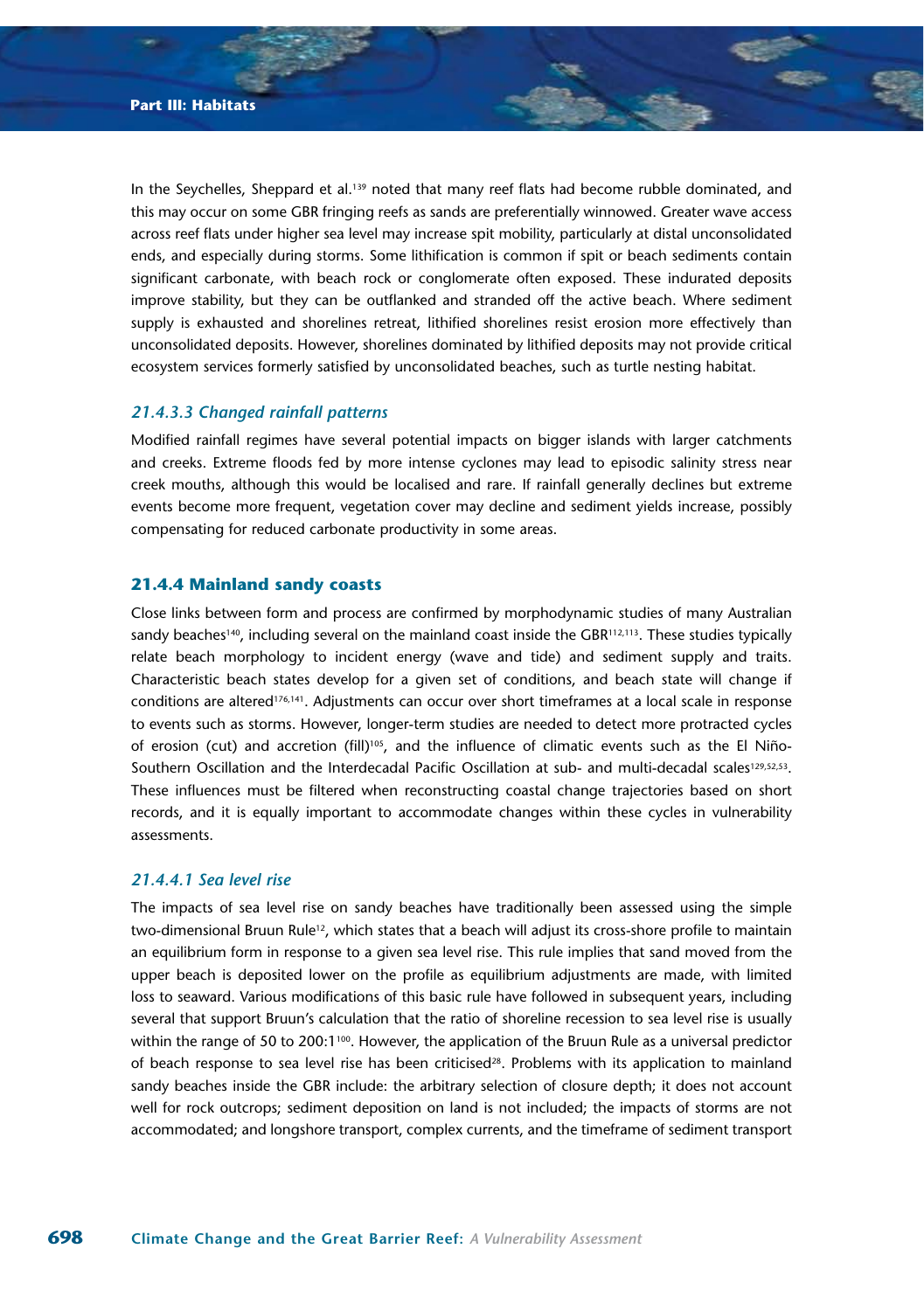In the Seychelles, Sheppard et al.[139] noted that many reef flats had become rubble dominated, and this may occur on some GBR fringing reefs as sands are preferentially winnowed. Greater wave access across reef flats under higher sea level may increase spit mobility, particularly at distal unconsolidated ends, and especially during storms. Some lithification is common if spit or beach sediments contain significant carbonate, with beach rock or conglomerate often exposed. These indurated deposits improve stability, but they can be outflanked and stranded off the active beach. Where sediment supply is exhausted and shorelines retreat, lithified shorelines resist erosion more effectively than unconsolidated deposits. However, shorelines dominated by lithified deposits may not provide critical ecosystem services formerly satisfied by unconsolidated beaches, such as turtle nesting habitat.

#### *21.4.3.3 Changed rainfall patterns*

Modified rainfall regimes have several potential impacts on bigger islands with larger catchments and creeks. Extreme floods fed by more intense cyclones may lead to episodic salinity stress near creek mouths, although this would be localised and rare. If rainfall generally declines but extreme events become more frequent, vegetation cover may decline and sediment yields increase, possibly compensating for reduced carbonate productivity in some areas.

### 21.4.4 Mainland sandy coasts

Close links between form and process are confirmed by morphodynamic studies of many Australian sandy beaches[140], including several on the mainland coast inside the GBR[112,113]. These studies typically relate beach morphology to incident energy (wave and tide) and sediment supply and traits. Characteristic beach states develop for a given set of conditions, and beach state will change if conditions are altered[176,141]. Adjustments can occur over short timeframes at a local scale in response to events such as storms. However, longer-term studies are needed to detect more protracted cycles of erosion (cut) and accretion (fill)[105], and the influence of climatic events such as the El Niño-Southern Oscillation and the Interdecadal Pacific Oscillation at sub- and multi-decadal scales[129,52,53]. These influences must be filtered when reconstructing coastal change trajectories based on short records, and it is equally important to accommodate changes within these cycles in vulnerability assessments.

#### *21.4.4.1 Sea level rise*

The impacts of sea level rise on sandy beaches have traditionally been assessed using the simple two-dimensional Bruun Rule[12], which states that a beach will adjust its cross-shore profile to maintain an equilibrium form in response to a given sea level rise. This rule implies that sand moved from the upper beach is deposited lower on the profile as equilibrium adjustments are made, with limited loss to seaward. Various modifications of this basic rule have followed in subsequent years, including several that support Bruun's calculation that the ratio of shoreline recession to sea level rise is usually within the range of 50 to 200:1[100]. However, the application of the Bruun Rule as a universal predictor of beach response to sea level rise has been criticised[28]. Problems with its application to mainland sandy beaches inside the GBR include: the arbitrary selection of closure depth; it does not account well for rock outcrops; sediment deposition on land is not included; the impacts of storms are not accommodated; and longshore transport, complex currents, and the timeframe of sediment transport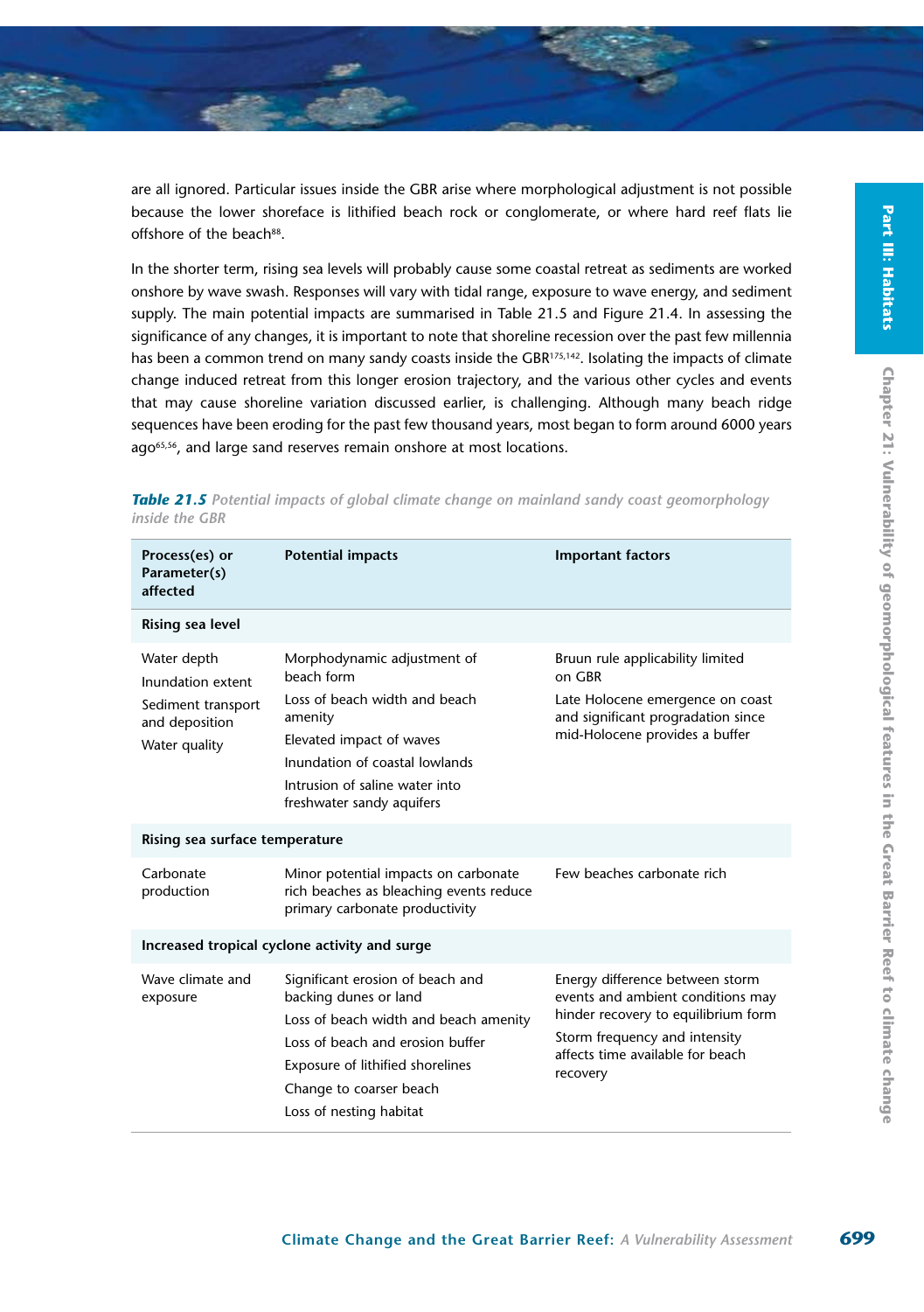are all ignored. Particular issues inside the GBR arise where morphological adjustment is not possible because the lower shoreface is lithified beach rock or conglomerate, or where hard reef flats lie offshore of the beach[88].

In the shorter term, rising sea levels will probably cause some coastal retreat as sediments are worked onshore by wave swash. Responses will vary with tidal range, exposure to wave energy, and sediment supply. The main potential impacts are summarised in Table 21.5 and Figure 21.4. In assessing the significance of any changes, it is important to note that shoreline recession over the past few millennia has been a common trend on many sandy coasts inside the GBR[175,142]. Isolating the impacts of climate change induced retreat from this longer erosion trajectory, and the various other cycles and events that may cause shoreline variation discussed earlier, is challenging. Although many beach ridge sequences have been eroding for the past few thousand years, most began to form around 6000 years ago[65,56], and large sand reserves remain onshore at most locations.

***Table 21.5*** *Potential impacts of global climate change on mainland sandy coast geomorphology inside the GBR*

| Process(es) or Parameter(s) affected | Potential impacts | Important factors |
|---|---|---|
| **Rising sea level** | | |
| Water depth<br>Inundation extent<br>Sediment transport and deposition<br>Water quality | Morphodynamic adjustment of beach form<br>Loss of beach width and beach amenity<br>Elevated impact of waves<br>Inundation of coastal lowlands<br>Intrusion of saline water into freshwater sandy aquifers | Bruun rule applicability limited on GBR<br>Late Holocene emergence on coast and significant progradation since mid-Holocene provides a buffer |
| **Rising sea surface temperature** | | |
| Carbonate production | Minor potential impacts on carbonate rich beaches as bleaching events reduce primary carbonate productivity | Few beaches carbonate rich |
| **Increased tropical cyclone activity and surge** | | |
| Wave climate and exposure | Significant erosion of beach and backing dunes or land<br>Loss of beach width and beach amenity<br>Loss of beach and erosion buffer<br>Exposure of lithified shorelines<br>Change to coarser beach<br>Loss of nesting habitat | Energy difference between storm events and ambient conditions may hinder recovery to equilibrium form<br>Storm frequency and intensity affects time available for beach recovery |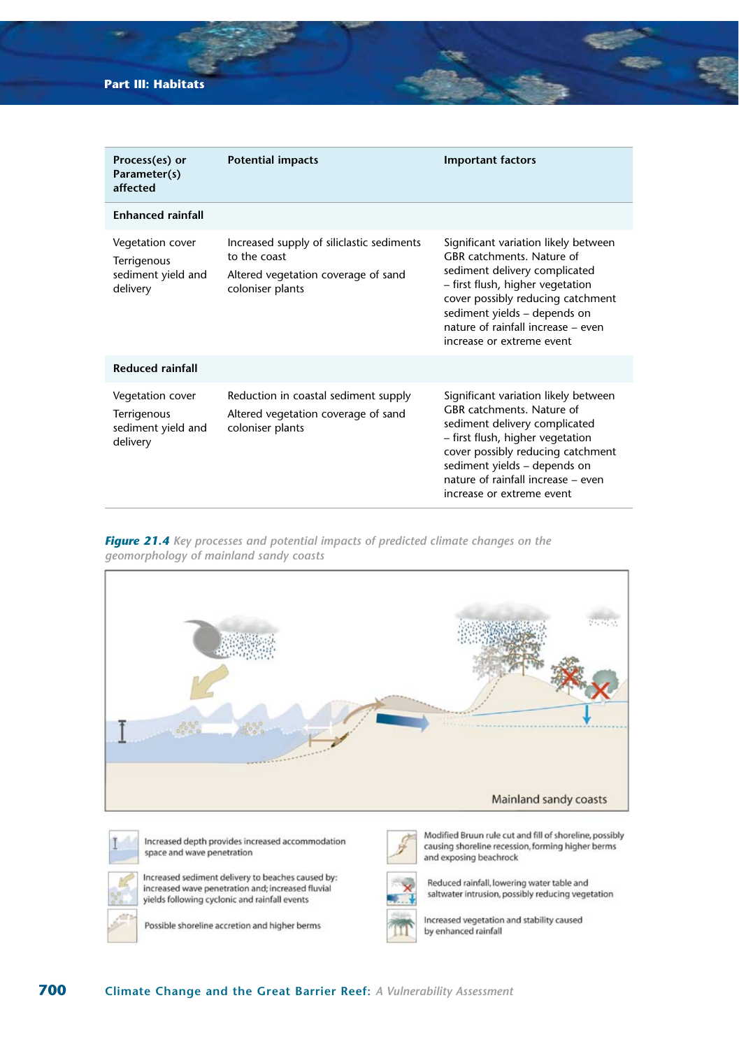| Process(es) or Parameter(s) affected | Potential impacts | Important factors |
| --- | --- | --- |
| **Enhanced rainfall** | | |
| Vegetation cover<br>Terrigenous sediment yield and delivery | Increased supply of siliclastic sediments to the coast<br>Altered vegetation coverage of sand coloniser plants | Significant variation likely between GBR catchments. Nature of sediment delivery complicated – first flush, higher vegetation cover possibly reducing catchment sediment yields – depends on nature of rainfall increase – even increase or extreme event |
| **Reduced rainfall** | | |
| Vegetation cover<br>Terrigenous sediment yield and delivery | Reduction in coastal sediment supply<br>Altered vegetation coverage of sand coloniser plants | Significant variation likely between GBR catchments. Nature of sediment delivery complicated – first flush, higher vegetation cover possibly reducing catchment sediment yields – depends on nature of rainfall increase – even increase or extreme event |

***Figure 21.4*** *Key processes and potential impacts of predicted climate changes on the geomorphology of mainland sandy coasts*

Mainland sandy coasts

- Increased depth provides increased accommodation space and wave penetration
- Increased sediment delivery to beaches caused by: increased wave penetration and; increased fluvial yields following cyclonic and rainfall events
- Possible shoreline accretion and higher berms
- Modified Bruun rule cut and fill of shoreline, possibly causing shoreline recession, forming higher berms and exposing beachrock
- Reduced rainfall, lowering water table and saltwater intrusion, possibly reducing vegetation
- Increased vegetation and stability caused by enhanced rainfall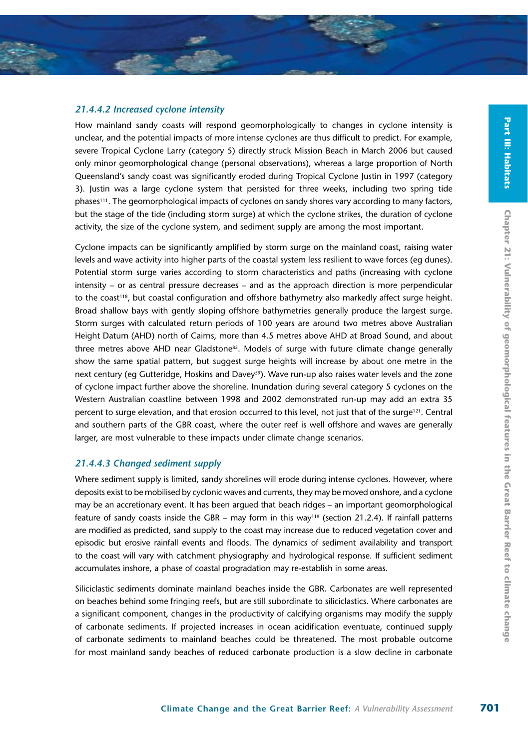### *21.4.4.2 Increased cyclone intensity*

How mainland sandy coasts will respond geomorphologically to changes in cyclone intensity is unclear, and the potential impacts of more intense cyclones are thus difficult to predict. For example, severe Tropical Cyclone Larry (category 5) directly struck Mission Beach in March 2006 but caused only minor geomorphological change (personal observations), whereas a large proportion of North Queensland's sandy coast was significantly eroded during Tropical Cyclone Justin in 1997 (category 3). Justin was a large cyclone system that persisted for three weeks, including two spring tide phases[111]. The geomorphological impacts of cyclones on sandy shores vary according to many factors, but the stage of the tide (including storm surge) at which the cyclone strikes, the duration of cyclone activity, the size of the cyclone system, and sediment supply are among the most important.

Cyclone impacts can be significantly amplified by storm surge on the mainland coast, raising water levels and wave activity into higher parts of the coastal system less resilient to wave forces (eg dunes). Potential storm surge varies according to storm characteristics and paths (increasing with cyclone intensity – or as central pressure decreases – and as the approach direction is more perpendicular to the coast[118], but coastal configuration and offshore bathymetry also markedly affect surge height. Broad shallow bays with gently sloping offshore bathymetries generally produce the largest surge. Storm surges with calculated return periods of 100 years are around two metres above Australian Height Datum (AHD) north of Cairns, more than 4.5 metres above AHD at Broad Sound, and about three metres above AHD near Gladstone[82]. Models of surge with future climate change generally show the same spatial pattern, but suggest surge heights will increase by about one metre in the next century (eg Gutteridge, Hoskins and Davey[59]). Wave run-up also raises water levels and the zone of cyclone impact further above the shoreline. Inundation during several category 5 cyclones on the Western Australian coastline between 1998 and 2002 demonstrated run-up may add an extra 35 percent to surge elevation, and that erosion occurred to this level, not just that of the surge[121]. Central and southern parts of the GBR coast, where the outer reef is well offshore and waves are generally larger, are most vulnerable to these impacts under climate change scenarios.

### *21.4.4.3 Changed sediment supply*

Where sediment supply is limited, sandy shorelines will erode during intense cyclones. However, where deposits exist to be mobilised by cyclonic waves and currents, they may be moved onshore, and a cyclone may be an accretionary event. It has been argued that beach ridges – an important geomorphological feature of sandy coasts inside the GBR – may form in this way[119] (section 21.2.4). If rainfall patterns are modified as predicted, sand supply to the coast may increase due to reduced vegetation cover and episodic but erosive rainfall events and floods. The dynamics of sediment availability and transport to the coast will vary with catchment physiography and hydrological response. If sufficient sediment accumulates inshore, a phase of coastal progradation may re-establish in some areas.

Siliciclastic sediments dominate mainland beaches inside the GBR. Carbonates are well represented on beaches behind some fringing reefs, but are still subordinate to siliciclastics. Where carbonates are a significant component, changes in the productivity of calcifying organisms may modify the supply of carbonate sediments. If projected increases in ocean acidification eventuate, continued supply of carbonate sediments to mainland beaches could be threatened. The most probable outcome for most mainland sandy beaches of reduced carbonate production is a slow decline in carbonate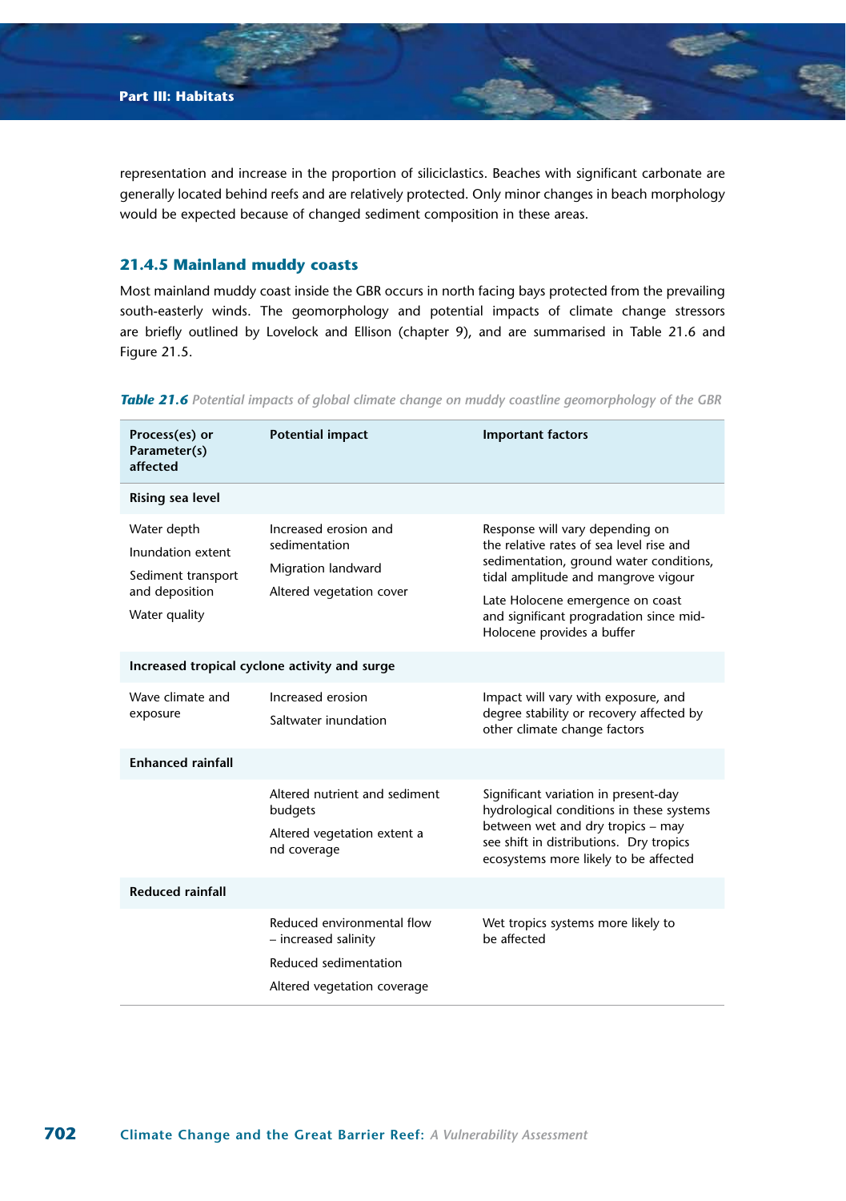representation and increase in the proportion of siliciclastics. Beaches with significant carbonate are generally located behind reefs and are relatively protected. Only minor changes in beach morphology would be expected because of changed sediment composition in these areas.

### 21.4.5 Mainland muddy coasts

Most mainland muddy coast inside the GBR occurs in north facing bays protected from the prevailing south-easterly winds. The geomorphology and potential impacts of climate change stressors are briefly outlined by Lovelock and Ellison (chapter 9), and are summarised in Table 21.6 and Figure 21.5.

***Table 21.6*** *Potential impacts of global climate change on muddy coastline geomorphology of the GBR*

| Process(es) or Parameter(s) affected | Potential impact | Important factors |
|---|---|---|
| **Rising sea level** | | |
| Water depth<br>Inundation extent<br>Sediment transport and deposition<br>Water quality | Increased erosion and sedimentation<br>Migration landward<br>Altered vegetation cover | Response will vary depending on the relative rates of sea level rise and sedimentation, ground water conditions, tidal amplitude and mangrove vigour<br>Late Holocene emergence on coast and significant progradation since mid-Holocene provides a buffer |
| **Increased tropical cyclone activity and surge** | | |
| Wave climate and exposure | Increased erosion<br>Saltwater inundation | Impact will vary with exposure, and degree stability or recovery affected by other climate change factors |
| **Enhanced rainfall** | | |
| | Altered nutrient and sediment budgets<br>Altered vegetation extent a nd coverage | Significant variation in present-day hydrological conditions in these systems between wet and dry tropics – may see shift in distributions. Dry tropics ecosystems more likely to be affected |
| **Reduced rainfall** | | |
| | Reduced environmental flow – increased salinity<br>Reduced sedimentation<br>Altered vegetation coverage | Wet tropics systems more likely to be affected |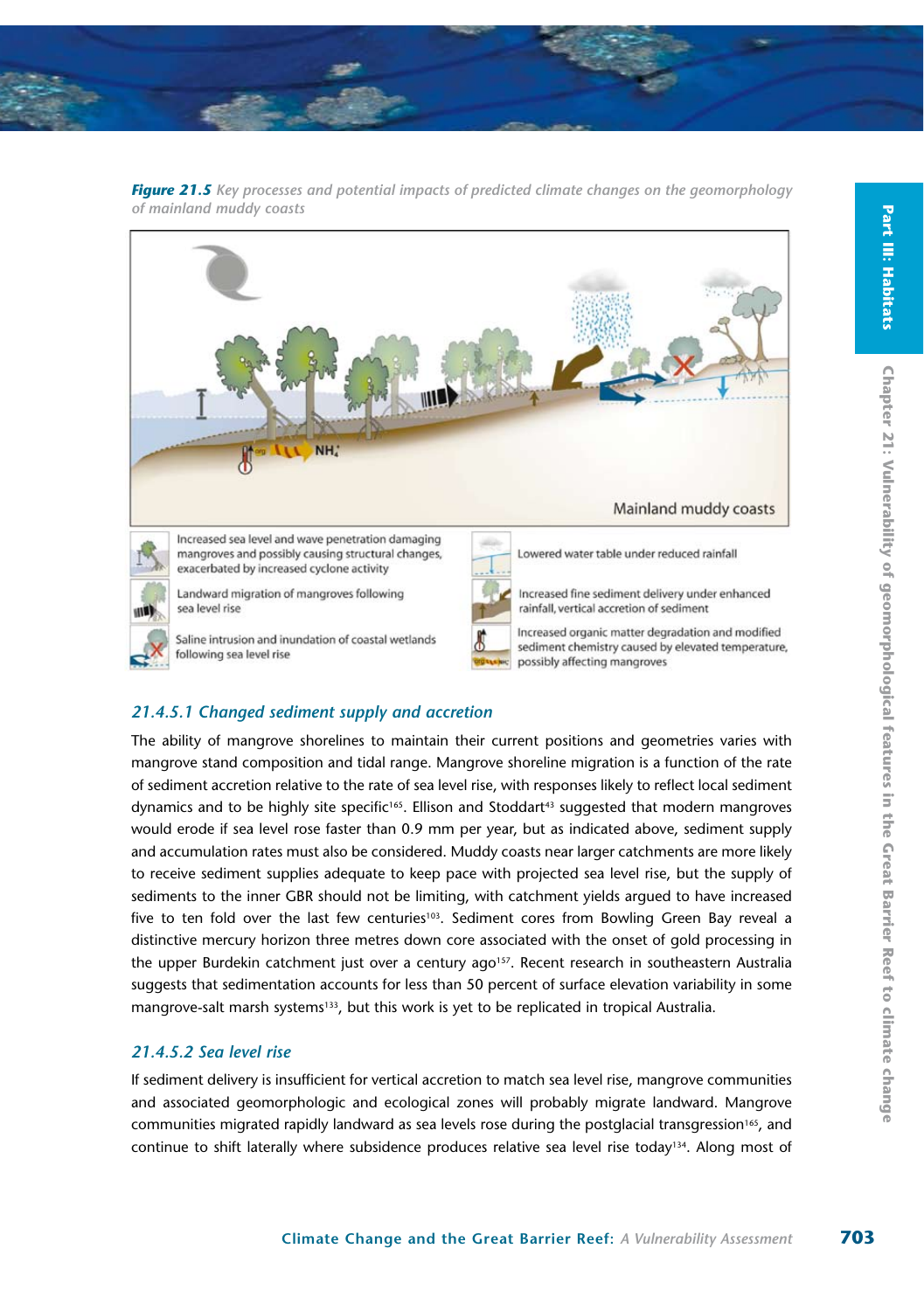***Figure 21.5** Key processes and potential impacts of predicted climate changes on the geomorphology of mainland muddy coasts*

Mainland muddy coasts

Increased sea level and wave penetration damaging mangroves and possibly causing structural changes, exacerbated by increased cyclone activity

Landward migration of mangroves following sea level rise

Saline intrusion and inundation of coastal wetlands following sea level rise

Lowered water table under reduced rainfall

Increased fine sediment delivery under enhanced rainfall, vertical accretion of sediment

Increased organic matter degradation and modified sediment chemistry caused by elevated temperature, possibly affecting mangroves

### *21.4.5.1 Changed sediment supply and accretion*

The ability of mangrove shorelines to maintain their current positions and geometries varies with mangrove stand composition and tidal range. Mangrove shoreline migration is a function of the rate of sediment accretion relative to the rate of sea level rise, with responses likely to reflect local sediment dynamics and to be highly site specific[165]. Ellison and Stoddart[43] suggested that modern mangroves would erode if sea level rose faster than 0.9 mm per year, but as indicated above, sediment supply and accumulation rates must also be considered. Muddy coasts near larger catchments are more likely to receive sediment supplies adequate to keep pace with projected sea level rise, but the supply of sediments to the inner GBR should not be limiting, with catchment yields argued to have increased five to ten fold over the last few centuries[103]. Sediment cores from Bowling Green Bay reveal a distinctive mercury horizon three metres down core associated with the onset of gold processing in the upper Burdekin catchment just over a century ago[157]. Recent research in southeastern Australia suggests that sedimentation accounts for less than 50 percent of surface elevation variability in some mangrove-salt marsh systems[133], but this work is yet to be replicated in tropical Australia.

### *21.4.5.2 Sea level rise*

If sediment delivery is insufficient for vertical accretion to match sea level rise, mangrove communities and associated geomorphologic and ecological zones will probably migrate landward. Mangrove communities migrated rapidly landward as sea levels rose during the postglacial transgression[165], and continue to shift laterally where subsidence produces relative sea level rise today[134]. Along most of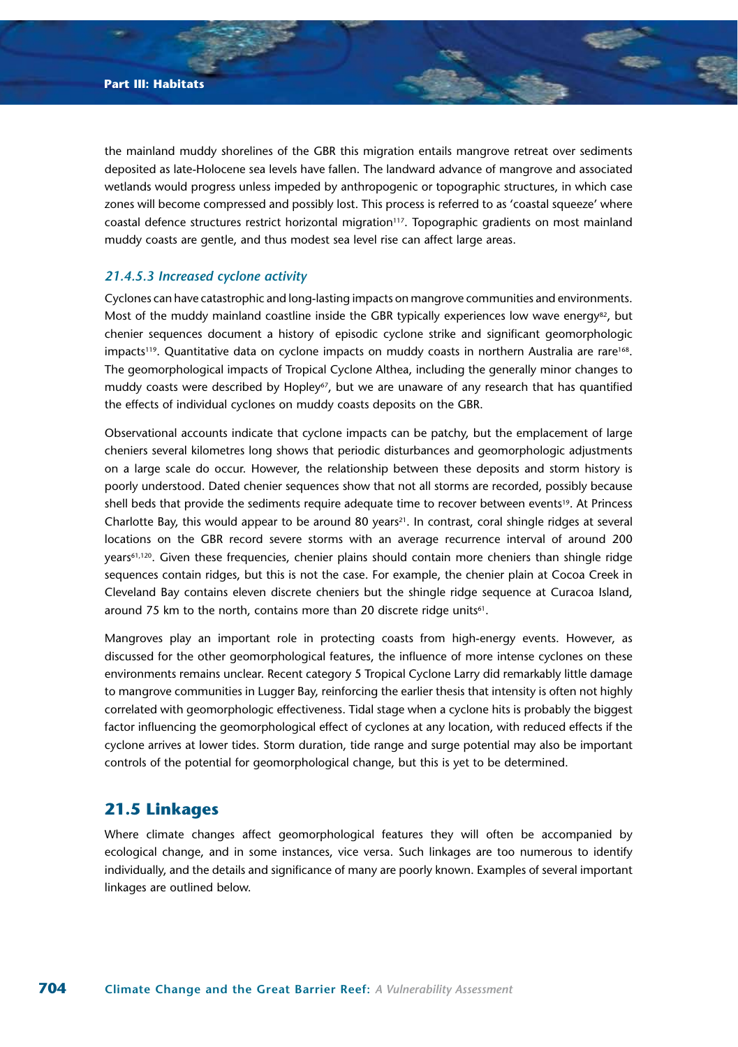the mainland muddy shorelines of the GBR this migration entails mangrove retreat over sediments deposited as late-Holocene sea levels have fallen. The landward advance of mangrove and associated wetlands would progress unless impeded by anthropogenic or topographic structures, in which case zones will become compressed and possibly lost. This process is referred to as 'coastal squeeze' where coastal defence structures restrict horizontal migration[117]. Topographic gradients on most mainland muddy coasts are gentle, and thus modest sea level rise can affect large areas.

### *21.4.5.3 Increased cyclone activity*

Cyclones can have catastrophic and long-lasting impacts on mangrove communities and environments. Most of the muddy mainland coastline inside the GBR typically experiences low wave energy[82], but chenier sequences document a history of episodic cyclone strike and significant geomorphologic impacts[119]. Quantitative data on cyclone impacts on muddy coasts in northern Australia are rare[168]. The geomorphological impacts of Tropical Cyclone Althea, including the generally minor changes to muddy coasts were described by Hopley[67], but we are unaware of any research that has quantified the effects of individual cyclones on muddy coasts deposits on the GBR.

Observational accounts indicate that cyclone impacts can be patchy, but the emplacement of large cheniers several kilometres long shows that periodic disturbances and geomorphologic adjustments on a large scale do occur. However, the relationship between these deposits and storm history is poorly understood. Dated chenier sequences show that not all storms are recorded, possibly because shell beds that provide the sediments require adequate time to recover between events[19]. At Princess Charlotte Bay, this would appear to be around 80 years[21]. In contrast, coral shingle ridges at several locations on the GBR record severe storms with an average recurrence interval of around 200 years[61,120]. Given these frequencies, chenier plains should contain more cheniers than shingle ridge sequences contain ridges, but this is not the case. For example, the chenier plain at Cocoa Creek in Cleveland Bay contains eleven discrete cheniers but the shingle ridge sequence at Curacoa Island, around 75 km to the north, contains more than 20 discrete ridge units[61].

Mangroves play an important role in protecting coasts from high-energy events. However, as discussed for the other geomorphological features, the influence of more intense cyclones on these environments remains unclear. Recent category 5 Tropical Cyclone Larry did remarkably little damage to mangrove communities in Lugger Bay, reinforcing the earlier thesis that intensity is often not highly correlated with geomorphologic effectiveness. Tidal stage when a cyclone hits is probably the biggest factor influencing the geomorphological effect of cyclones at any location, with reduced effects if the cyclone arrives at lower tides. Storm duration, tide range and surge potential may also be important controls of the potential for geomorphological change, but this is yet to be determined.

## 21.5 Linkages

Where climate changes affect geomorphological features they will often be accompanied by ecological change, and in some instances, vice versa. Such linkages are too numerous to identify individually, and the details and significance of many are poorly known. Examples of several important linkages are outlined below.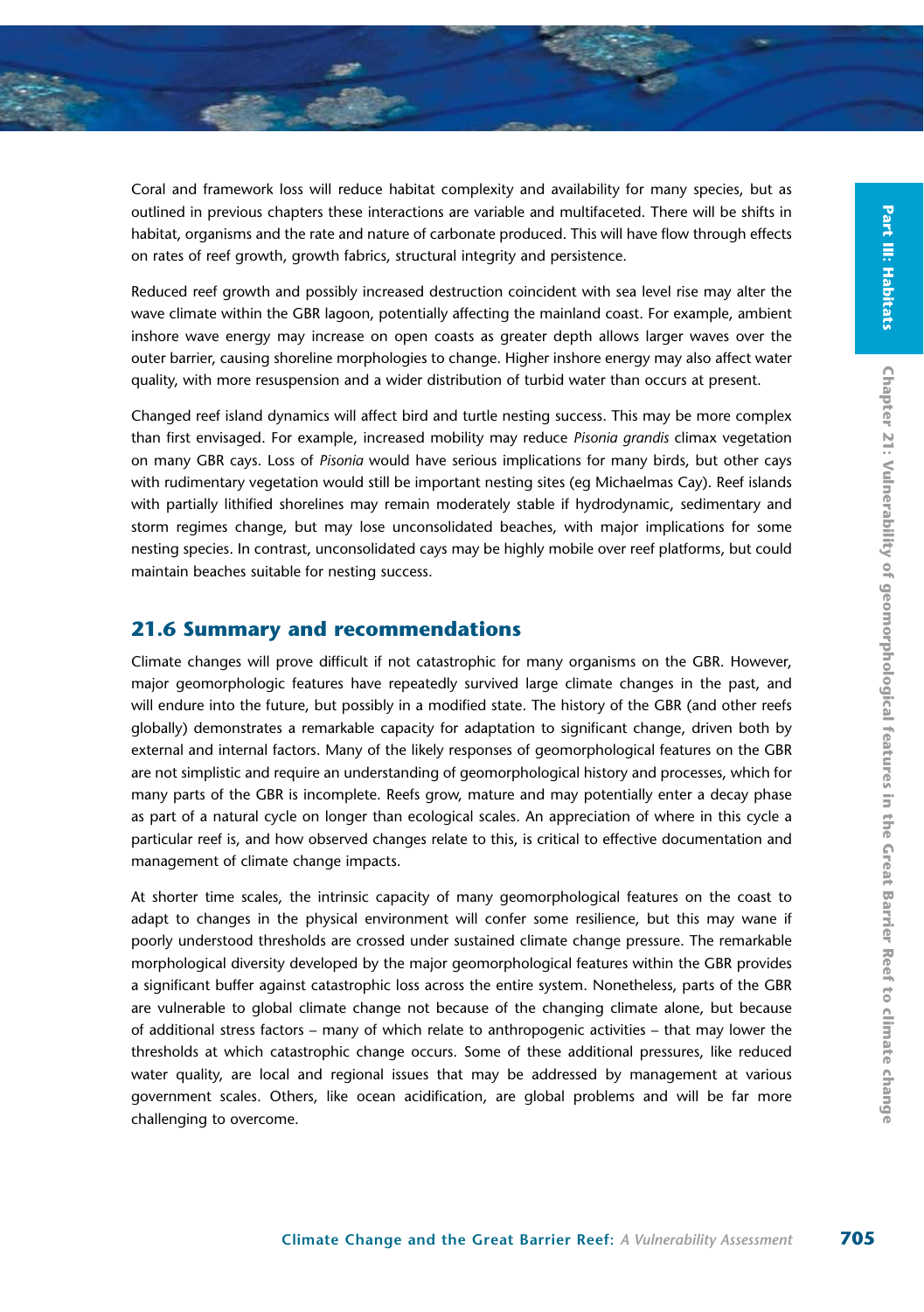Coral and framework loss will reduce habitat complexity and availability for many species, but as outlined in previous chapters these interactions are variable and multifaceted. There will be shifts in habitat, organisms and the rate and nature of carbonate produced. This will have flow through effects on rates of reef growth, growth fabrics, structural integrity and persistence.

Reduced reef growth and possibly increased destruction coincident with sea level rise may alter the wave climate within the GBR lagoon, potentially affecting the mainland coast. For example, ambient inshore wave energy may increase on open coasts as greater depth allows larger waves over the outer barrier, causing shoreline morphologies to change. Higher inshore energy may also affect water quality, with more resuspension and a wider distribution of turbid water than occurs at present.

Changed reef island dynamics will affect bird and turtle nesting success. This may be more complex than first envisaged. For example, increased mobility may reduce *Pisonia grandis* climax vegetation on many GBR cays. Loss of *Pisonia* would have serious implications for many birds, but other cays with rudimentary vegetation would still be important nesting sites (eg Michaelmas Cay). Reef islands with partially lithified shorelines may remain moderately stable if hydrodynamic, sedimentary and storm regimes change, but may lose unconsolidated beaches, with major implications for some nesting species. In contrast, unconsolidated cays may be highly mobile over reef platforms, but could maintain beaches suitable for nesting success.

## 21.6 Summary and recommendations

Climate changes will prove difficult if not catastrophic for many organisms on the GBR. However, major geomorphologic features have repeatedly survived large climate changes in the past, and will endure into the future, but possibly in a modified state. The history of the GBR (and other reefs globally) demonstrates a remarkable capacity for adaptation to significant change, driven both by external and internal factors. Many of the likely responses of geomorphological features on the GBR are not simplistic and require an understanding of geomorphological history and processes, which for many parts of the GBR is incomplete. Reefs grow, mature and may potentially enter a decay phase as part of a natural cycle on longer than ecological scales. An appreciation of where in this cycle a particular reef is, and how observed changes relate to this, is critical to effective documentation and management of climate change impacts.

At shorter time scales, the intrinsic capacity of many geomorphological features on the coast to adapt to changes in the physical environment will confer some resilience, but this may wane if poorly understood thresholds are crossed under sustained climate change pressure. The remarkable morphological diversity developed by the major geomorphological features within the GBR provides a significant buffer against catastrophic loss across the entire system. Nonetheless, parts of the GBR are vulnerable to global climate change not because of the changing climate alone, but because of additional stress factors – many of which relate to anthropogenic activities – that may lower the thresholds at which catastrophic change occurs. Some of these additional pressures, like reduced water quality, are local and regional issues that may be addressed by management at various government scales. Others, like ocean acidification, are global problems and will be far more challenging to overcome.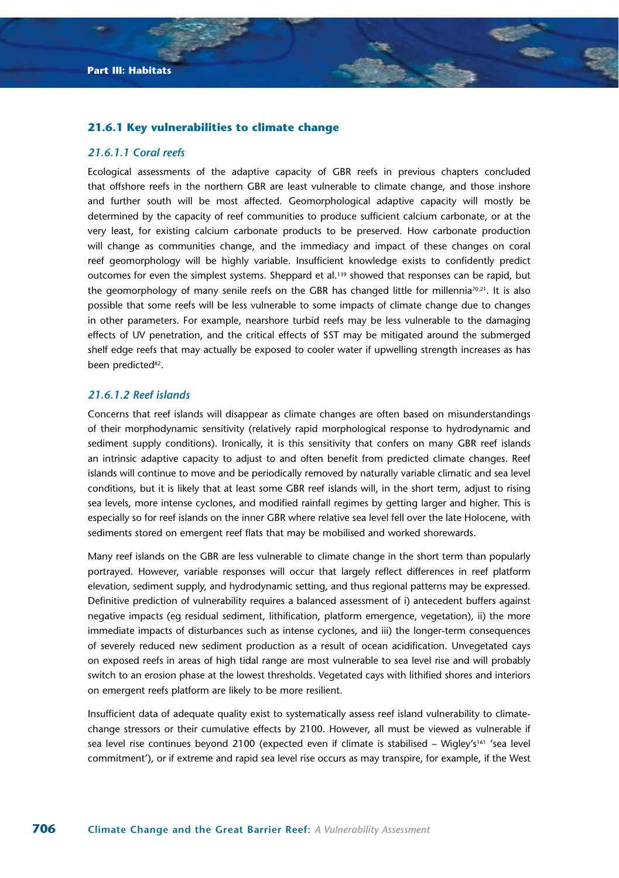### 21.6.1 Key vulnerabilities to climate change

#### *21.6.1.1 Coral reefs*

Ecological assessments of the adaptive capacity of GBR reefs in previous chapters concluded that offshore reefs in the northern GBR are least vulnerable to climate change, and those inshore and further south will be most affected. Geomorphological adaptive capacity will mostly be determined by the capacity of reef communities to produce sufficient calcium carbonate, or at the very least, for existing calcium carbonate products to be preserved. How carbonate production will change as communities change, and the immediacy and impact of these changes on coral reef geomorphology will be highly variable. Insufficient knowledge exists to confidently predict outcomes for even the simplest systems. Sheppard et al.[139] showed that responses can be rapid, but the geomorphology of many senile reefs on the GBR has changed little for millennia[70,21]. It is also possible that some reefs will be less vulnerable to some impacts of climate change due to changes in other parameters. For example, nearshore turbid reefs may be less vulnerable to the damaging effects of UV penetration, and the critical effects of SST may be mitigated around the submerged shelf edge reefs that may actually be exposed to cooler water if upwelling strength increases as has been predicted[82].

#### *21.6.1.2 Reef islands*

Concerns that reef islands will disappear as climate changes are often based on misunderstandings of their morphodynamic sensitivity (relatively rapid morphological response to hydrodynamic and sediment supply conditions). Ironically, it is this sensitivity that confers on many GBR reef islands an intrinsic adaptive capacity to adjust to and often benefit from predicted climate changes. Reef islands will continue to move and be periodically removed by naturally variable climatic and sea level conditions, but it is likely that at least some GBR reef islands will, in the short term, adjust to rising sea levels, more intense cyclones, and modified rainfall regimes by getting larger and higher. This is especially so for reef islands on the inner GBR where relative sea level fell over the late Holocene, with sediments stored on emergent reef flats that may be mobilised and worked shorewards.

Many reef islands on the GBR are less vulnerable to climate change in the short term than popularly portrayed. However, variable responses will occur that largely reflect differences in reef platform elevation, sediment supply, and hydrodynamic setting, and thus regional patterns may be expressed. Definitive prediction of vulnerability requires a balanced assessment of i) antecedent buffers against negative impacts (eg residual sediment, lithification, platform emergence, vegetation), ii) the more immediate impacts of disturbances such as intense cyclones, and iii) the longer-term consequences of severely reduced new sediment production as a result of ocean acidification. Unvegetated cays on exposed reefs in areas of high tidal range are most vulnerable to sea level rise and will probably switch to an erosion phase at the lowest thresholds. Vegetated cays with lithified shores and interiors on emergent reefs platform are likely to be more resilient.

Insufficient data of adequate quality exist to systematically assess reef island vulnerability to climate-change stressors or their cumulative effects by 2100. However, all must be viewed as vulnerable if sea level rise continues beyond 2100 (expected even if climate is stabilised – Wigley's[161] 'sea level commitment'), or if extreme and rapid sea level rise occurs as may transpire, for example, if the West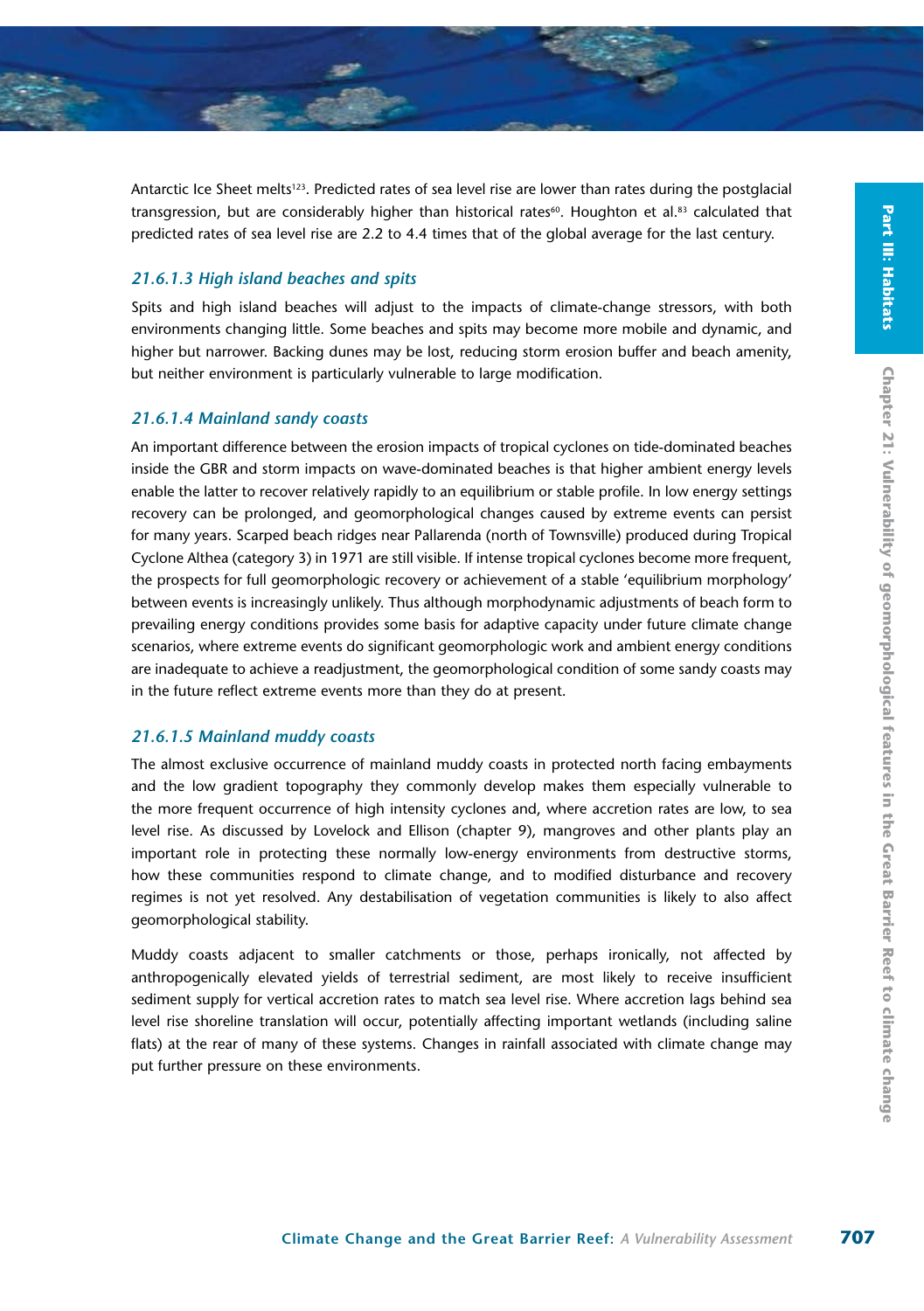Antarctic Ice Sheet melts[123]. Predicted rates of sea level rise are lower than rates during the postglacial transgression, but are considerably higher than historical rates[60]. Houghton et al.[83] calculated that predicted rates of sea level rise are 2.2 to 4.4 times that of the global average for the last century.

### 21.6.1.3 High island beaches and spits

Spits and high island beaches will adjust to the impacts of climate-change stressors, with both environments changing little. Some beaches and spits may become more mobile and dynamic, and higher but narrower. Backing dunes may be lost, reducing storm erosion buffer and beach amenity, but neither environment is particularly vulnerable to large modification.

### 21.6.1.4 Mainland sandy coasts

An important difference between the erosion impacts of tropical cyclones on tide-dominated beaches inside the GBR and storm impacts on wave-dominated beaches is that higher ambient energy levels enable the latter to recover relatively rapidly to an equilibrium or stable profile. In low energy settings recovery can be prolonged, and geomorphological changes caused by extreme events can persist for many years. Scarped beach ridges near Pallarenda (north of Townsville) produced during Tropical Cyclone Althea (category 3) in 1971 are still visible. If intense tropical cyclones become more frequent, the prospects for full geomorphologic recovery or achievement of a stable 'equilibrium morphology' between events is increasingly unlikely. Thus although morphodynamic adjustments of beach form to prevailing energy conditions provides some basis for adaptive capacity under future climate change scenarios, where extreme events do significant geomorphologic work and ambient energy conditions are inadequate to achieve a readjustment, the geomorphological condition of some sandy coasts may in the future reflect extreme events more than they do at present.

### 21.6.1.5 Mainland muddy coasts

The almost exclusive occurrence of mainland muddy coasts in protected north facing embayments and the low gradient topography they commonly develop makes them especially vulnerable to the more frequent occurrence of high intensity cyclones and, where accretion rates are low, to sea level rise. As discussed by Lovelock and Ellison (chapter 9), mangroves and other plants play an important role in protecting these normally low-energy environments from destructive storms, how these communities respond to climate change, and to modified disturbance and recovery regimes is not yet resolved. Any destabilisation of vegetation communities is likely to also affect geomorphological stability.

Muddy coasts adjacent to smaller catchments or those, perhaps ironically, not affected by anthropogenically elevated yields of terrestrial sediment, are most likely to receive insufficient sediment supply for vertical accretion rates to match sea level rise. Where accretion lags behind sea level rise shoreline translation will occur, potentially affecting important wetlands (including saline flats) at the rear of many of these systems. Changes in rainfall associated with climate change may put further pressure on these environments.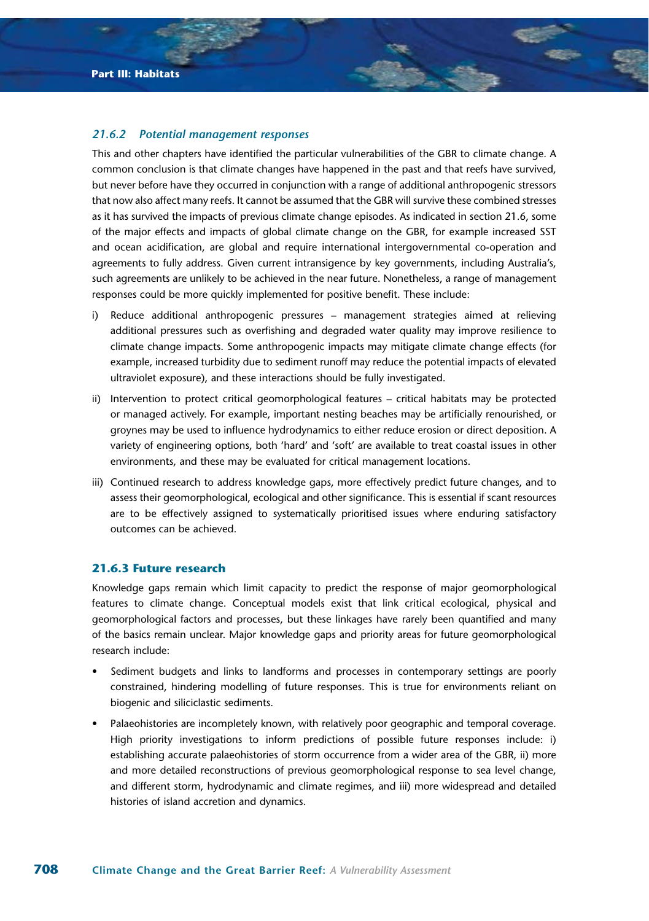### *21.6.2 Potential management responses*

This and other chapters have identified the particular vulnerabilities of the GBR to climate change. A common conclusion is that climate changes have happened in the past and that reefs have survived, but never before have they occurred in conjunction with a range of additional anthropogenic stressors that now also affect many reefs. It cannot be assumed that the GBR will survive these combined stresses as it has survived the impacts of previous climate change episodes. As indicated in section 21.6, some of the major effects and impacts of global climate change on the GBR, for example increased SST and ocean acidification, are global and require international intergovernmental co-operation and agreements to fully address. Given current intransigence by key governments, including Australia's, such agreements are unlikely to be achieved in the near future. Nonetheless, a range of management responses could be more quickly implemented for positive benefit. These include:

i) Reduce additional anthropogenic pressures – management strategies aimed at relieving additional pressures such as overfishing and degraded water quality may improve resilience to climate change impacts. Some anthropogenic impacts may mitigate climate change effects (for example, increased turbidity due to sediment runoff may reduce the potential impacts of elevated ultraviolet exposure), and these interactions should be fully investigated.

ii) Intervention to protect critical geomorphological features – critical habitats may be protected or managed actively. For example, important nesting beaches may be artificially renourished, or groynes may be used to influence hydrodynamics to either reduce erosion or direct deposition. A variety of engineering options, both 'hard' and 'soft' are available to treat coastal issues in other environments, and these may be evaluated for critical management locations.

iii) Continued research to address knowledge gaps, more effectively predict future changes, and to assess their geomorphological, ecological and other significance. This is essential if scant resources are to be effectively assigned to systematically prioritised issues where enduring satisfactory outcomes can be achieved.

### 21.6.3 Future research

Knowledge gaps remain which limit capacity to predict the response of major geomorphological features to climate change. Conceptual models exist that link critical ecological, physical and geomorphological factors and processes, but these linkages have rarely been quantified and many of the basics remain unclear. Major knowledge gaps and priority areas for future geomorphological research include:

- Sediment budgets and links to landforms and processes in contemporary settings are poorly constrained, hindering modelling of future responses. This is true for environments reliant on biogenic and siliciclastic sediments.
- Palaeohistories are incompletely known, with relatively poor geographic and temporal coverage. High priority investigations to inform predictions of possible future responses include: i) establishing accurate palaeohistories of storm occurrence from a wider area of the GBR, ii) more and more detailed reconstructions of previous geomorphological response to sea level change, and different storm, hydrodynamic and climate regimes, and iii) more widespread and detailed histories of island accretion and dynamics.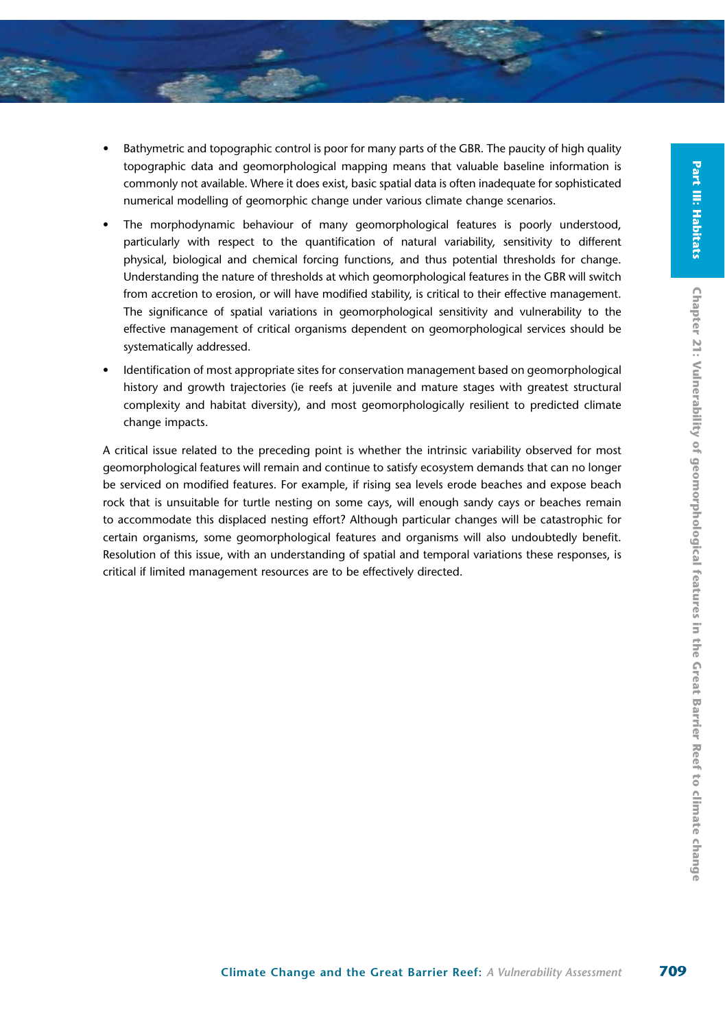- Bathymetric and topographic control is poor for many parts of the GBR. The paucity of high quality topographic data and geomorphological mapping means that valuable baseline information is commonly not available. Where it does exist, basic spatial data is often inadequate for sophisticated numerical modelling of geomorphic change under various climate change scenarios.
- The morphodynamic behaviour of many geomorphological features is poorly understood, particularly with respect to the quantification of natural variability, sensitivity to different physical, biological and chemical forcing functions, and thus potential thresholds for change. Understanding the nature of thresholds at which geomorphological features in the GBR will switch from accretion to erosion, or will have modified stability, is critical to their effective management. The significance of spatial variations in geomorphological sensitivity and vulnerability to the effective management of critical organisms dependent on geomorphological services should be systematically addressed.
- Identification of most appropriate sites for conservation management based on geomorphological history and growth trajectories (ie reefs at juvenile and mature stages with greatest structural complexity and habitat diversity), and most geomorphologically resilient to predicted climate change impacts.

A critical issue related to the preceding point is whether the intrinsic variability observed for most geomorphological features will remain and continue to satisfy ecosystem demands that can no longer be serviced on modified features. For example, if rising sea levels erode beaches and expose beach rock that is unsuitable for turtle nesting on some cays, will enough sandy cays or beaches remain to accommodate this displaced nesting effort? Although particular changes will be catastrophic for certain organisms, some geomorphological features and organisms will also undoubtedly benefit. Resolution of this issue, with an understanding of spatial and temporal variations these responses, is critical if limited management resources are to be effectively directed.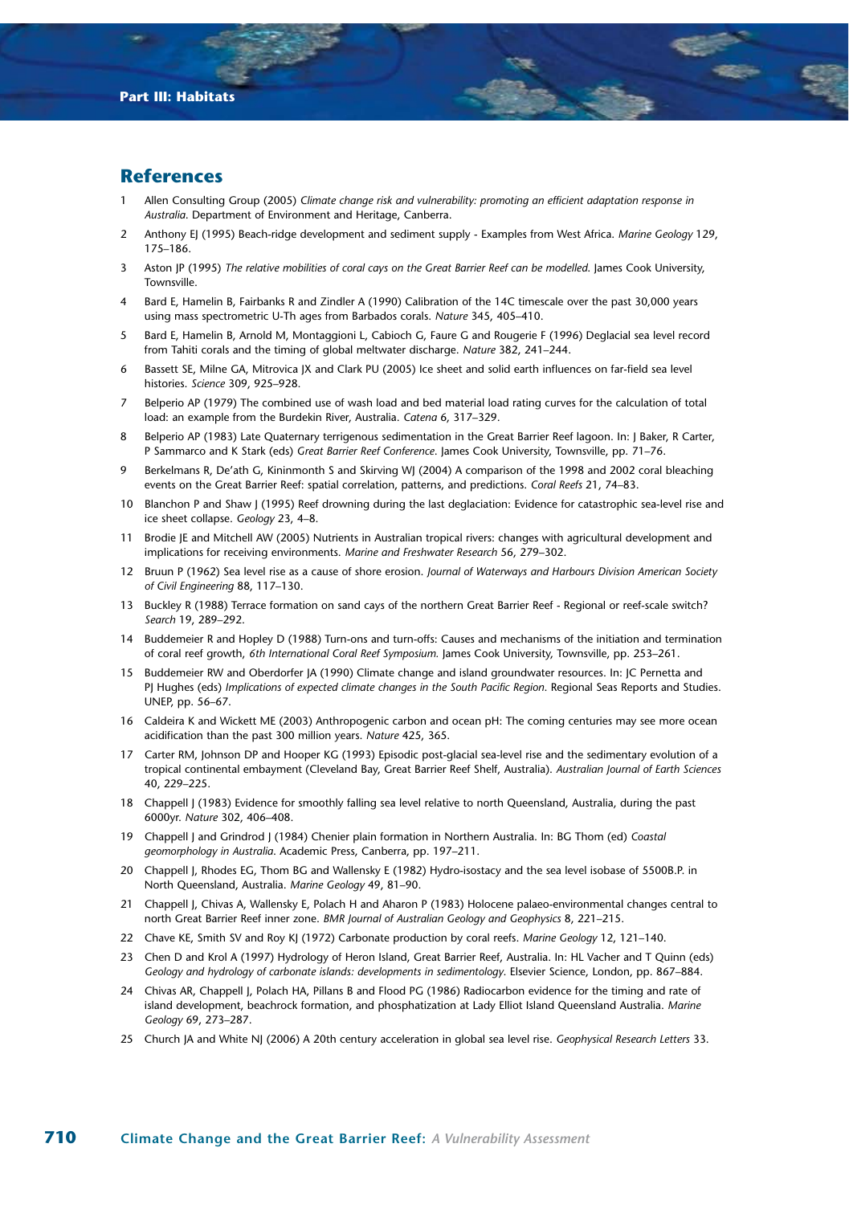## References

1. Allen Consulting Group (2005) *Climate change risk and vulnerability: promoting an efficient adaptation response in Australia.* Department of Environment and Heritage, Canberra.
2. Anthony EJ (1995) Beach-ridge development and sediment supply - Examples from West Africa. *Marine Geology* 129, 175–186.
3. Aston JP (1995) *The relative mobilities of coral cays on the Great Barrier Reef can be modelled.* James Cook University, Townsville.
4. Bard E, Hamelin B, Fairbanks R and Zindler A (1990) Calibration of the 14C timescale over the past 30,000 years using mass spectrometric U-Th ages from Barbados corals. *Nature* 345, 405–410.
5. Bard E, Hamelin B, Arnold M, Montaggioni L, Cabioch G, Faure G and Rougerie F (1996) Deglacial sea level record from Tahiti corals and the timing of global meltwater discharge. *Nature* 382, 241–244.
6. Bassett SE, Milne GA, Mitrovica JX and Clark PU (2005) Ice sheet and solid earth influences on far-field sea level histories. *Science* 309, 925–928.
7. Belperio AP (1979) The combined use of wash load and bed material load rating curves for the calculation of total load: an example from the Burdekin River, Australia. *Catena* 6, 317–329.
8. Belperio AP (1983) Late Quaternary terrigenous sedimentation in the Great Barrier Reef lagoon. In: J Baker, R Carter, P Sammarco and K Stark (eds) *Great Barrier Reef Conference.* James Cook University, Townsville, pp. 71–76.
9. Berkelmans R, De'ath G, Kininmonth S and Skirving WJ (2004) A comparison of the 1998 and 2002 coral bleaching events on the Great Barrier Reef: spatial correlation, patterns, and predictions. *Coral Reefs* 21, 74–83.
10. Blanchon P and Shaw J (1995) Reef drowning during the last deglaciation: Evidence for catastrophic sea-level rise and ice sheet collapse. *Geology* 23, 4–8.
11. Brodie JE and Mitchell AW (2005) Nutrients in Australian tropical rivers: changes with agricultural development and implications for receiving environments. *Marine and Freshwater Research* 56, 279–302.
12. Bruun P (1962) Sea level rise as a cause of shore erosion. *Journal of Waterways and Harbours Division American Society of Civil Engineering* 88, 117–130.
13. Buckley R (1988) Terrace formation on sand cays of the northern Great Barrier Reef - Regional or reef-scale switch? *Search* 19, 289–292.
14. Buddemeier R and Hopley D (1988) Turn-ons and turn-offs: Causes and mechanisms of the initiation and termination of coral reef growth, *6th International Coral Reef Symposium.* James Cook University, Townsville, pp. 253–261.
15. Buddemeier RW and Oberdorfer JA (1990) Climate change and island groundwater resources. In: JC Pernetta and PJ Hughes (eds) *Implications of expected climate changes in the South Pacific Region.* Regional Seas Reports and Studies. UNEP, pp. 56–67.
16. Caldeira K and Wickett ME (2003) Anthropogenic carbon and ocean pH: The coming centuries may see more ocean acidification than the past 300 million years. *Nature* 425, 365.
17. Carter RM, Johnson DP and Hooper KG (1993) Episodic post-glacial sea-level rise and the sedimentary evolution of a tropical continental embayment (Cleveland Bay, Great Barrier Reef Shelf, Australia). *Australian Journal of Earth Sciences* 40, 229–225.
18. Chappell J (1983) Evidence for smoothly falling sea level relative to north Queensland, Australia, during the past 6000yr. *Nature* 302, 406–408.
19. Chappell J and Grindrod J (1984) Chenier plain formation in Northern Australia. In: BG Thom (ed) *Coastal geomorphology in Australia.* Academic Press, Canberra, pp. 197–211.
20. Chappell J, Rhodes EG, Thom BG and Wallensky E (1982) Hydro-isostacy and the sea level isobase of 5500B.P. in North Queensland, Australia. *Marine Geology* 49, 81–90.
21. Chappell J, Chivas A, Wallensky E, Polach H and Aharon P (1983) Holocene palaeo-environmental changes central to north Great Barrier Reef inner zone. *BMR Journal of Australian Geology and Geophysics* 8, 221–215.
22. Chave KE, Smith SV and Roy KJ (1972) Carbonate production by coral reefs. *Marine Geology* 12, 121–140.
23. Chen D and Krol A (1997) Hydrology of Heron Island, Great Barrier Reef, Australia. In: HL Vacher and T Quinn (eds) *Geology and hydrology of carbonate islands: developments in sedimentology.* Elsevier Science, London, pp. 867–884.
24. Chivas AR, Chappell J, Polach HA, Pillans B and Flood PG (1986) Radiocarbon evidence for the timing and rate of island development, beachrock formation, and phosphatization at Lady Elliot Island Queensland Australia. *Marine Geology* 69, 273–287.
25. Church JA and White NJ (2006) A 20th century acceleration in global sea level rise. *Geophysical Research Letters* 33.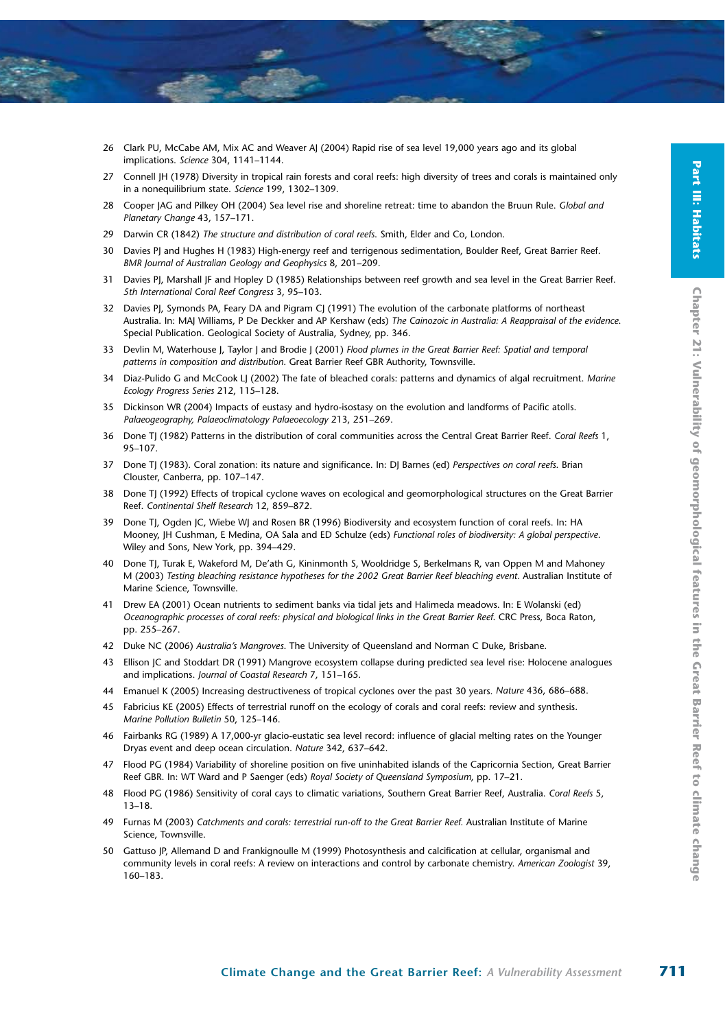26 Clark PU, McCabe AM, Mix AC and Weaver AJ (2004) Rapid rise of sea level 19,000 years ago and its global implications. *Science* 304, 1141–1144.

27 Connell JH (1978) Diversity in tropical rain forests and coral reefs: high diversity of trees and corals is maintained only in a nonequilibrium state. *Science* 199, 1302–1309.

28 Cooper JAG and Pilkey OH (2004) Sea level rise and shoreline retreat: time to abandon the Bruun Rule. *Global and Planetary Change* 43, 157–171.

29 Darwin CR (1842) *The structure and distribution of coral reefs.* Smith, Elder and Co, London.

30 Davies PJ and Hughes H (1983) High-energy reef and terrigenous sedimentation, Boulder Reef, Great Barrier Reef. *BMR Journal of Australian Geology and Geophysics* 8, 201–209.

31 Davies PJ, Marshall JF and Hopley D (1985) Relationships between reef growth and sea level in the Great Barrier Reef. *5th International Coral Reef Congress* 3, 95–103.

32 Davies PJ, Symonds PA, Feary DA and Pigram CJ (1991) The evolution of the carbonate platforms of northeast Australia. In: MAJ Williams, P De Deckker and AP Kershaw (eds) *The Cainozoic in Australia: A Reappraisal of the evidence.* Special Publication. Geological Society of Australia, Sydney, pp. 346.

33 Devlin M, Waterhouse J, Taylor J and Brodie J (2001) *Flood plumes in the Great Barrier Reef: Spatial and temporal patterns in composition and distribution.* Great Barrier Reef GBR Authority, Townsville.

34 Diaz-Pulido G and McCook LJ (2002) The fate of bleached corals: patterns and dynamics of algal recruitment. *Marine Ecology Progress Series* 212, 115–128.

35 Dickinson WR (2004) Impacts of eustasy and hydro-isostasy on the evolution and landforms of Pacific atolls. *Palaeogeography, Palaeoclimatology Palaeoecology* 213, 251–269.

36 Done TJ (1982) Patterns in the distribution of coral communities across the Central Great Barrier Reef. *Coral Reefs* 1, 95–107.

37 Done TJ (1983). Coral zonation: its nature and significance. In: DJ Barnes (ed) *Perspectives on coral reefs.* Brian Clouster, Canberra, pp. 107–147.

38 Done TJ (1992) Effects of tropical cyclone waves on ecological and geomorphological structures on the Great Barrier Reef. *Continental Shelf Research* 12, 859–872.

39 Done TJ, Ogden JC, Wiebe WJ and Rosen BR (1996) Biodiversity and ecosystem function of coral reefs. In: HA Mooney, JH Cushman, E Medina, OA Sala and ED Schulze (eds) *Functional roles of biodiversity: A global perspective.* Wiley and Sons, New York, pp. 394–429.

40 Done TJ, Turak E, Wakeford M, De'ath G, Kininmonth S, Wooldridge S, Berkelmans R, van Oppen M and Mahoney M (2003) *Testing bleaching resistance hypotheses for the 2002 Great Barrier Reef bleaching event.* Australian Institute of Marine Science, Townsville.

41 Drew EA (2001) Ocean nutrients to sediment banks via tidal jets and Halimeda meadows. In: E Wolanski (ed) *Oceanographic processes of coral reefs: physical and biological links in the Great Barrier Reef.* CRC Press, Boca Raton, pp. 255–267.

42 Duke NC (2006) *Australia's Mangroves.* The University of Queensland and Norman C Duke, Brisbane.

43 Ellison JC and Stoddart DR (1991) Mangrove ecosystem collapse during predicted sea level rise: Holocene analogues and implications. *Journal of Coastal Research* 7, 151–165.

44 Emanuel K (2005) Increasing destructiveness of tropical cyclones over the past 30 years. *Nature* 436, 686–688.

45 Fabricius KE (2005) Effects of terrestrial runoff on the ecology of corals and coral reefs: review and synthesis. *Marine Pollution Bulletin* 50, 125–146.

46 Fairbanks RG (1989) A 17,000-yr glacio-eustatic sea level record: influence of glacial melting rates on the Younger Dryas event and deep ocean circulation. *Nature* 342, 637–642.

47 Flood PG (1984) Variability of shoreline position on five uninhabited islands of the Capricornia Section, Great Barrier Reef GBR. In: WT Ward and P Saenger (eds) *Royal Society of Queensland Symposium*, pp. 17–21.

48 Flood PG (1986) Sensitivity of coral cays to climatic variations, Southern Great Barrier Reef, Australia. *Coral Reefs* 5, 13–18.

49 Furnas M (2003) *Catchments and corals: terrestrial run-off to the Great Barrier Reef.* Australian Institute of Marine Science, Townsville.

50 Gattuso JP, Allemand D and Frankignoulle M (1999) Photosynthesis and calcification at cellular, organismal and community levels in coral reefs: A review on interactions and control by carbonate chemistry. *American Zoologist* 39, 160–183.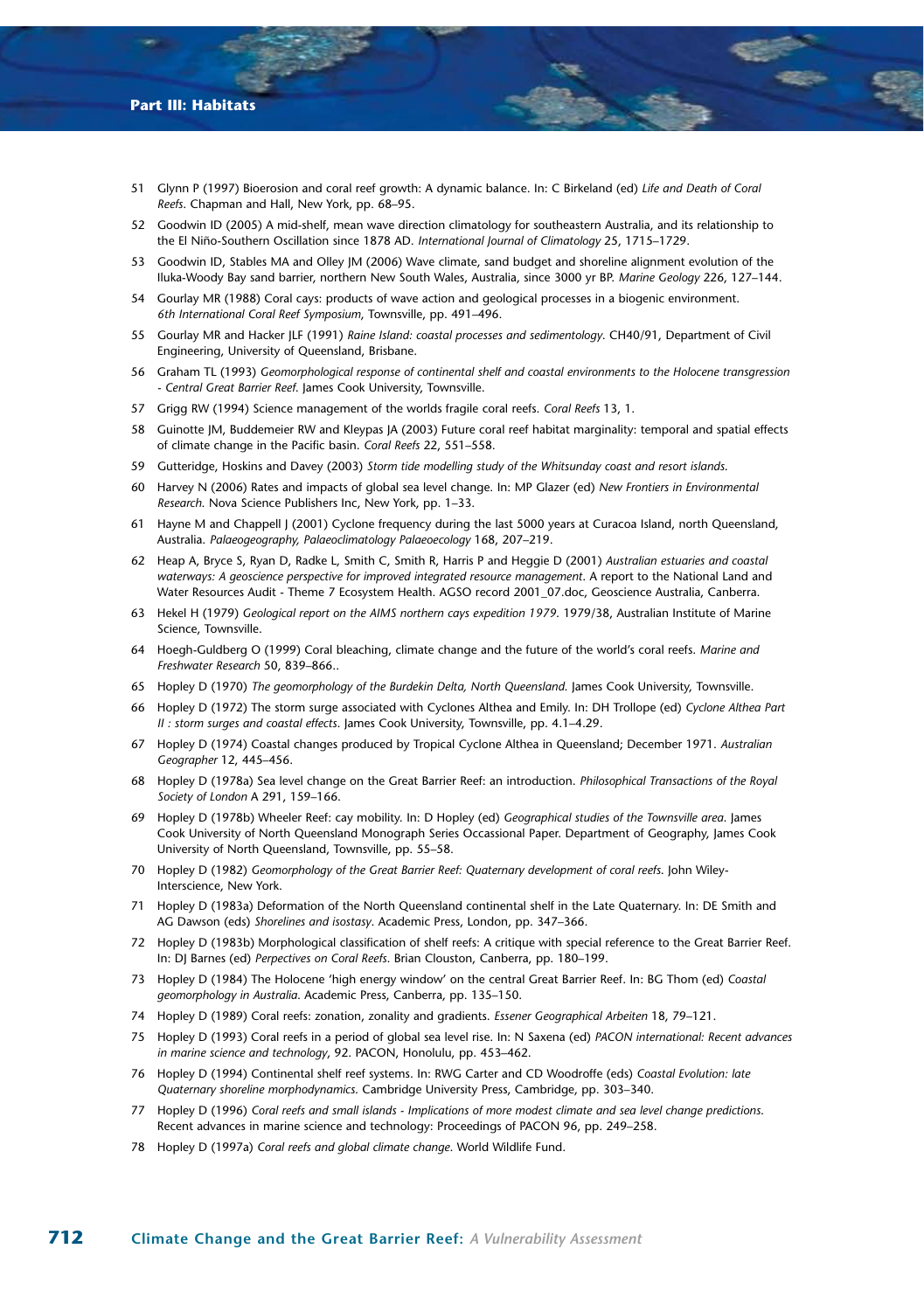51 Glynn P (1997) Bioerosion and coral reef growth: A dynamic balance. In: C Birkeland (ed) *Life and Death of Coral Reefs*. Chapman and Hall, New York, pp. 68–95.

52 Goodwin ID (2005) A mid-shelf, mean wave direction climatology for southeastern Australia, and its relationship to the El Niño-Southern Oscillation since 1878 AD. *International Journal of Climatology* 25, 1715–1729.

53 Goodwin ID, Stables MA and Olley JM (2006) Wave climate, sand budget and shoreline alignment evolution of the Iluka-Woody Bay sand barrier, northern New South Wales, Australia, since 3000 yr BP. *Marine Geology* 226, 127–144.

54 Gourlay MR (1988) Coral cays: products of wave action and geological processes in a biogenic environment. *6th International Coral Reef Symposium*, Townsville, pp. 491–496.

55 Gourlay MR and Hacker JLF (1991) *Raine Island: coastal processes and sedimentology*. CH40/91, Department of Civil Engineering, University of Queensland, Brisbane.

56 Graham TL (1993) *Geomorphological response of continental shelf and coastal environments to the Holocene transgression - Central Great Barrier Reef.* James Cook University, Townsville.

57 Grigg RW (1994) Science management of the worlds fragile coral reefs. *Coral Reefs* 13, 1.

58 Guinotte JM, Buddemeier RW and Kleypas JA (2003) Future coral reef habitat marginality: temporal and spatial effects of climate change in the Pacific basin. *Coral Reefs* 22, 551–558.

59 Gutteridge, Hoskins and Davey (2003) *Storm tide modelling study of the Whitsunday coast and resort islands.*

60 Harvey N (2006) Rates and impacts of global sea level change. In: MP Glazer (ed) *New Frontiers in Environmental Research.* Nova Science Publishers Inc, New York, pp. 1–33.

61 Hayne M and Chappell J (2001) Cyclone frequency during the last 5000 years at Curacoa Island, north Queensland, Australia. *Palaeogeography, Palaeoclimatology Palaeoecology* 168, 207–219.

62 Heap A, Bryce S, Ryan D, Radke L, Smith C, Smith R, Harris P and Heggie D (2001) *Australian estuaries and coastal waterways: A geoscience perspective for improved integrated resource management*. A report to the National Land and Water Resources Audit - Theme 7 Ecosystem Health. AGSO record 2001_07.doc, Geoscience Australia, Canberra.

63 Hekel H (1979) *Geological report on the AIMS northern cays expedition 1979*. 1979/38, Australian Institute of Marine Science, Townsville.

64 Hoegh-Guldberg O (1999) Coral bleaching, climate change and the future of the world's coral reefs. *Marine and Freshwater Research* 50, 839–866..

65 Hopley D (1970) *The geomorphology of the Burdekin Delta, North Queensland.* James Cook University, Townsville.

66 Hopley D (1972) The storm surge associated with Cyclones Althea and Emily. In: DH Trollope (ed) *Cyclone Althea Part II : storm surges and coastal effects.* James Cook University, Townsville, pp. 4.1–4.29.

67 Hopley D (1974) Coastal changes produced by Tropical Cyclone Althea in Queensland; December 1971. *Australian Geographer* 12, 445–456.

68 Hopley D (1978a) Sea level change on the Great Barrier Reef: an introduction. *Philosophical Transactions of the Royal Society of London* A 291, 159–166.

69 Hopley D (1978b) Wheeler Reef: cay mobility. In: D Hopley (ed) *Geographical studies of the Townsville area.* James Cook University of North Queensland Monograph Series Occassional Paper. Department of Geography, James Cook University of North Queensland, Townsville, pp. 55–58.

70 Hopley D (1982) *Geomorphology of the Great Barrier Reef: Quaternary development of coral reefs.* John Wiley-Interscience, New York.

71 Hopley D (1983a) Deformation of the North Queensland continental shelf in the Late Quaternary. In: DE Smith and AG Dawson (eds) *Shorelines and isostasy*. Academic Press, London, pp. 347–366.

72 Hopley D (1983b) Morphological classification of shelf reefs: A critique with special reference to the Great Barrier Reef. In: DJ Barnes (ed) *Perpectives on Coral Reefs*. Brian Clouston, Canberra, pp. 180–199.

73 Hopley D (1984) The Holocene 'high energy window' on the central Great Barrier Reef. In: BG Thom (ed) *Coastal geomorphology in Australia.* Academic Press, Canberra, pp. 135–150.

74 Hopley D (1989) Coral reefs: zonation, zonality and gradients. *Essener Geographical Arbeiten* 18, 79–121.

75 Hopley D (1993) Coral reefs in a period of global sea level rise. In: N Saxena (ed) *PACON international: Recent advances in marine science and technology*, 92. PACON, Honolulu, pp. 453–462.

76 Hopley D (1994) Continental shelf reef systems. In: RWG Carter and CD Woodroffe (eds) *Coastal Evolution: late Quaternary shoreline morphodynamics.* Cambridge University Press, Cambridge, pp. 303–340.

77 Hopley D (1996) *Coral reefs and small islands - Implications of more modest climate and sea level change predictions*. Recent advances in marine science and technology: Proceedings of PACON 96, pp. 249–258.

78 Hopley D (1997a) *Coral reefs and global climate change*. World Wildlife Fund.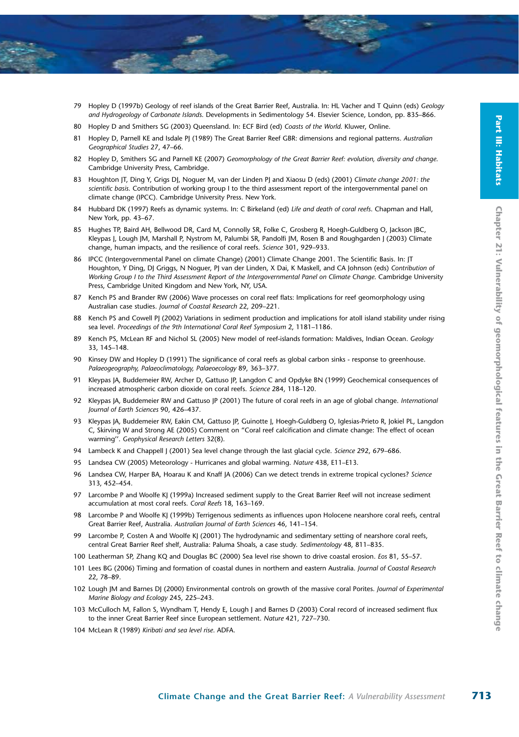79 Hopley D (1997b) Geology of reef islands of the Great Barrier Reef, Australia. In: HL Vacher and T Quinn (eds) *Geology and Hydrogeology of Carbonate Islands.* Developments in Sedimentology 54. Elsevier Science, London, pp. 835–866.

80 Hopley D and Smithers SG (2003) Queensland. In: ECF Bird (ed) *Coasts of the World.* Kluwer, Online.

81 Hopley D, Parnell KE and Isdale PJ (1989) The Great Barrier Reef GBR: dimensions and regional patterns. *Australian Geographical Studies* 27, 47–66.

82 Hopley D, Smithers SG and Parnell KE (2007) *Geomorphology of the Great Barrier Reef: evolution, diversity and change.* Cambridge University Press, Cambridge.

83 Houghton JT, Ding Y, Grigs DJ, Noguer M, van der Linden PJ and Xiaosu D (eds) (2001) *Climate change 2001: the scientific basis.* Contribution of working group I to the third assessment report of the intergovernmental panel on climate change (IPCC). Cambridge University Press. New York.

84 Hubbard DK (1997) Reefs as dynamic systems. In: C Birkeland (ed) *Life and death of coral reefs.* Chapman and Hall, New York, pp. 43–67.

85 Hughes TP, Baird AH, Bellwood DR, Card M, Connolly SR, Folke C, Grosberg R, Hoegh-Guldberg O, Jackson JBC, Kleypas J, Lough JM, Marshall P, Nystrom M, Palumbi SR, Pandolfi JM, Rosen B and Roughgarden J (2003) Climate change, human impacts, and the resilience of coral reefs. *Science* 301, 929–933.

86 IPCC (Intergovernmental Panel on climate Change) (2001) Climate Change 2001. The Scientific Basis. In: JT Houghton, Y Ding, DJ Griggs, N Noguer, PJ van der Linden, X Dai, K Maskell, and CA Johnson (eds) *Contribution of Working Group I to the Third Assessment Report of the Intergovernmental Panel on Climate Change.* Cambridge University Press, Cambridge United Kingdom and New York, NY, USA.

87 Kench PS and Brander RW (2006) Wave processes on coral reef flats: Implications for reef geomorphology using Australian case studies. *Journal of Coastal Research* 22, 209–221.

88 Kench PS and Cowell PJ (2002) Variations in sediment production and implications for atoll island stability under rising sea level. *Proceedings of the 9th International Coral Reef Symposium* 2, 1181–1186.

89 Kench PS, McLean RF and Nichol SL (2005) New model of reef-islands formation: Maldives, Indian Ocean. *Geology* 33, 145–148.

90 Kinsey DW and Hopley D (1991) The significance of coral reefs as global carbon sinks - response to greenhouse. *Palaeogeography, Palaeoclimatology, Palaeoecology* 89, 363–377.

91 Kleypas JA, Buddemeier RW, Archer D, Gattuso JP, Langdon C and Opdyke BN (1999) Geochemical consequences of increased atmospheric carbon dioxide on coral reefs. *Science* 284, 118–120.

92 Kleypas JA, Buddemeier RW and Gattuso JP (2001) The future of coral reefs in an age of global change. *International Journal of Earth Sciences* 90, 426–437.

93 Kleypas JA, Buddemeier RW, Eakin CM, Gattuso JP, Guinotte J, Hoegh-Guldberg O, Iglesias-Prieto R, Jokiel PL, Langdon C, Skirving W and Strong AE (2005) Comment on "Coral reef calcification and climate change: The effect of ocean warming''. *Geophysical Research Letters* 32(8).

94 Lambeck K and Chappell J (2001) Sea level change through the last glacial cycle. *Science* 292, 679–686.

95 Landsea CW (2005) Meteorology - Hurricanes and global warming. *Nature* 438, E11–E13.

96 Landsea CW, Harper BA, Hoarau K and Knaff JA (2006) Can we detect trends in extreme tropical cyclones? *Science* 313, 452–454.

97 Larcombe P and Woolfe KJ (1999a) Increased sediment supply to the Great Barrier Reef will not increase sediment accumulation at most coral reefs. *Coral Reefs* 18, 163–169.

98 Larcombe P and Woolfe KJ (1999b) Terrigenous sediments as influences upon Holocene nearshore coral reefs, central Great Barrier Reef, Australia. *Australian Journal of Earth Sciences* 46, 141–154.

99 Larcombe P, Costen A and Woolfe KJ (2001) The hydrodynamic and sedimentary setting of nearshore coral reefs, central Great Barrier Reef shelf, Australia: Paluma Shoals, a case study. *Sedimentology* 48, 811–835.

100 Leatherman SP, Zhang KQ and Douglas BC (2000) Sea level rise shown to drive coastal erosion. *Eos* 81, 55–57.

101 Lees BG (2006) Timing and formation of coastal dunes in northern and eastern Australia. *Journal of Coastal Research* 22, 78–89.

102 Lough JM and Barnes DJ (2000) Environmental controls on growth of the massive coral Porites. *Journal of Experimental Marine Biology and Ecology* 245, 225–243.

103 McCulloch M, Fallon S, Wyndham T, Hendy E, Lough J and Barnes D (2003) Coral record of increased sediment flux to the inner Great Barrier Reef since European settlement. *Nature* 421, 727–730.

104 McLean R (1989) *Kiribati and sea level rise.* ADFA.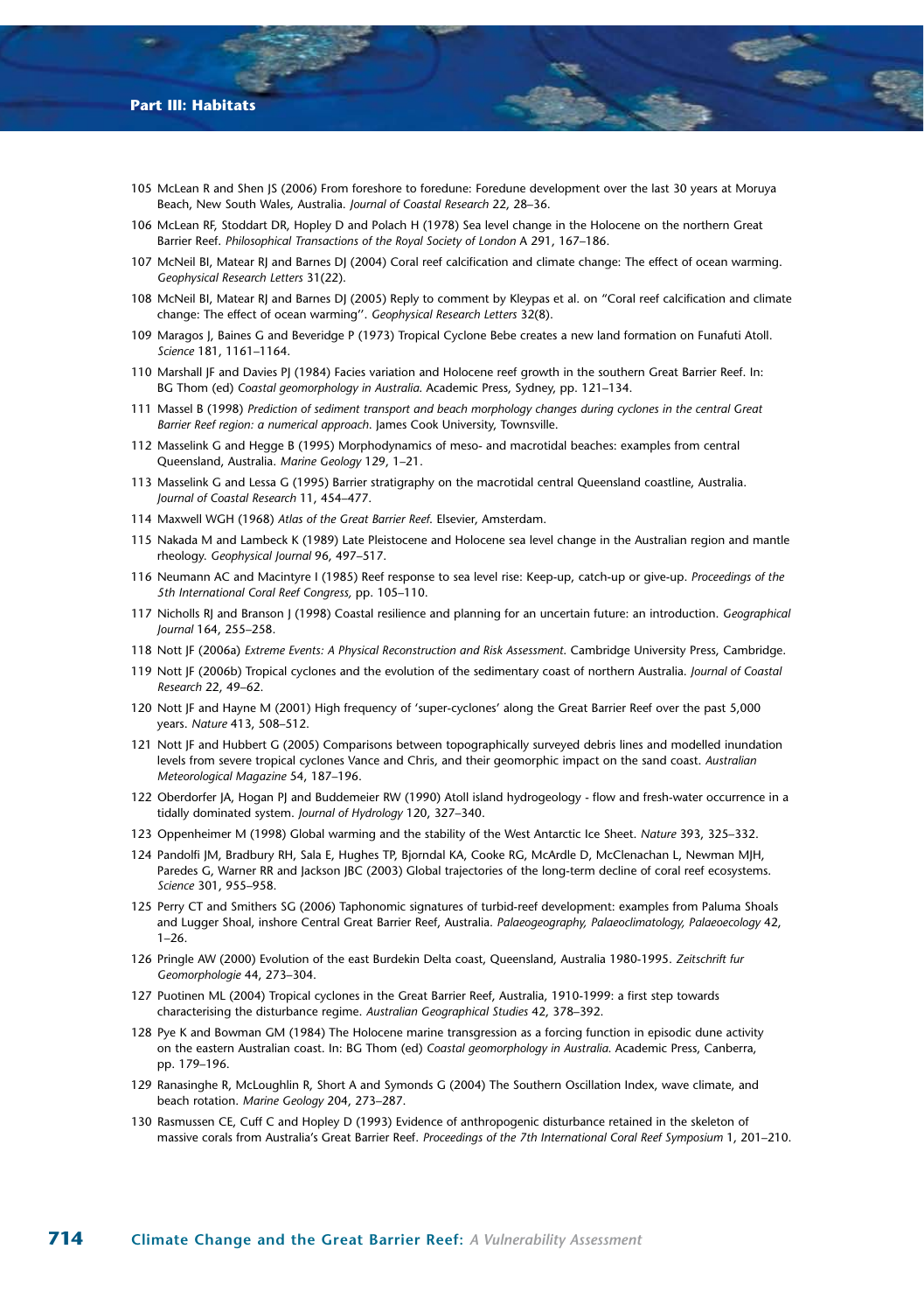105 McLean R and Shen JS (2006) From foreshore to foredune: Foredune development over the last 30 years at Moruya Beach, New South Wales, Australia. *Journal of Coastal Research* 22, 28–36.

106 McLean RF, Stoddart DR, Hopley D and Polach H (1978) Sea level change in the Holocene on the northern Great Barrier Reef. *Philosophical Transactions of the Royal Society of London* A 291, 167–186.

107 McNeil BI, Matear RJ and Barnes DJ (2004) Coral reef calcification and climate change: The effect of ocean warming. *Geophysical Research Letters* 31(22).

108 McNeil BI, Matear RJ and Barnes DJ (2005) Reply to comment by Kleypas et al. on "Coral reef calcification and climate change: The effect of ocean warming''. *Geophysical Research Letters* 32(8).

109 Maragos J, Baines G and Beveridge P (1973) Tropical Cyclone Bebe creates a new land formation on Funafuti Atoll. *Science* 181, 1161–1164.

110 Marshall JF and Davies PJ (1984) Facies variation and Holocene reef growth in the southern Great Barrier Reef. In: BG Thom (ed) *Coastal geomorphology in Australia.* Academic Press, Sydney, pp. 121–134.

111 Massel B (1998) *Prediction of sediment transport and beach morphology changes during cyclones in the central Great Barrier Reef region: a numerical approach.* James Cook University, Townsville.

112 Masselink G and Hegge B (1995) Morphodynamics of meso- and macrotidal beaches: examples from central Queensland, Australia. *Marine Geology* 129, 1–21.

113 Masselink G and Lessa G (1995) Barrier stratigraphy on the macrotidal central Queensland coastline, Australia. *Journal of Coastal Research* 11, 454–477.

114 Maxwell WGH (1968) *Atlas of the Great Barrier Reef.* Elsevier, Amsterdam.

115 Nakada M and Lambeck K (1989) Late Pleistocene and Holocene sea level change in the Australian region and mantle rheology. *Geophysical Journal* 96, 497–517.

116 Neumann AC and Macintyre I (1985) Reef response to sea level rise: Keep-up, catch-up or give-up. *Proceedings of the 5th International Coral Reef Congress,* pp. 105–110.

117 Nicholls RJ and Branson J (1998) Coastal resilience and planning for an uncertain future: an introduction. *Geographical Journal* 164, 255–258.

118 Nott JF (2006a) *Extreme Events: A Physical Reconstruction and Risk Assessment.* Cambridge University Press, Cambridge.

119 Nott JF (2006b) Tropical cyclones and the evolution of the sedimentary coast of northern Australia. *Journal of Coastal Research* 22, 49–62.

120 Nott JF and Hayne M (2001) High frequency of 'super-cyclones' along the Great Barrier Reef over the past 5,000 years. *Nature* 413, 508–512.

121 Nott JF and Hubbert G (2005) Comparisons between topographically surveyed debris lines and modelled inundation levels from severe tropical cyclones Vance and Chris, and their geomorphic impact on the sand coast. *Australian Meteorological Magazine* 54, 187–196.

122 Oberdorfer JA, Hogan PJ and Buddemeier RW (1990) Atoll island hydrogeology - flow and fresh-water occurrence in a tidally dominated system. *Journal of Hydrology* 120, 327–340.

123 Oppenheimer M (1998) Global warming and the stability of the West Antarctic Ice Sheet. *Nature* 393, 325–332.

124 Pandolfi JM, Bradbury RH, Sala E, Hughes TP, Bjorndal KA, Cooke RG, McArdle D, McClenachan L, Newman MJH, Paredes G, Warner RR and Jackson JBC (2003) Global trajectories of the long-term decline of coral reef ecosystems. *Science* 301, 955–958.

125 Perry CT and Smithers SG (2006) Taphonomic signatures of turbid-reef development: examples from Paluma Shoals and Lugger Shoal, inshore Central Great Barrier Reef, Australia. *Palaeogeography, Palaeoclimatology, Palaeoecology* 42, 1–26.

126 Pringle AW (2000) Evolution of the east Burdekin Delta coast, Queensland, Australia 1980-1995. *Zeitschrift fur Geomorphologie* 44, 273–304.

127 Puotinen ML (2004) Tropical cyclones in the Great Barrier Reef, Australia, 1910-1999: a first step towards characterising the disturbance regime. *Australian Geographical Studies* 42, 378–392.

128 Pye K and Bowman GM (1984) The Holocene marine transgression as a forcing function in episodic dune activity on the eastern Australian coast. In: BG Thom (ed) *Coastal geomorphology in Australia.* Academic Press, Canberra, pp. 179–196.

129 Ranasinghe R, McLoughlin R, Short A and Symonds G (2004) The Southern Oscillation Index, wave climate, and beach rotation. *Marine Geology* 204, 273–287.

130 Rasmussen CE, Cuff C and Hopley D (1993) Evidence of anthropogenic disturbance retained in the skeleton of massive corals from Australia's Great Barrier Reef. *Proceedings of the 7th International Coral Reef Symposium* 1, 201–210.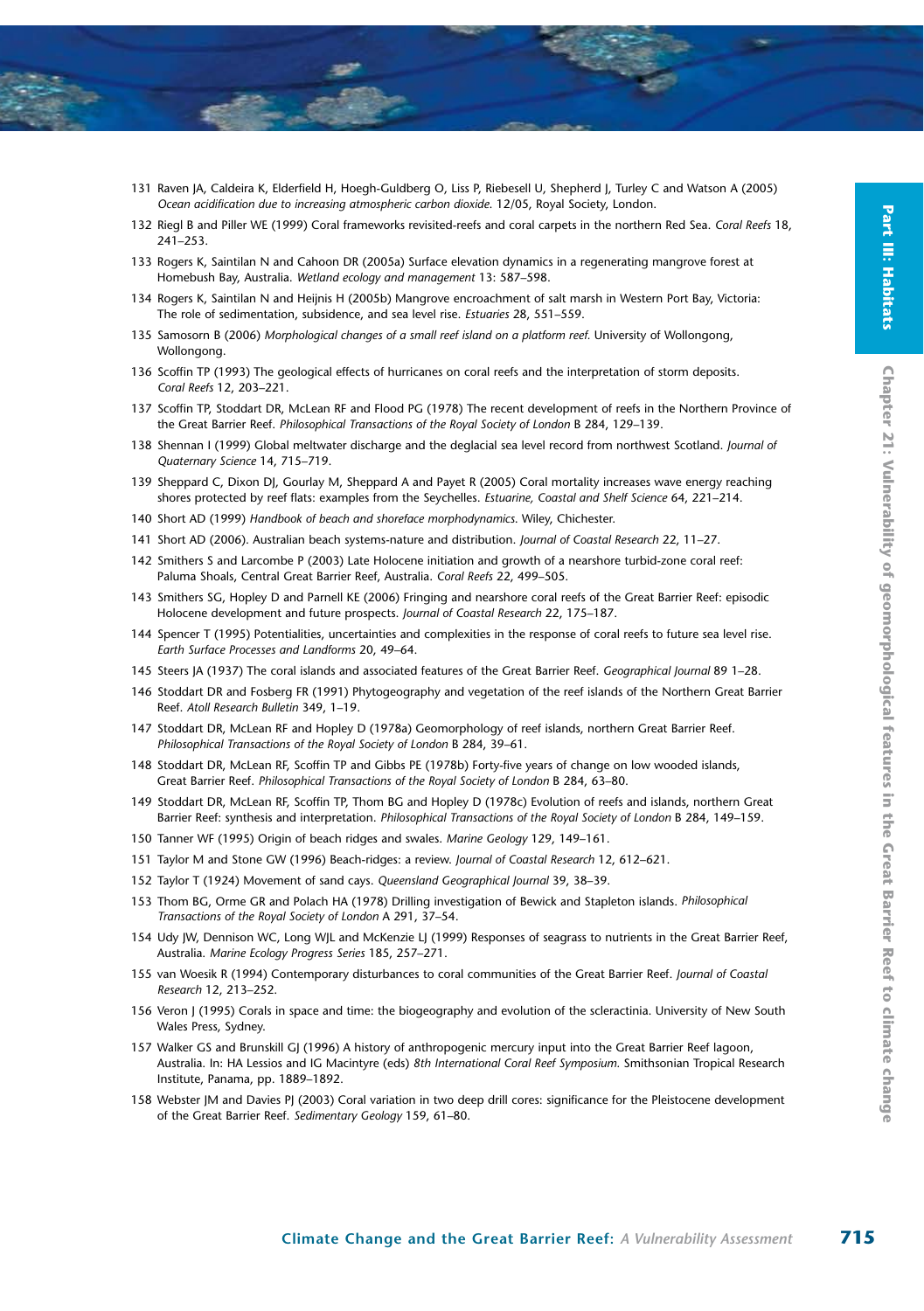131 Raven JA, Caldeira K, Elderfield H, Hoegh-Guldberg O, Liss P, Riebesell U, Shepherd J, Turley C and Watson A (2005) *Ocean acidification due to increasing atmospheric carbon dioxide.* 12/05, Royal Society, London.

132 Riegl B and Piller WE (1999) Coral frameworks revisited-reefs and coral carpets in the northern Red Sea. *Coral Reefs* 18, 241–253.

133 Rogers K, Saintilan N and Cahoon DR (2005a) Surface elevation dynamics in a regenerating mangrove forest at Homebush Bay, Australia. *Wetland ecology and management* 13: 587–598.

134 Rogers K, Saintilan N and Heijnis H (2005b) Mangrove encroachment of salt marsh in Western Port Bay, Victoria: The role of sedimentation, subsidence, and sea level rise. *Estuaries* 28, 551–559.

135 Samosorn B (2006) *Morphological changes of a small reef island on a platform reef.* University of Wollongong, Wollongong.

136 Scoffin TP (1993) The geological effects of hurricanes on coral reefs and the interpretation of storm deposits. *Coral Reefs* 12, 203–221.

137 Scoffin TP, Stoddart DR, McLean RF and Flood PG (1978) The recent development of reefs in the Northern Province of the Great Barrier Reef. *Philosophical Transactions of the Royal Society of London* B 284, 129–139.

138 Shennan I (1999) Global meltwater discharge and the deglacial sea level record from northwest Scotland. *Journal of Quaternary Science* 14, 715–719.

139 Sheppard C, Dixon DJ, Gourlay M, Sheppard A and Payet R (2005) Coral mortality increases wave energy reaching shores protected by reef flats: examples from the Seychelles. *Estuarine, Coastal and Shelf Science* 64, 221–214.

140 Short AD (1999) *Handbook of beach and shoreface morphodynamics.* Wiley, Chichester.

141 Short AD (2006). Australian beach systems-nature and distribution. *Journal of Coastal Research* 22, 11–27.

142 Smithers S and Larcombe P (2003) Late Holocene initiation and growth of a nearshore turbid-zone coral reef: Paluma Shoals, Central Great Barrier Reef, Australia. *Coral Reefs* 22, 499–505.

143 Smithers SG, Hopley D and Parnell KE (2006) Fringing and nearshore coral reefs of the Great Barrier Reef: episodic Holocene development and future prospects. *Journal of Coastal Research* 22, 175–187.

144 Spencer T (1995) Potentialities, uncertainties and complexities in the response of coral reefs to future sea level rise. *Earth Surface Processes and Landforms* 20, 49–64.

145 Steers JA (1937) The coral islands and associated features of the Great Barrier Reef. *Geographical Journal* 89 1–28.

146 Stoddart DR and Fosberg FR (1991) Phytogeography and vegetation of the reef islands of the Northern Great Barrier Reef. *Atoll Research Bulletin* 349, 1–19.

147 Stoddart DR, McLean RF and Hopley D (1978a) Geomorphology of reef islands, northern Great Barrier Reef. *Philosophical Transactions of the Royal Society of London* B 284, 39–61.

148 Stoddart DR, McLean RF, Scoffin TP and Gibbs PE (1978b) Forty-five years of change on low wooded islands, Great Barrier Reef. *Philosophical Transactions of the Royal Society of London* B 284, 63–80.

149 Stoddart DR, McLean RF, Scoffin TP, Thom BG and Hopley D (1978c) Evolution of reefs and islands, northern Great Barrier Reef: synthesis and interpretation. *Philosophical Transactions of the Royal Society of London* B 284, 149–159.

150 Tanner WF (1995) Origin of beach ridges and swales. *Marine Geology* 129, 149–161.

151 Taylor M and Stone GW (1996) Beach-ridges: a review. *Journal of Coastal Research* 12, 612–621.

152 Taylor T (1924) Movement of sand cays. *Queensland Geographical Journal* 39, 38–39.

153 Thom BG, Orme GR and Polach HA (1978) Drilling investigation of Bewick and Stapleton islands. *Philosophical Transactions of the Royal Society of London* A 291, 37–54.

154 Udy JW, Dennison WC, Long WJL and McKenzie LJ (1999) Responses of seagrass to nutrients in the Great Barrier Reef, Australia. *Marine Ecology Progress Series* 185, 257–271.

155 van Woesik R (1994) Contemporary disturbances to coral communities of the Great Barrier Reef. *Journal of Coastal Research* 12, 213–252.

156 Veron J (1995) Corals in space and time: the biogeography and evolution of the scleractinia. University of New South Wales Press, Sydney.

157 Walker GS and Brunskill GJ (1996) A history of anthropogenic mercury input into the Great Barrier Reef lagoon, Australia. In: HA Lessios and IG Macintyre (eds) *8th International Coral Reef Symposium.* Smithsonian Tropical Research Institute, Panama, pp. 1889–1892.

158 Webster JM and Davies PJ (2003) Coral variation in two deep drill cores: significance for the Pleistocene development of the Great Barrier Reef. *Sedimentary Geology* 159, 61–80.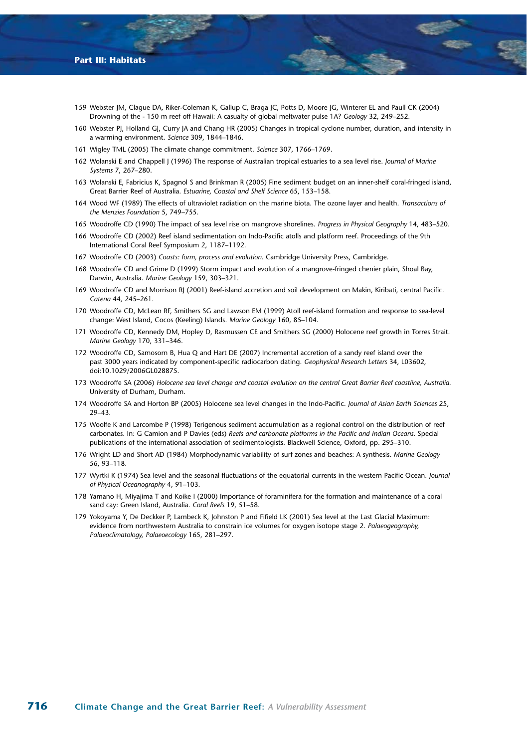159 Webster JM, Clague DA, Riker-Coleman K, Gallup C, Braga JC, Potts D, Moore JG, Winterer EL and Paull CK (2004) Drowning of the - 150 m reef off Hawaii: A casualty of global meltwater pulse 1A? *Geology* 32, 249–252.

160 Webster PJ, Holland GJ, Curry JA and Chang HR (2005) Changes in tropical cyclone number, duration, and intensity in a warming environment. *Science* 309, 1844–1846.

161 Wigley TML (2005) The climate change commitment. *Science* 307, 1766–1769.

162 Wolanski E and Chappell J (1996) The response of Australian tropical estuaries to a sea level rise. *Journal of Marine Systems* 7, 267–280.

163 Wolanski E, Fabricius K, Spagnol S and Brinkman R (2005) Fine sediment budget on an inner-shelf coral-fringed island, Great Barrier Reef of Australia. *Estuarine, Coastal and Shelf Science* 65, 153–158.

164 Wood WF (1989) The effects of ultraviolet radiation on the marine biota. The ozone layer and health. *Transactions of the Menzies Foundation* 5, 749–755.

165 Woodroffe CD (1990) The impact of sea level rise on mangrove shorelines. *Progress in Physical Geography* 14, 483–520.

166 Woodroffe CD (2002) Reef island sedimentation on Indo-Pacific atolls and platform reef. Proceedings of the 9th International Coral Reef Symposium 2, 1187–1192.

167 Woodroffe CD (2003) *Coasts: form, process and evolution*. Cambridge University Press, Cambridge.

168 Woodroffe CD and Grime D (1999) Storm impact and evolution of a mangrove-fringed chenier plain, Shoal Bay, Darwin, Australia. *Marine Geology* 159, 303–321.

169 Woodroffe CD and Morrison RJ (2001) Reef-island accretion and soil development on Makin, Kiribati, central Pacific. *Catena* 44, 245–261.

170 Woodroffe CD, McLean RF, Smithers SG and Lawson EM (1999) Atoll reef-island formation and response to sea-level change: West Island, Cocos (Keeling) Islands. *Marine Geology* 160, 85–104.

171 Woodroffe CD, Kennedy DM, Hopley D, Rasmussen CE and Smithers SG (2000) Holocene reef growth in Torres Strait. *Marine Geology* 170, 331–346.

172 Woodroffe CD, Samosorn B, Hua Q and Hart DE (2007) Incremental accretion of a sandy reef island over the past 3000 years indicated by component-specific radiocarbon dating. *Geophysical Research Letters* 34, L03602, doi:10.1029/2006GL028875.

173 Woodroffe SA (2006) *Holocene sea level change and coastal evolution on the central Great Barrier Reef coastline, Australia.* University of Durham, Durham.

174 Woodroffe SA and Horton BP (2005) Holocene sea level changes in the Indo-Pacific. *Journal of Asian Earth Sciences* 25, 29–43.

175 Woolfe K and Larcombe P (1998) Terrigenous sediment accumulation as a regional control on the distribution of reef carbonates. In: G Camion and P Davies (eds) *Reefs and carbonate platforms in the Pacific and Indian Oceans.* Special publications of the international association of sedimentologists. Blackwell Science, Oxford, pp. 295–310.

176 Wright LD and Short AD (1984) Morphodynamic variability of surf zones and beaches: A synthesis. *Marine Geology* 56, 93–118.

177 Wyrtki K (1974) Sea level and the seasonal fluctuations of the equatorial currents in the western Pacific Ocean. *Journal of Physical Oceanography* 4, 91–103.

178 Yamano H, Miyajima T and Koike I (2000) Importance of foraminifera for the formation and maintenance of a coral sand cay: Green Island, Australia. *Coral Reefs* 19, 51–58.

179 Yokoyama Y, De Deckker P, Lambeck K, Johnston P and Fifield LK (2001) Sea level at the Last Glacial Maximum: evidence from northwestern Australia to constrain ice volumes for oxygen isotope stage 2. *Palaeogeography, Palaeoclimatology, Palaeoecology* 165, 281–297.